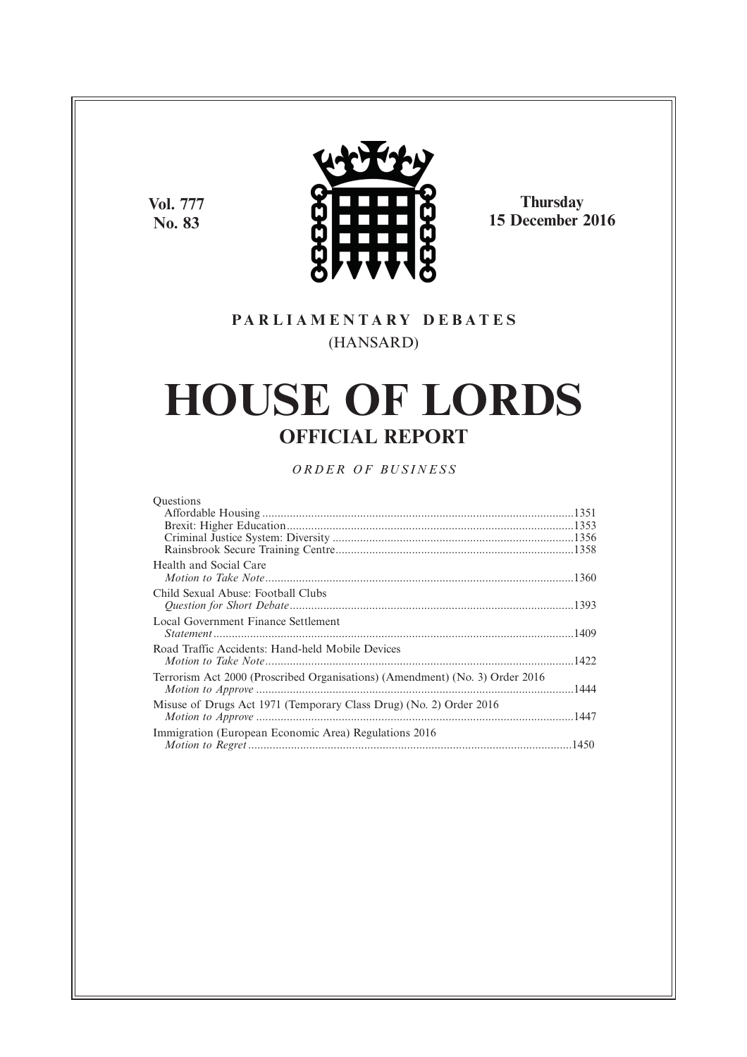**Vol. 777**
**No. 83**

**Thursday**
**15 December 2016**

PARLIAMENTARY DEBATES

(HANSARD)

# HOUSE OF LORDS

## OFFICIAL REPORT

*ORDER OF BUSINESS*

Questions
- Affordable Housing .....................................................................................................1351
- Brexit: Higher Education.............................................................................................1353
- Criminal Justice System: Diversity ..............................................................................1356
- Rainsbrook Secure Training Centre.............................................................................1358

Health and Social Care
*Motion to Take Note*.....................................................................................................1360

Child Sexual Abuse: Football Clubs
*Question for Short Debate*............................................................................................1393

Local Government Finance Settlement
*Statement*......................................................................................................................1409

Road Traffic Accidents: Hand-held Mobile Devices
*Motion to Take Note*.....................................................................................................1422

Terrorism Act 2000 (Proscribed Organisations) (Amendment) (No. 3) Order 2016
*Motion to Approve* ........................................................................................................1444

Misuse of Drugs Act 1971 (Temporary Class Drug) (No. 2) Order 2016
*Motion to Approve* ........................................................................................................1447

Immigration (European Economic Area) Regulations 2016
*Motion to Regret*..........................................................................................................1450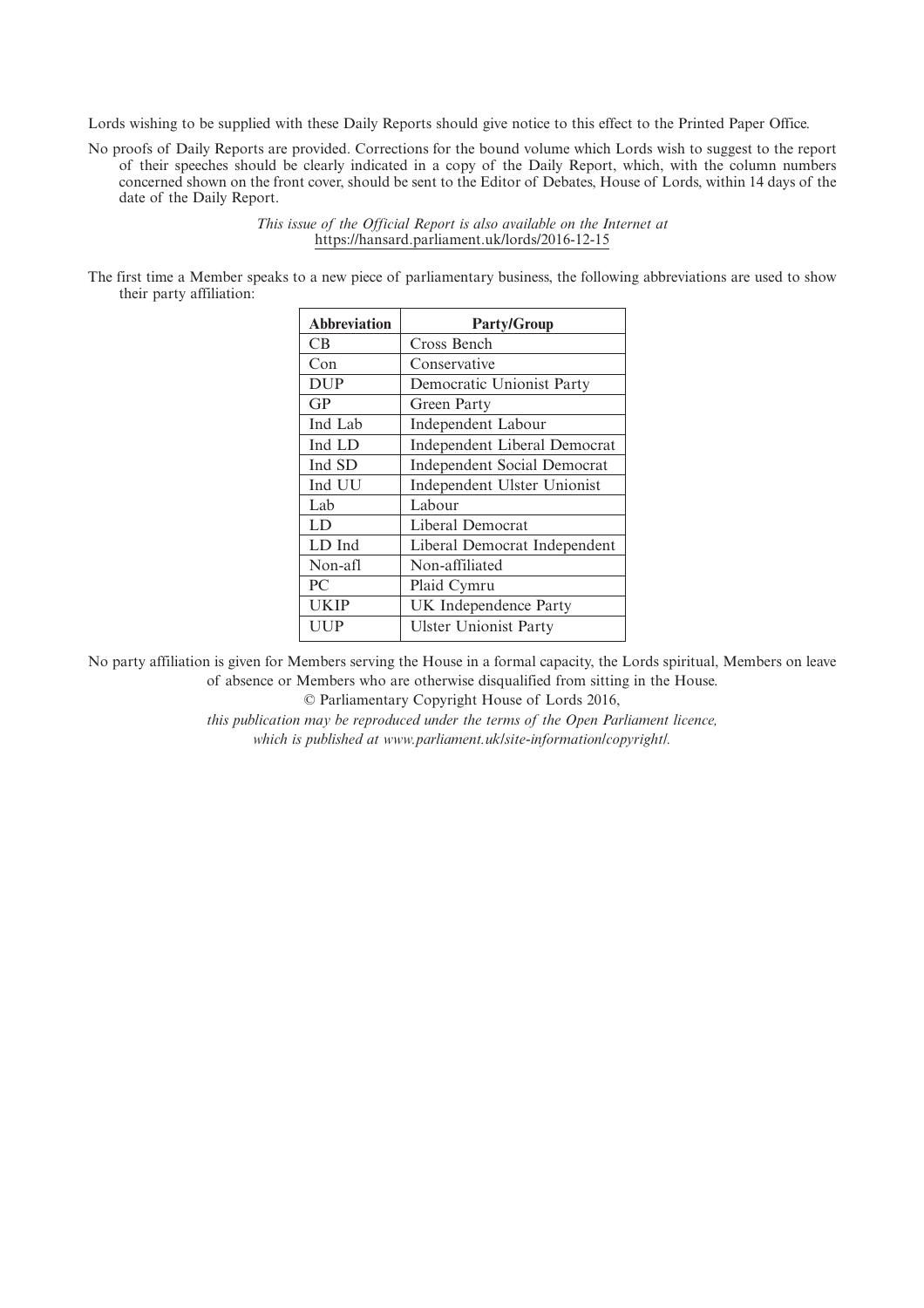Lords wishing to be supplied with these Daily Reports should give notice to this effect to the Printed Paper Office.

No proofs of Daily Reports are provided. Corrections for the bound volume which Lords wish to suggest to the report of their speeches should be clearly indicated in a copy of the Daily Report, which, with the column numbers concerned shown on the front cover, should be sent to the Editor of Debates, House of Lords, within 14 days of the date of the Daily Report.

*This issue of the Official Report is also available on the Internet at* https://hansard.parliament.uk/lords/2016-12-15

The first time a Member speaks to a new piece of parliamentary business, the following abbreviations are used to show their party affiliation:

| Abbreviation | Party/Group |
|---|---|
| CB | Cross Bench |
| Con | Conservative |
| DUP | Democratic Unionist Party |
| GP | Green Party |
| Ind Lab | Independent Labour |
| Ind LD | Independent Liberal Democrat |
| Ind SD | Independent Social Democrat |
| Ind UU | Independent Ulster Unionist |
| Lab | Labour |
| LD | Liberal Democrat |
| LD Ind | Liberal Democrat Independent |
| Non-afl | Non-affiliated |
| PC | Plaid Cymru |
| UKIP | UK Independence Party |
| UUP | Ulster Unionist Party |

No party affiliation is given for Members serving the House in a formal capacity, the Lords spiritual, Members on leave of absence or Members who are otherwise disqualified from sitting in the House.

© Parliamentary Copyright House of Lords 2016,

*this publication may be reproduced under the terms of the Open Parliament licence, which is published at www.parliament.uk/site-information/copyright/.*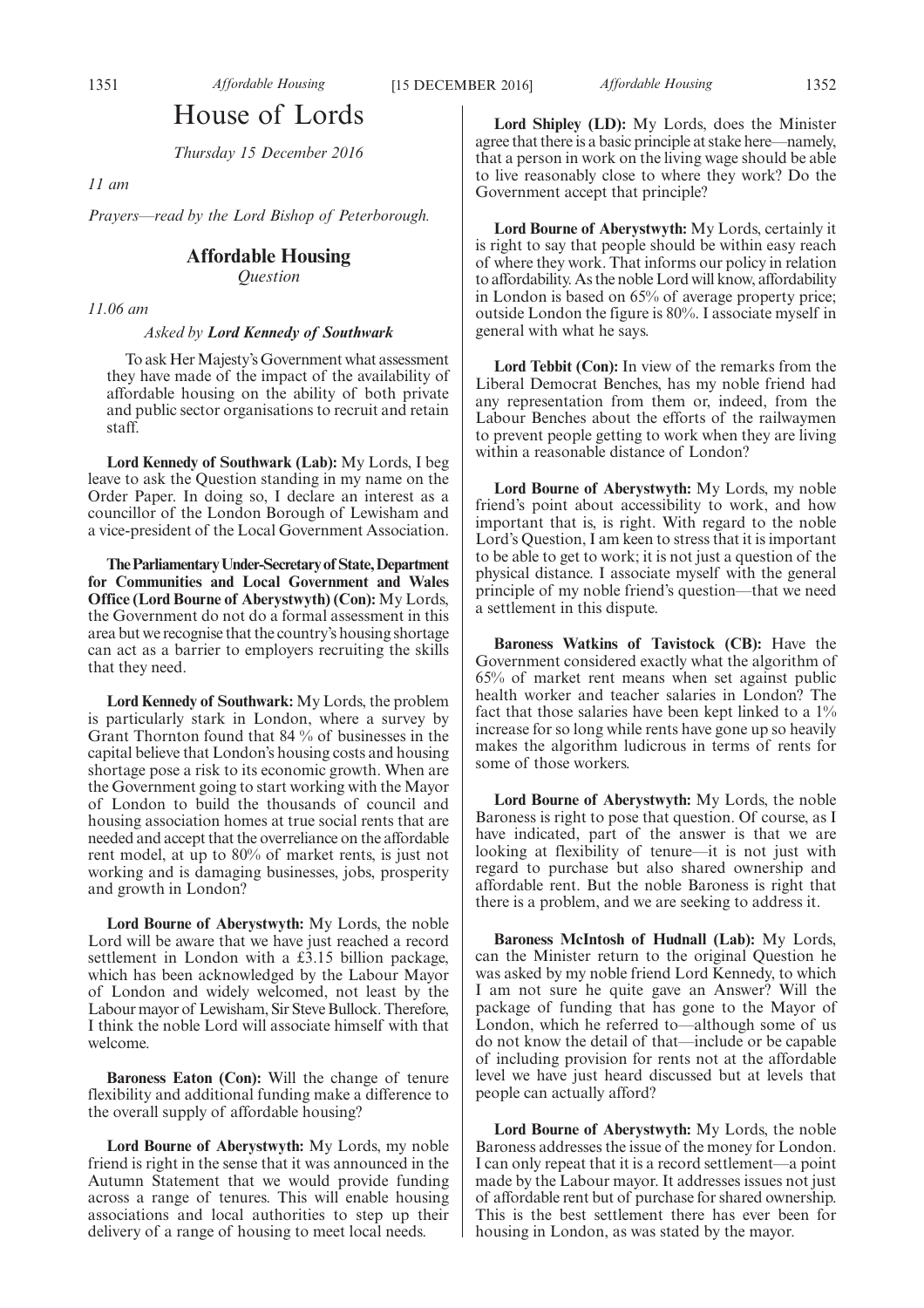# House of Lords

*Thursday 15 December 2016*

*11 am*

*Prayers—read by the Lord Bishop of Peterborough.*

## Affordable Housing

*Question*

*11.06 am*

*Asked by* ***Lord Kennedy of Southwark***

To ask Her Majesty's Government what assessment they have made of the impact of the availability of affordable housing on the ability of both private and public sector organisations to recruit and retain staff.

**Lord Kennedy of Southwark (Lab):** My Lords, I beg leave to ask the Question standing in my name on the Order Paper. In doing so, I declare an interest as a councillor of the London Borough of Lewisham and a vice-president of the Local Government Association.

**The Parliamentary Under-Secretary of State, Department for Communities and Local Government and Wales Office (Lord Bourne of Aberystwyth) (Con):** My Lords, the Government do not do a formal assessment in this area but we recognise that the country's housing shortage can act as a barrier to employers recruiting the skills that they need.

**Lord Kennedy of Southwark:** My Lords, the problem is particularly stark in London, where a survey by Grant Thornton found that 84 % of businesses in the capital believe that London's housing costs and housing shortage pose a risk to its economic growth. When are the Government going to start working with the Mayor of London to build the thousands of council and housing association homes at true social rents that are needed and accept that the overreliance on the affordable rent model, at up to 80% of market rents, is just not working and is damaging businesses, jobs, prosperity and growth in London?

**Lord Bourne of Aberystwyth:** My Lords, the noble Lord will be aware that we have just reached a record settlement in London with a £3.15 billion package, which has been acknowledged by the Labour Mayor of London and widely welcomed, not least by the Labour mayor of Lewisham, Sir Steve Bullock. Therefore, I think the noble Lord will associate himself with that welcome.

**Baroness Eaton (Con):** Will the change of tenure flexibility and additional funding make a difference to the overall supply of affordable housing?

**Lord Bourne of Aberystwyth:** My Lords, my noble friend is right in the sense that it was announced in the Autumn Statement that we would provide funding across a range of tenures. This will enable housing associations and local authorities to step up their delivery of a range of housing to meet local needs.

**Lord Shipley (LD):** My Lords, does the Minister agree that there is a basic principle at stake here—namely, that a person in work on the living wage should be able to live reasonably close to where they work? Do the Government accept that principle?

**Lord Bourne of Aberystwyth:** My Lords, certainly it is right to say that people should be within easy reach of where they work. That informs our policy in relation to affordability. As the noble Lord will know, affordability in London is based on 65% of average property price; outside London the figure is 80%. I associate myself in general with what he says.

**Lord Tebbit (Con):** In view of the remarks from the Liberal Democrat Benches, has my noble friend had any representation from them or, indeed, from the Labour Benches about the efforts of the railwaymen to prevent people getting to work when they are living within a reasonable distance of London?

**Lord Bourne of Aberystwyth:** My Lords, my noble friend's point about accessibility to work, and how important that is, is right. With regard to the noble Lord's Question, I am keen to stress that it is important to be able to get to work; it is not just a question of the physical distance. I associate myself with the general principle of my noble friend's question—that we need a settlement in this dispute.

**Baroness Watkins of Tavistock (CB):** Have the Government considered exactly what the algorithm of 65% of market rent means when set against public health worker and teacher salaries in London? The fact that those salaries have been kept linked to a 1% increase for so long while rents have gone up so heavily makes the algorithm ludicrous in terms of rents for some of those workers.

**Lord Bourne of Aberystwyth:** My Lords, the noble Baroness is right to pose that question. Of course, as I have indicated, part of the answer is that we are looking at flexibility of tenure—it is not just with regard to purchase but also shared ownership and affordable rent. But the noble Baroness is right that there is a problem, and we are seeking to address it.

**Baroness McIntosh of Hudnall (Lab):** My Lords, can the Minister return to the original Question he was asked by my noble friend Lord Kennedy, to which I am not sure he quite gave an Answer? Will the package of funding that has gone to the Mayor of London, which he referred to—although some of us do not know the detail of that—include or be capable of including provision for rents not at the affordable level we have just heard discussed but at levels that people can actually afford?

**Lord Bourne of Aberystwyth:** My Lords, the noble Baroness addresses the issue of the money for London. I can only repeat that it is a record settlement—a point made by the Labour mayor. It addresses issues not just of affordable rent but of purchase for shared ownership. This is the best settlement there has ever been for housing in London, as was stated by the mayor.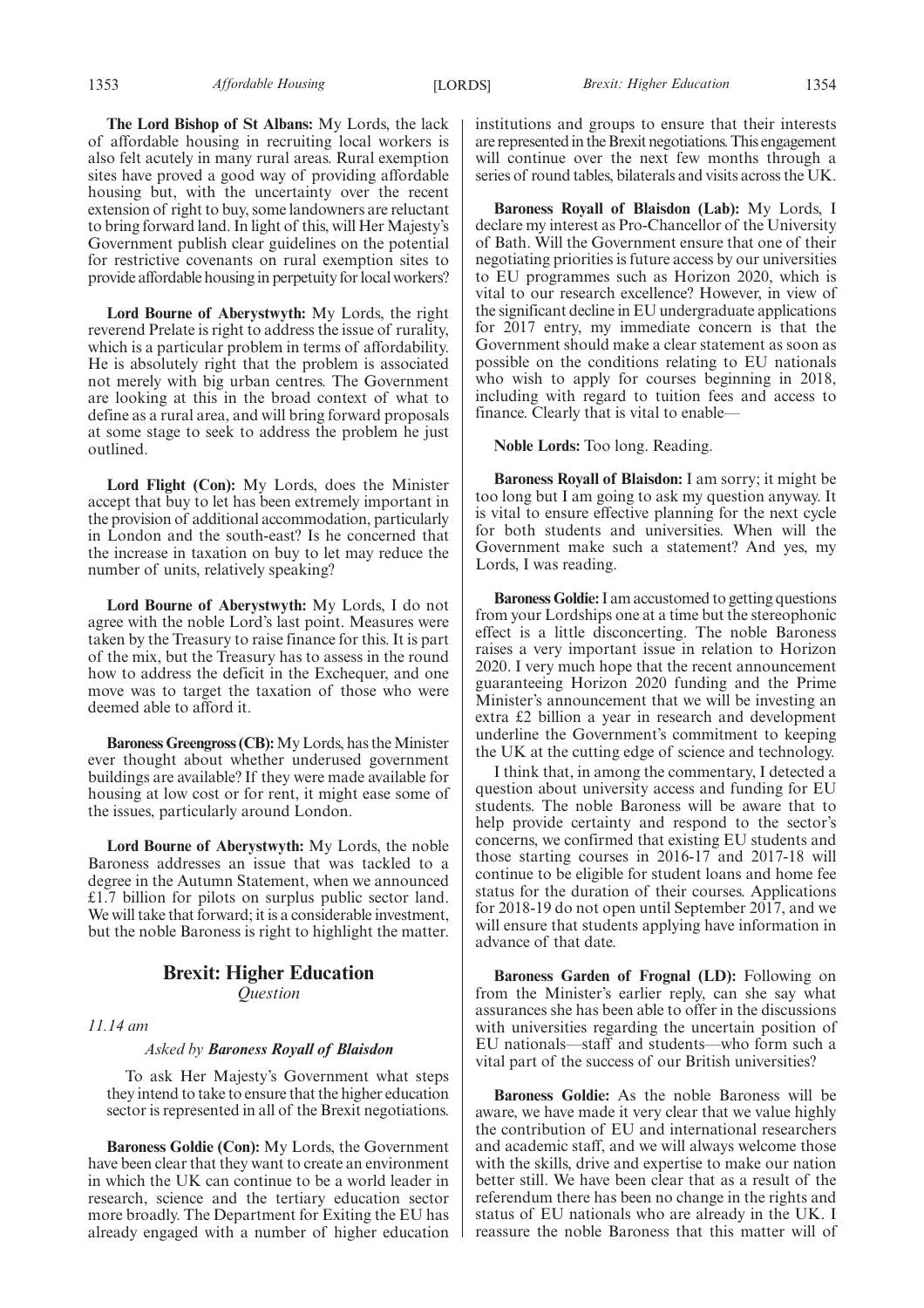**The Lord Bishop of St Albans:** My Lords, the lack of affordable housing in recruiting local workers is also felt acutely in many rural areas. Rural exemption sites have proved a good way of providing affordable housing but, with the uncertainty over the recent extension of right to buy, some landowners are reluctant to bring forward land. In light of this, will Her Majesty's Government publish clear guidelines on the potential for restrictive covenants on rural exemption sites to provide affordable housing in perpetuity for local workers?

**Lord Bourne of Aberystwyth:** My Lords, the right reverend Prelate is right to address the issue of rurality, which is a particular problem in terms of affordability. He is absolutely right that the problem is associated not merely with big urban centres. The Government are looking at this in the broad context of what to define as a rural area, and will bring forward proposals at some stage to seek to address the problem he just outlined.

**Lord Flight (Con):** My Lords, does the Minister accept that buy to let has been extremely important in the provision of additional accommodation, particularly in London and the south-east? Is he concerned that the increase in taxation on buy to let may reduce the number of units, relatively speaking?

**Lord Bourne of Aberystwyth:** My Lords, I do not agree with the noble Lord's last point. Measures were taken by the Treasury to raise finance for this. It is part of the mix, but the Treasury has to assess in the round how to address the deficit in the Exchequer, and one move was to target the taxation of those who were deemed able to afford it.

**Baroness Greengross (CB):** My Lords, has the Minister ever thought about whether underused government buildings are available? If they were made available for housing at low cost or for rent, it might ease some of the issues, particularly around London.

**Lord Bourne of Aberystwyth:** My Lords, the noble Baroness addresses an issue that was tackled to a degree in the Autumn Statement, when we announced £1.7 billion for pilots on surplus public sector land. We will take that forward; it is a considerable investment, but the noble Baroness is right to highlight the matter.

## Brexit: Higher Education

*Question*

*11.14 am*

*Asked by* ***Baroness Royall of Blaisdon***

To ask Her Majesty's Government what steps they intend to take to ensure that the higher education sector is represented in all of the Brexit negotiations.

**Baroness Goldie (Con):** My Lords, the Government have been clear that they want to create an environment in which the UK can continue to be a world leader in research, science and the tertiary education sector more broadly. The Department for Exiting the EU has already engaged with a number of higher education institutions and groups to ensure that their interests are represented in the Brexit negotiations. This engagement will continue over the next few months through a series of round tables, bilaterals and visits across the UK.

**Baroness Royall of Blaisdon (Lab):** My Lords, I declare my interest as Pro-Chancellor of the University of Bath. Will the Government ensure that one of their negotiating priorities is future access by our universities to EU programmes such as Horizon 2020, which is vital to our research excellence? However, in view of the significant decline in EU undergraduate applications for 2017 entry, my immediate concern is that the Government should make a clear statement as soon as possible on the conditions relating to EU nationals who wish to apply for courses beginning in 2018, including with regard to tuition fees and access to finance. Clearly that is vital to enable—

**Noble Lords:** Too long. Reading.

**Baroness Royall of Blaisdon:** I am sorry; it might be too long but I am going to ask my question anyway. It is vital to ensure effective planning for the next cycle for both students and universities. When will the Government make such a statement? And yes, my Lords, I was reading.

**Baroness Goldie:** I am accustomed to getting questions from your Lordships one at a time but the stereophonic effect is a little disconcerting. The noble Baroness raises a very important issue in relation to Horizon 2020. I very much hope that the recent announcement guaranteeing Horizon 2020 funding and the Prime Minister's announcement that we will be investing an extra £2 billion a year in research and development underline the Government's commitment to keeping the UK at the cutting edge of science and technology.

I think that, in among the commentary, I detected a question about university access and funding for EU students. The noble Baroness will be aware that to help provide certainty and respond to the sector's concerns, we confirmed that existing EU students and those starting courses in 2016-17 and 2017-18 will continue to be eligible for student loans and home fee status for the duration of their courses. Applications for 2018-19 do not open until September 2017, and we will ensure that students applying have information in advance of that date.

**Baroness Garden of Frognal (LD):** Following on from the Minister's earlier reply, can she say what assurances she has been able to offer in the discussions with universities regarding the uncertain position of EU nationals—staff and students—who form such a vital part of the success of our British universities?

**Baroness Goldie:** As the noble Baroness will be aware, we have made it very clear that we value highly the contribution of EU and international researchers and academic staff, and we will always welcome those with the skills, drive and expertise to make our nation better still. We have been clear that as a result of the referendum there has been no change in the rights and status of EU nationals who are already in the UK. I reassure the noble Baroness that this matter will of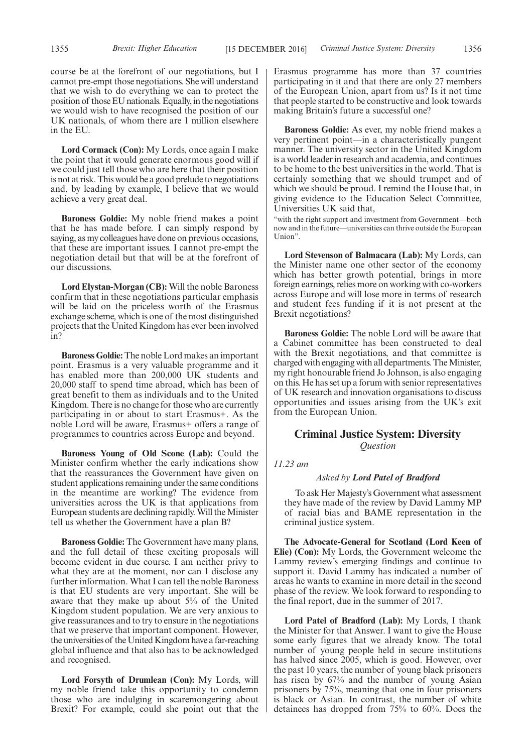course be at the forefront of our negotiations, but I cannot pre-empt those negotiations. She will understand that we wish to do everything we can to protect the position of those EU nationals. Equally, in the negotiations we would wish to have recognised the position of our UK nationals, of whom there are 1 million elsewhere in the EU.

**Lord Cormack (Con):** My Lords, once again I make the point that it would generate enormous good will if we could just tell those who are here that their position is not at risk. This would be a good prelude to negotiations and, by leading by example, I believe that we would achieve a very great deal.

**Baroness Goldie:** My noble friend makes a point that he has made before. I can simply respond by saying, as my colleagues have done on previous occasions, that these are important issues. I cannot pre-empt the negotiation detail but that will be at the forefront of our discussions.

**Lord Elystan-Morgan (CB):** Will the noble Baroness confirm that in these negotiations particular emphasis will be laid on the priceless worth of the Erasmus exchange scheme, which is one of the most distinguished projects that the United Kingdom has ever been involved in?

**Baroness Goldie:** The noble Lord makes an important point. Erasmus is a very valuable programme and it has enabled more than 200,000 UK students and 20,000 staff to spend time abroad, which has been of great benefit to them as individuals and to the United Kingdom. There is no change for those who are currently participating in or about to start Erasmus+. As the noble Lord will be aware, Erasmus+ offers a range of programmes to countries across Europe and beyond.

**Baroness Young of Old Scone (Lab):** Could the Minister confirm whether the early indications show that the reassurances the Government have given on student applications remaining under the same conditions in the meantime are working? The evidence from universities across the UK is that applications from European students are declining rapidly. Will the Minister tell us whether the Government have a plan B?

**Baroness Goldie:** The Government have many plans, and the full detail of these exciting proposals will become evident in due course. I am neither privy to what they are at the moment, nor can I disclose any further information. What I can tell the noble Baroness is that EU students are very important. She will be aware that they make up about 5% of the United Kingdom student population. We are very anxious to give reassurances and to try to ensure in the negotiations that we preserve that important component. However, the universities of the United Kingdom have a far-reaching global influence and that also has to be acknowledged and recognised.

**Lord Forsyth of Drumlean (Con):** My Lords, will my noble friend take this opportunity to condemn those who are indulging in scaremongering about Brexit? For example, could she point out that the Erasmus programme has more than 37 countries participating in it and that there are only 27 members of the European Union, apart from us? Is it not time that people started to be constructive and look towards making Britain's future a successful one?

**Baroness Goldie:** As ever, my noble friend makes a very pertinent point—in a characteristically pungent manner. The university sector in the United Kingdom is a world leader in research and academia, and continues to be home to the best universities in the world. That is certainly something that we should trumpet and of which we should be proud. I remind the House that, in giving evidence to the Education Select Committee, Universities UK said that,

"with the right support and investment from Government—both now and in the future—universities can thrive outside the European Union".

**Lord Stevenson of Balmacara (Lab):** My Lords, can the Minister name one other sector of the economy which has better growth potential, brings in more foreign earnings, relies more on working with co-workers across Europe and will lose more in terms of research and student fees funding if it is not present at the Brexit negotiations?

**Baroness Goldie:** The noble Lord will be aware that a Cabinet committee has been constructed to deal with the Brexit negotiations, and that committee is charged with engaging with all departments. The Minister, my right honourable friend Jo Johnson, is also engaging on this. He has set up a forum with senior representatives of UK research and innovation organisations to discuss opportunities and issues arising from the UK's exit from the European Union.

## Criminal Justice System: Diversity

*Question*

*11.23 am*

*Asked by **Lord Patel of Bradford***

To ask Her Majesty's Government what assessment they have made of the review by David Lammy MP of racial bias and BAME representation in the criminal justice system.

**The Advocate-General for Scotland (Lord Keen of Elie) (Con):** My Lords, the Government welcome the Lammy review's emerging findings and continue to support it. David Lammy has indicated a number of areas he wants to examine in more detail in the second phase of the review. We look forward to responding to the final report, due in the summer of 2017.

**Lord Patel of Bradford (Lab):** My Lords, I thank the Minister for that Answer. I want to give the House some early figures that we already know. The total number of young people held in secure institutions has halved since 2005, which is good. However, over the past 10 years, the number of young black prisoners has risen by 67% and the number of young Asian prisoners by 75%, meaning that one in four prisoners is black or Asian. In contrast, the number of white detainees has dropped from 75% to 60%. Does the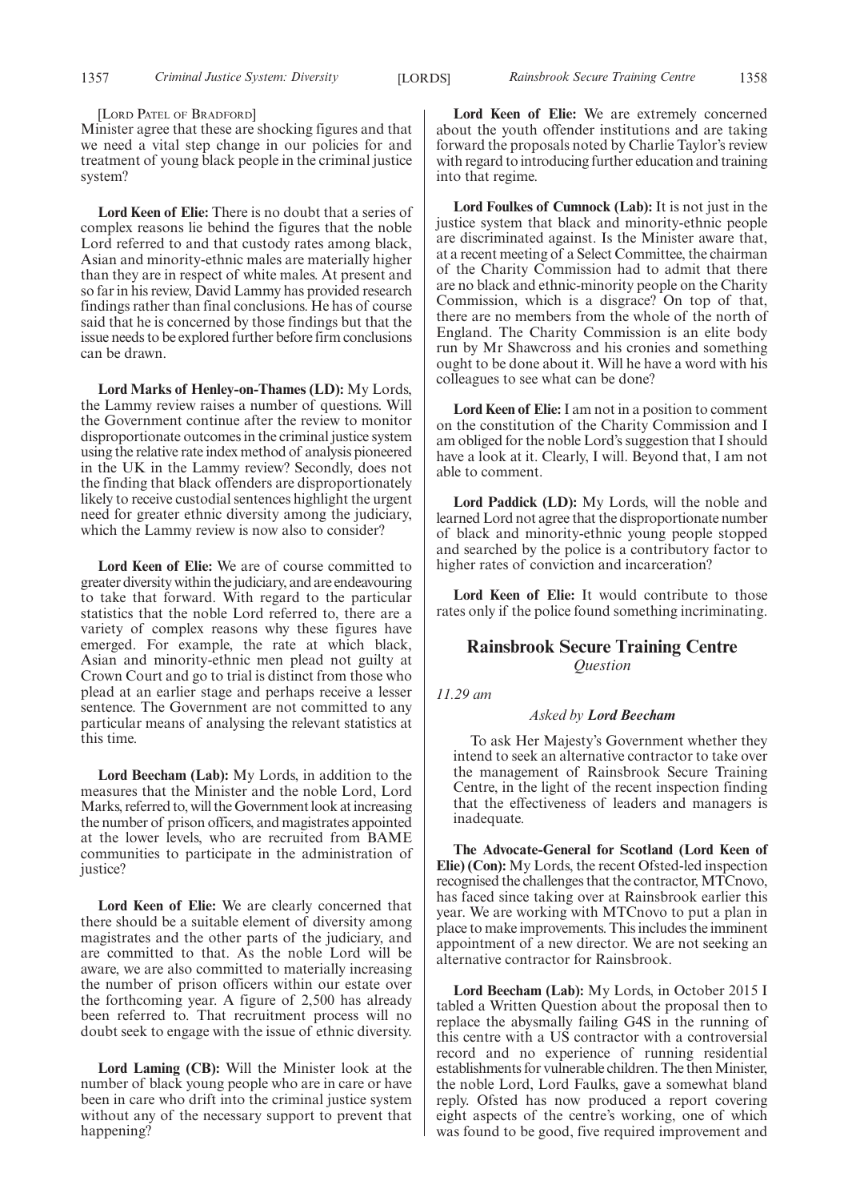[LORD PATEL OF BRADFORD]

Minister agree that these are shocking figures and that we need a vital step change in our policies for and treatment of young black people in the criminal justice system?

**Lord Keen of Elie:** There is no doubt that a series of complex reasons lie behind the figures that the noble Lord referred to and that custody rates among black, Asian and minority-ethnic males are materially higher than they are in respect of white males. At present and so far in his review, David Lammy has provided research findings rather than final conclusions. He has of course said that he is concerned by those findings but that the issue needs to be explored further before firm conclusions can be drawn.

**Lord Marks of Henley-on-Thames (LD):** My Lords, the Lammy review raises a number of questions. Will the Government continue after the review to monitor disproportionate outcomes in the criminal justice system using the relative rate index method of analysis pioneered in the UK in the Lammy review? Secondly, does not the finding that black offenders are disproportionately likely to receive custodial sentences highlight the urgent need for greater ethnic diversity among the judiciary, which the Lammy review is now also to consider?

**Lord Keen of Elie:** We are of course committed to greater diversity within the judiciary, and are endeavouring to take that forward. With regard to the particular statistics that the noble Lord referred to, there are a variety of complex reasons why these figures have emerged. For example, the rate at which black, Asian and minority-ethnic men plead not guilty at Crown Court and go to trial is distinct from those who plead at an earlier stage and perhaps receive a lesser sentence. The Government are not committed to any particular means of analysing the relevant statistics at this time.

**Lord Beecham (Lab):** My Lords, in addition to the measures that the Minister and the noble Lord, Lord Marks, referred to, will the Government look at increasing the number of prison officers, and magistrates appointed at the lower levels, who are recruited from BAME communities to participate in the administration of justice?

**Lord Keen of Elie:** We are clearly concerned that there should be a suitable element of diversity among magistrates and the other parts of the judiciary, and are committed to that. As the noble Lord will be aware, we are also committed to materially increasing the number of prison officers within our estate over the forthcoming year. A figure of 2,500 has already been referred to. That recruitment process will no doubt seek to engage with the issue of ethnic diversity.

**Lord Laming (CB):** Will the Minister look at the number of black young people who are in care or have been in care who drift into the criminal justice system without any of the necessary support to prevent that happening?

**Lord Keen of Elie:** We are extremely concerned about the youth offender institutions and are taking forward the proposals noted by Charlie Taylor's review with regard to introducing further education and training into that regime.

**Lord Foulkes of Cumnock (Lab):** It is not just in the justice system that black and minority-ethnic people are discriminated against. Is the Minister aware that, at a recent meeting of a Select Committee, the chairman of the Charity Commission had to admit that there are no black and ethnic-minority people on the Charity Commission, which is a disgrace? On top of that, there are no members from the whole of the north of England. The Charity Commission is an elite body run by Mr Shawcross and his cronies and something ought to be done about it. Will he have a word with his colleagues to see what can be done?

**Lord Keen of Elie:** I am not in a position to comment on the constitution of the Charity Commission and I am obliged for the noble Lord's suggestion that I should have a look at it. Clearly, I will. Beyond that, I am not able to comment.

**Lord Paddick (LD):** My Lords, will the noble and learned Lord not agree that the disproportionate number of black and minority-ethnic young people stopped and searched by the police is a contributory factor to higher rates of conviction and incarceration?

**Lord Keen of Elie:** It would contribute to those rates only if the police found something incriminating.

## Rainsbrook Secure Training Centre

*Question*

*11.29 am*

*Asked by* ***Lord Beecham***

To ask Her Majesty's Government whether they intend to seek an alternative contractor to take over the management of Rainsbrook Secure Training Centre, in the light of the recent inspection finding that the effectiveness of leaders and managers is inadequate.

**The Advocate-General for Scotland (Lord Keen of Elie) (Con):** My Lords, the recent Ofsted-led inspection recognised the challenges that the contractor, MTCnovo, has faced since taking over at Rainsbrook earlier this year. We are working with MTCnovo to put a plan in place to make improvements. This includes the imminent appointment of a new director. We are not seeking an alternative contractor for Rainsbrook.

**Lord Beecham (Lab):** My Lords, in October 2015 I tabled a Written Question about the proposal then to replace the abysmally failing G4S in the running of this centre with a US contractor with a controversial record and no experience of running residential establishments for vulnerable children. The then Minister, the noble Lord, Lord Faulks, gave a somewhat bland reply. Ofsted has now produced a report covering eight aspects of the centre's working, one of which was found to be good, five required improvement and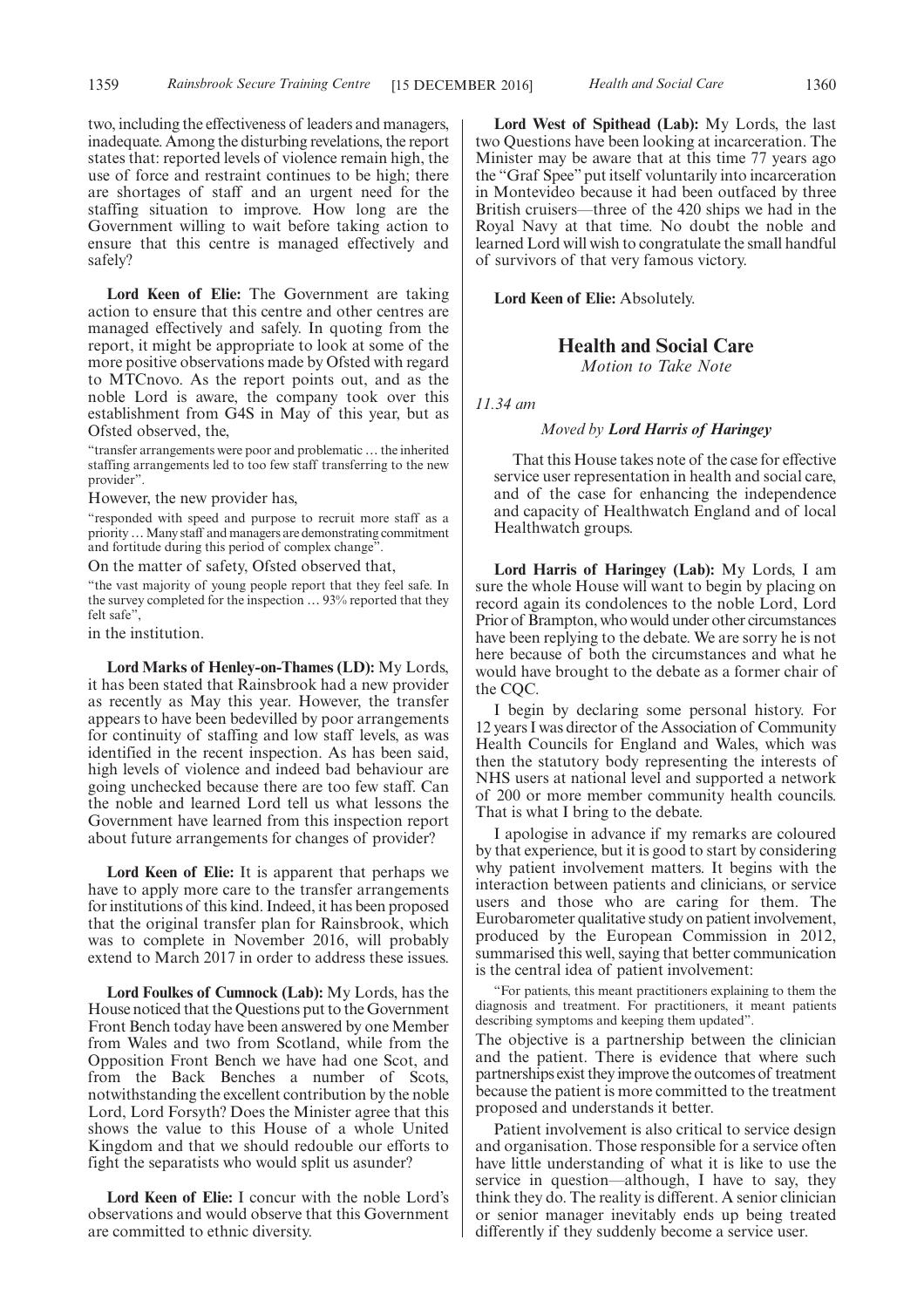two, including the effectiveness of leaders and managers, inadequate. Among the disturbing revelations, the report states that: reported levels of violence remain high, the use of force and restraint continues to be high; there are shortages of staff and an urgent need for the staffing situation to improve. How long are the Government willing to wait before taking action to ensure that this centre is managed effectively and safely?

**Lord Keen of Elie:** The Government are taking action to ensure that this centre and other centres are managed effectively and safely. In quoting from the report, it might be appropriate to look at some of the more positive observations made by Ofsted with regard to MTCnovo. As the report points out, and as the noble Lord is aware, the company took over this establishment from G4S in May of this year, but as Ofsted observed, the,

"transfer arrangements were poor and problematic … the inherited staffing arrangements led to too few staff transferring to the new provider".

However, the new provider has,

"responded with speed and purpose to recruit more staff as a priority … Many staff and managers are demonstrating commitment and fortitude during this period of complex change".

On the matter of safety, Ofsted observed that,

"the vast majority of young people report that they feel safe. In the survey completed for the inspection … 93% reported that they felt safe",

in the institution.

**Lord Marks of Henley-on-Thames (LD):** My Lords, it has been stated that Rainsbrook had a new provider as recently as May this year. However, the transfer appears to have been bedevilled by poor arrangements for continuity of staffing and low staff levels, as was identified in the recent inspection. As has been said, high levels of violence and indeed bad behaviour are going unchecked because there are too few staff. Can the noble and learned Lord tell us what lessons the Government have learned from this inspection report about future arrangements for changes of provider?

**Lord Keen of Elie:** It is apparent that perhaps we have to apply more care to the transfer arrangements for institutions of this kind. Indeed, it has been proposed that the original transfer plan for Rainsbrook, which was to complete in November 2016, will probably extend to March 2017 in order to address these issues.

**Lord Foulkes of Cumnock (Lab):** My Lords, has the House noticed that the Questions put to the Government Front Bench today have been answered by one Member from Wales and two from Scotland, while from the Opposition Front Bench we have had one Scot, and from the Back Benches a number of Scots, notwithstanding the excellent contribution by the noble Lord, Lord Forsyth? Does the Minister agree that this shows the value to this House of a whole United Kingdom and that we should redouble our efforts to fight the separatists who would split us asunder?

**Lord Keen of Elie:** I concur with the noble Lord's observations and would observe that this Government are committed to ethnic diversity.

**Lord West of Spithead (Lab):** My Lords, the last two Questions have been looking at incarceration. The Minister may be aware that at this time 77 years ago the "Graf Spee" put itself voluntarily into incarceration in Montevideo because it had been outfaced by three British cruisers—three of the 420 ships we had in the Royal Navy at that time. No doubt the noble and learned Lord will wish to congratulate the small handful of survivors of that very famous victory.

**Lord Keen of Elie:** Absolutely.

## Health and Social Care

*Motion to Take Note*

*11.34 am*

*Moved by* ***Lord Harris of Haringey***

That this House takes note of the case for effective service user representation in health and social care, and of the case for enhancing the independence and capacity of Healthwatch England and of local Healthwatch groups.

**Lord Harris of Haringey (Lab):** My Lords, I am sure the whole House will want to begin by placing on record again its condolences to the noble Lord, Lord Prior of Brampton, who would under other circumstances have been replying to the debate. We are sorry he is not here because of both the circumstances and what he would have brought to the debate as a former chair of the CQC.

I begin by declaring some personal history. For 12 years I was director of the Association of Community Health Councils for England and Wales, which was then the statutory body representing the interests of NHS users at national level and supported a network of 200 or more member community health councils. That is what I bring to the debate.

I apologise in advance if my remarks are coloured by that experience, but it is good to start by considering why patient involvement matters. It begins with the interaction between patients and clinicians, or service users and those who are caring for them. The Eurobarometer qualitative study on patient involvement, produced by the European Commission in 2012, summarised this well, saying that better communication is the central idea of patient involvement:

"For patients, this meant practitioners explaining to them the diagnosis and treatment. For practitioners, it meant patients describing symptoms and keeping them updated".

The objective is a partnership between the clinician and the patient. There is evidence that where such partnerships exist they improve the outcomes of treatment because the patient is more committed to the treatment proposed and understands it better.

Patient involvement is also critical to service design and organisation. Those responsible for a service often have little understanding of what it is like to use the service in question—although, I have to say, they think they do. The reality is different. A senior clinician or senior manager inevitably ends up being treated differently if they suddenly become a service user.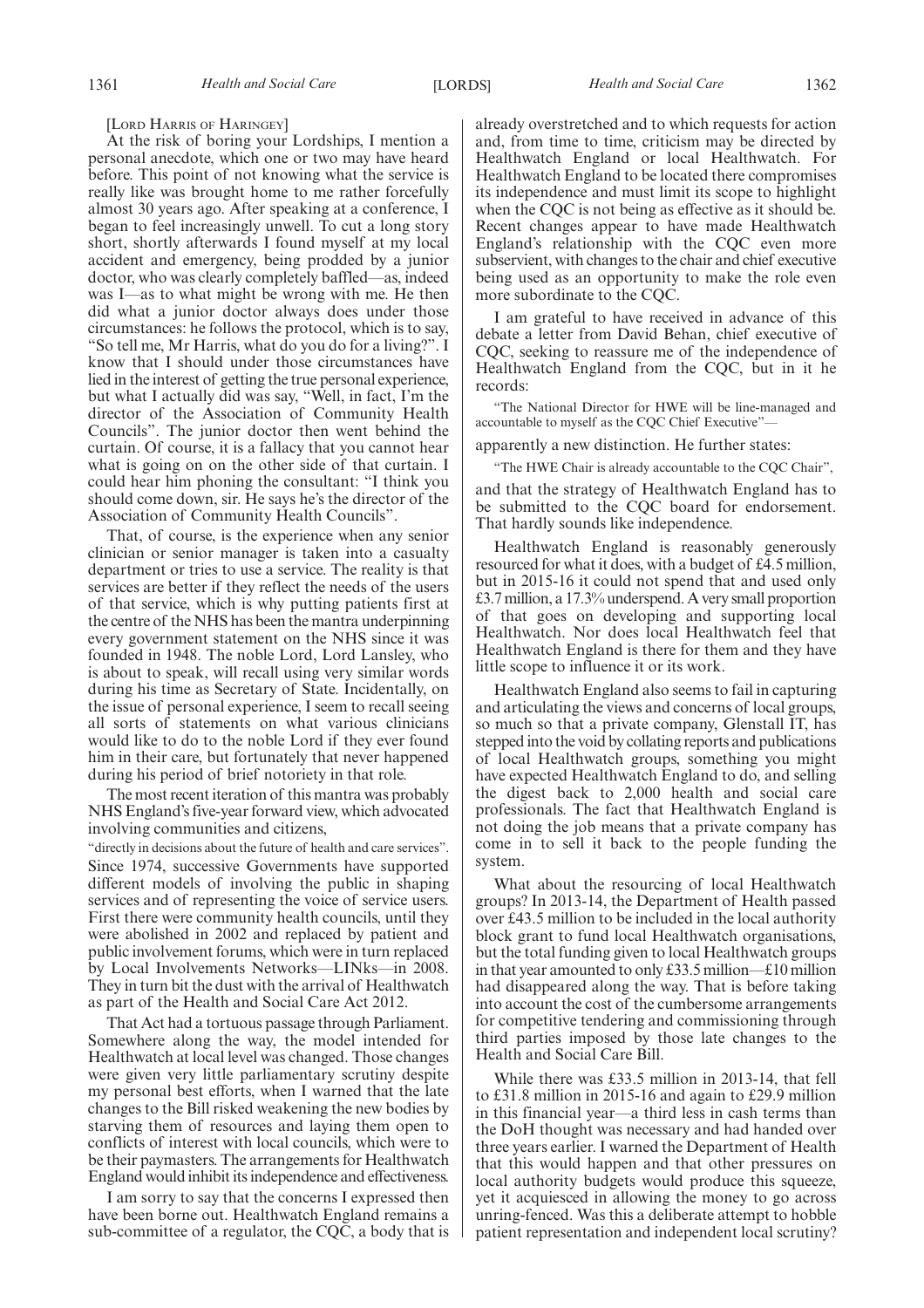[LORD HARRIS OF HARINGEY]

At the risk of boring your Lordships, I mention a personal anecdote, which one or two may have heard before. This point of not knowing what the service is really like was brought home to me rather forcefully almost 30 years ago. After speaking at a conference, I began to feel increasingly unwell. To cut a long story short, shortly afterwards I found myself at my local accident and emergency, being prodded by a junior doctor, who was clearly completely baffled—as, indeed was I—as to what might be wrong with me. He then did what a junior doctor always does under those circumstances: he follows the protocol, which is to say, "So tell me, Mr Harris, what do you do for a living?". I know that I should under those circumstances have lied in the interest of getting the true personal experience, but what I actually did was say, "Well, in fact, I'm the director of the Association of Community Health Councils". The junior doctor then went behind the curtain. Of course, it is a fallacy that you cannot hear what is going on on the other side of that curtain. I could hear him phoning the consultant: "I think you should come down, sir. He says he's the director of the Association of Community Health Councils".

That, of course, is the experience when any senior clinician or senior manager is taken into a casualty department or tries to use a service. The reality is that services are better if they reflect the needs of the users of that service, which is why putting patients first at the centre of the NHS has been the mantra underpinning every government statement on the NHS since it was founded in 1948. The noble Lord, Lord Lansley, who is about to speak, will recall using very similar words during his time as Secretary of State. Incidentally, on the issue of personal experience, I seem to recall seeing all sorts of statements on what various clinicians would like to do to the noble Lord if they ever found him in their care, but fortunately that never happened during his period of brief notoriety in that role.

The most recent iteration of this mantra was probably NHS England's five-year forward view, which advocated involving communities and citizens,

"directly in decisions about the future of health and care services".

Since 1974, successive Governments have supported different models of involving the public in shaping services and of representing the voice of service users. First there were community health councils, until they were abolished in 2002 and replaced by patient and public involvement forums, which were in turn replaced by Local Involvements Networks—LINks—in 2008. They in turn bit the dust with the arrival of Healthwatch as part of the Health and Social Care Act 2012.

That Act had a tortuous passage through Parliament. Somewhere along the way, the model intended for Healthwatch at local level was changed. Those changes were given very little parliamentary scrutiny despite my personal best efforts, when I warned that the late changes to the Bill risked weakening the new bodies by starving them of resources and laying them open to conflicts of interest with local councils, which were to be their paymasters. The arrangements for Healthwatch England would inhibit its independence and effectiveness.

I am sorry to say that the concerns I expressed then have been borne out. Healthwatch England remains a sub-committee of a regulator, the CQC, a body that is already overstretched and to which requests for action and, from time to time, criticism may be directed by Healthwatch England or local Healthwatch. For Healthwatch England to be located there compromises its independence and must limit its scope to highlight when the CQC is not being as effective as it should be. Recent changes appear to have made Healthwatch England's relationship with the CQC even more subservient, with changes to the chair and chief executive being used as an opportunity to make the role even more subordinate to the CQC.

I am grateful to have received in advance of this debate a letter from David Behan, chief executive of CQC, seeking to reassure me of the independence of Healthwatch England from the CQC, but in it he records:

"The National Director for HWE will be line-managed and accountable to myself as the CQC Chief Executive"—

apparently a new distinction. He further states:

"The HWE Chair is already accountable to the CQC Chair",

and that the strategy of Healthwatch England has to be submitted to the CQC board for endorsement. That hardly sounds like independence.

Healthwatch England is reasonably generously resourced for what it does, with a budget of £4.5 million, but in 2015-16 it could not spend that and used only £3.7 million, a 17.3% underspend. A very small proportion of that goes on developing and supporting local Healthwatch. Nor does local Healthwatch feel that Healthwatch England is there for them and they have little scope to influence it or its work.

Healthwatch England also seems to fail in capturing and articulating the views and concerns of local groups, so much so that a private company, Glenstall IT, has stepped into the void by collating reports and publications of local Healthwatch groups, something you might have expected Healthwatch England to do, and selling the digest back to 2,000 health and social care professionals. The fact that Healthwatch England is not doing the job means that a private company has come in to sell it back to the people funding the system.

What about the resourcing of local Healthwatch groups? In 2013-14, the Department of Health passed over £43.5 million to be included in the local authority block grant to fund local Healthwatch organisations, but the total funding given to local Healthwatch groups in that year amounted to only £33.5 million—£10 million had disappeared along the way. That is before taking into account the cost of the cumbersome arrangements for competitive tendering and commissioning through third parties imposed by those late changes to the Health and Social Care Bill.

While there was £33.5 million in 2013-14, that fell to £31.8 million in 2015-16 and again to £29.9 million in this financial year—a third less in cash terms than the DoH thought was necessary and had handed over three years earlier. I warned the Department of Health that this would happen and that other pressures on local authority budgets would produce this squeeze, yet it acquiesced in allowing the money to go across unring-fenced. Was this a deliberate attempt to hobble patient representation and independent local scrutiny?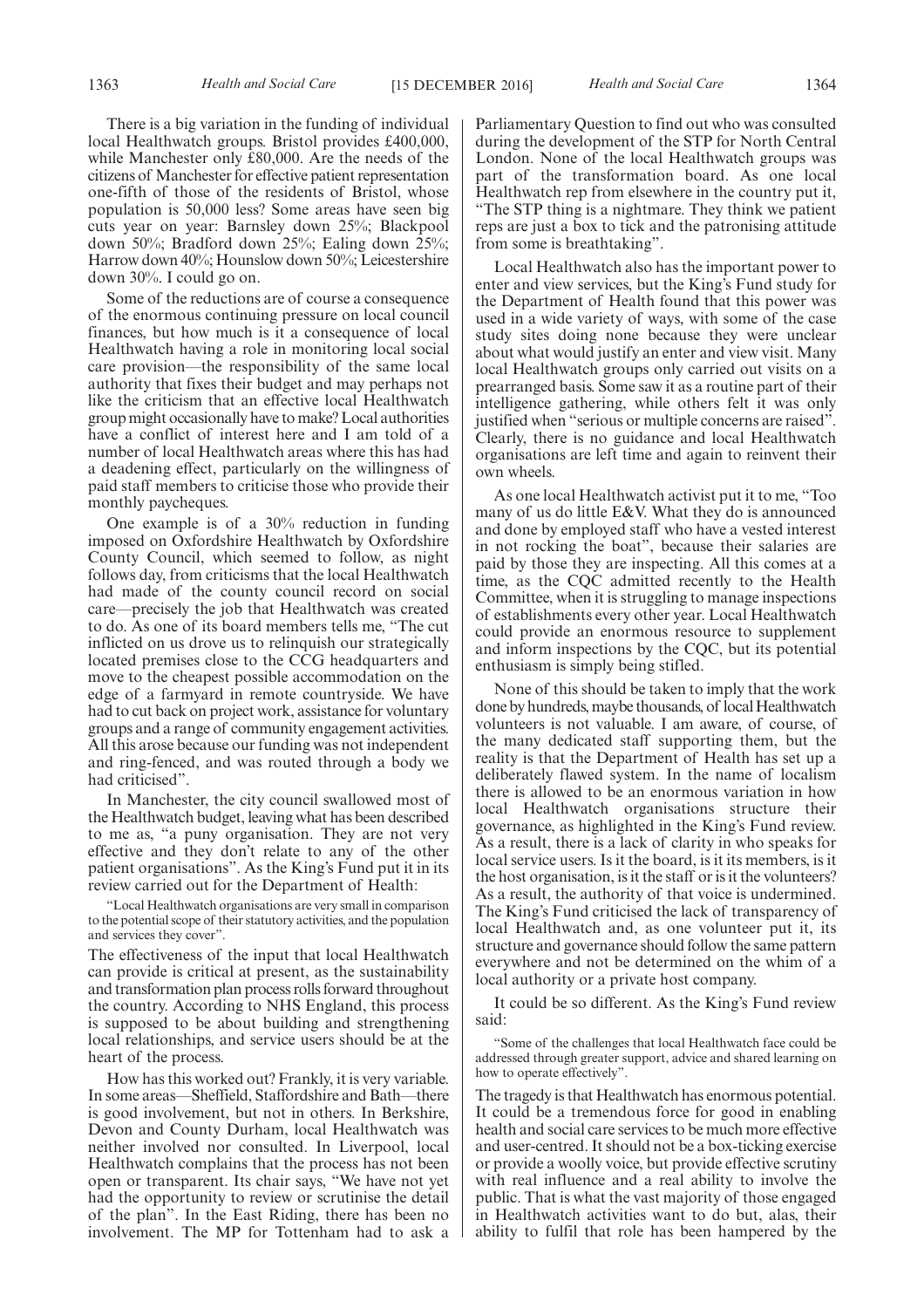There is a big variation in the funding of individual local Healthwatch groups. Bristol provides £400,000, while Manchester only £80,000. Are the needs of the citizens of Manchester for effective patient representation one-fifth of those of the residents of Bristol, whose population is 50,000 less? Some areas have seen big cuts year on year: Barnsley down 25%; Blackpool down 50%; Bradford down 25%; Ealing down 25%; Harrow down 40%; Hounslow down 50%; Leicestershire down 30%. I could go on.

Some of the reductions are of course a consequence of the enormous continuing pressure on local council finances, but how much is it a consequence of local Healthwatch having a role in monitoring local social care provision—the responsibility of the same local authority that fixes their budget and may perhaps not like the criticism that an effective local Healthwatch group might occasionally have to make? Local authorities have a conflict of interest here and I am told of a number of local Healthwatch areas where this has had a deadening effect, particularly on the willingness of paid staff members to criticise those who provide their monthly paycheques.

One example is of a 30% reduction in funding imposed on Oxfordshire Healthwatch by Oxfordshire County Council, which seemed to follow, as night follows day, from criticisms that the local Healthwatch had made of the county council record on social care—precisely the job that Healthwatch was created to do. As one of its board members tells me, "The cut inflicted on us drove us to relinquish our strategically located premises close to the CCG headquarters and move to the cheapest possible accommodation on the edge of a farmyard in remote countryside. We have had to cut back on project work, assistance for voluntary groups and a range of community engagement activities. All this arose because our funding was not independent and ring-fenced, and was routed through a body we had criticised".

In Manchester, the city council swallowed most of the Healthwatch budget, leaving what has been described to me as, "a puny organisation. They are not very effective and they don't relate to any of the other patient organisations". As the King's Fund put it in its review carried out for the Department of Health:

> "Local Healthwatch organisations are very small in comparison to the potential scope of their statutory activities, and the population and services they cover".

The effectiveness of the input that local Healthwatch can provide is critical at present, as the sustainability and transformation plan process rolls forward throughout the country. According to NHS England, this process is supposed to be about building and strengthening local relationships, and service users should be at the heart of the process.

How has this worked out? Frankly, it is very variable. In some areas—Sheffield, Staffordshire and Bath—there is good involvement, but not in others. In Berkshire, Devon and County Durham, local Healthwatch was neither involved nor consulted. In Liverpool, local Healthwatch complains that the process has not been open or transparent. Its chair says, "We have not yet had the opportunity to review or scrutinise the detail of the plan". In the East Riding, there has been no involvement. The MP for Tottenham had to ask a Parliamentary Question to find out who was consulted during the development of the STP for North Central London. None of the local Healthwatch groups was part of the transformation board. As one local Healthwatch rep from elsewhere in the country put it, "The STP thing is a nightmare. They think we patient reps are just a box to tick and the patronising attitude from some is breathtaking".

Local Healthwatch also has the important power to enter and view services, but the King's Fund study for the Department of Health found that this power was used in a wide variety of ways, with some of the case study sites doing none because they were unclear about what would justify an enter and view visit. Many local Healthwatch groups only carried out visits on a prearranged basis. Some saw it as a routine part of their intelligence gathering, while others felt it was only justified when "serious or multiple concerns are raised". Clearly, there is no guidance and local Healthwatch organisations are left time and again to reinvent their own wheels.

As one local Healthwatch activist put it to me, "Too many of us do little E&V. What they do is announced and done by employed staff who have a vested interest in not rocking the boat", because their salaries are paid by those they are inspecting. All this comes at a time, as the CQC admitted recently to the Health Committee, when it is struggling to manage inspections of establishments every other year. Local Healthwatch could provide an enormous resource to supplement and inform inspections by the CQC, but its potential enthusiasm is simply being stifled.

None of this should be taken to imply that the work done by hundreds, maybe thousands, of local Healthwatch volunteers is not valuable. I am aware, of course, of the many dedicated staff supporting them, but the reality is that the Department of Health has set up a deliberately flawed system. In the name of localism there is allowed to be an enormous variation in how local Healthwatch organisations structure their governance, as highlighted in the King's Fund review. As a result, there is a lack of clarity in who speaks for local service users. Is it the board, is it its members, is it the host organisation, is it the staff or is it the volunteers? As a result, the authority of that voice is undermined. The King's Fund criticised the lack of transparency of local Healthwatch and, as one volunteer put it, its structure and governance should follow the same pattern everywhere and not be determined on the whim of a local authority or a private host company.

It could be so different. As the King's Fund review said:

> "Some of the challenges that local Healthwatch face could be addressed through greater support, advice and shared learning on how to operate effectively".

The tragedy is that Healthwatch has enormous potential. It could be a tremendous force for good in enabling health and social care services to be much more effective and user-centred. It should not be a box-ticking exercise or provide a woolly voice, but provide effective scrutiny with real influence and a real ability to involve the public. That is what the vast majority of those engaged in Healthwatch activities want to do but, alas, their ability to fulfil that role has been hampered by the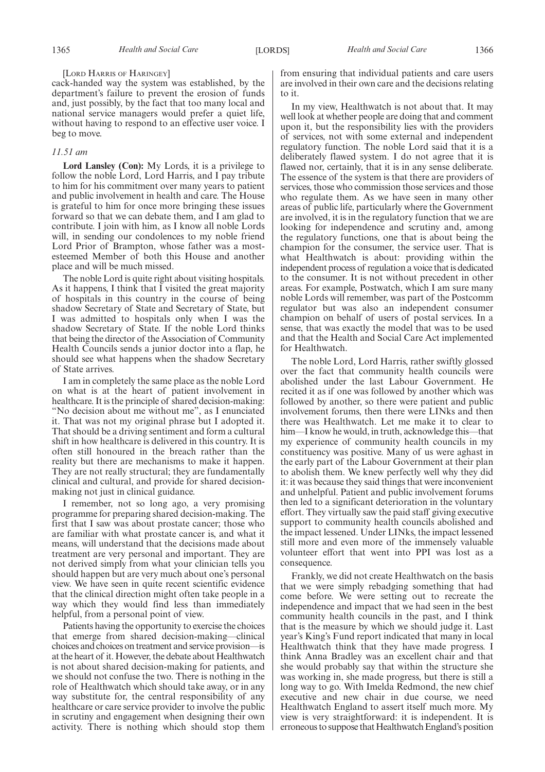[LORD HARRIS OF HARINGEY]

cack-handed way the system was established, by the department's failure to prevent the erosion of funds and, just possibly, by the fact that too many local and national service managers would prefer a quiet life, without having to respond to an effective user voice. I beg to move.

*11.51 am*

**Lord Lansley (Con):** My Lords, it is a privilege to follow the noble Lord, Lord Harris, and I pay tribute to him for his commitment over many years to patient and public involvement in health and care. The House is grateful to him for once more bringing these issues forward so that we can debate them, and I am glad to contribute. I join with him, as I know all noble Lords will, in sending our condolences to my noble friend Lord Prior of Brampton, whose father was a most-esteemed Member of both this House and another place and will be much missed.

The noble Lord is quite right about visiting hospitals. As it happens, I think that I visited the great majority of hospitals in this country in the course of being shadow Secretary of State and Secretary of State, but I was admitted to hospitals only when I was the shadow Secretary of State. If the noble Lord thinks that being the director of the Association of Community Health Councils sends a junior doctor into a flap, he should see what happens when the shadow Secretary of State arrives.

I am in completely the same place as the noble Lord on what is at the heart of patient involvement in healthcare. It is the principle of shared decision-making: "No decision about me without me", as I enunciated it. That was not my original phrase but I adopted it. That should be a driving sentiment and form a cultural shift in how healthcare is delivered in this country. It is often still honoured in the breach rather than the reality but there are mechanisms to make it happen. They are not really structural; they are fundamentally clinical and cultural, and provide for shared decision-making not just in clinical guidance.

I remember, not so long ago, a very promising programme for preparing shared decision-making. The first that I saw was about prostate cancer; those who are familiar with what prostate cancer is, and what it means, will understand that the decisions made about treatment are very personal and important. They are not derived simply from what your clinician tells you should happen but are very much about one's personal view. We have seen in quite recent scientific evidence that the clinical direction might often take people in a way which they would find less than immediately helpful, from a personal point of view.

Patients having the opportunity to exercise the choices that emerge from shared decision-making—clinical choices and choices on treatment and service provision—is at the heart of it. However, the debate about Healthwatch is not about shared decision-making for patients, and we should not confuse the two. There is nothing in the role of Healthwatch which should take away, or in any way substitute for, the central responsibility of any healthcare or care service provider to involve the public in scrutiny and engagement when designing their own activity. There is nothing which should stop them from ensuring that individual patients and care users are involved in their own care and the decisions relating to it.

In my view, Healthwatch is not about that. It may well look at whether people are doing that and comment upon it, but the responsibility lies with the providers of services, not with some external and independent regulatory function. The noble Lord said that it is a deliberately flawed system. I do not agree that it is flawed nor, certainly, that it is in any sense deliberate. The essence of the system is that there are providers of services, those who commission those services and those who regulate them. As we have seen in many other areas of public life, particularly where the Government are involved, it is in the regulatory function that we are looking for independence and scrutiny and, among the regulatory functions, one that is about being the champion for the consumer, the service user. That is what Healthwatch is about: providing within the independent process of regulation a voice that is dedicated to the consumer. It is not without precedent in other areas. For example, Postwatch, which I am sure many noble Lords will remember, was part of the Postcomm regulator but was also an independent consumer champion on behalf of users of postal services. In a sense, that was exactly the model that was to be used and that the Health and Social Care Act implemented for Healthwatch.

The noble Lord, Lord Harris, rather swiftly glossed over the fact that community health councils were abolished under the last Labour Government. He recited it as if one was followed by another which was followed by another, so there were patient and public involvement forums, then there were LINks and then there was Healthwatch. Let me make it to clear to him—I know he would, in truth, acknowledge this—that my experience of community health councils in my constituency was positive. Many of us were aghast in the early part of the Labour Government at their plan to abolish them. We knew perfectly well why they did it: it was because they said things that were inconvenient and unhelpful. Patient and public involvement forums then led to a significant deterioration in the voluntary effort. They virtually saw the paid staff giving executive support to community health councils abolished and the impact lessened. Under LINks, the impact lessened still more and even more of the immensely valuable volunteer effort that went into PPI was lost as a consequence.

Frankly, we did not create Healthwatch on the basis that we were simply rebadging something that had come before. We were setting out to recreate the independence and impact that we had seen in the best community health councils in the past, and I think that is the measure by which we should judge it. Last year's King's Fund report indicated that many in local Healthwatch think that they have made progress. I think Anna Bradley was an excellent chair and that she would probably say that within the structure she was working in, she made progress, but there is still a long way to go. With Imelda Redmond, the new chief executive and new chair in due course, we need Healthwatch England to assert itself much more. My view is very straightforward: it is independent. It is erroneous to suppose that Healthwatch England's position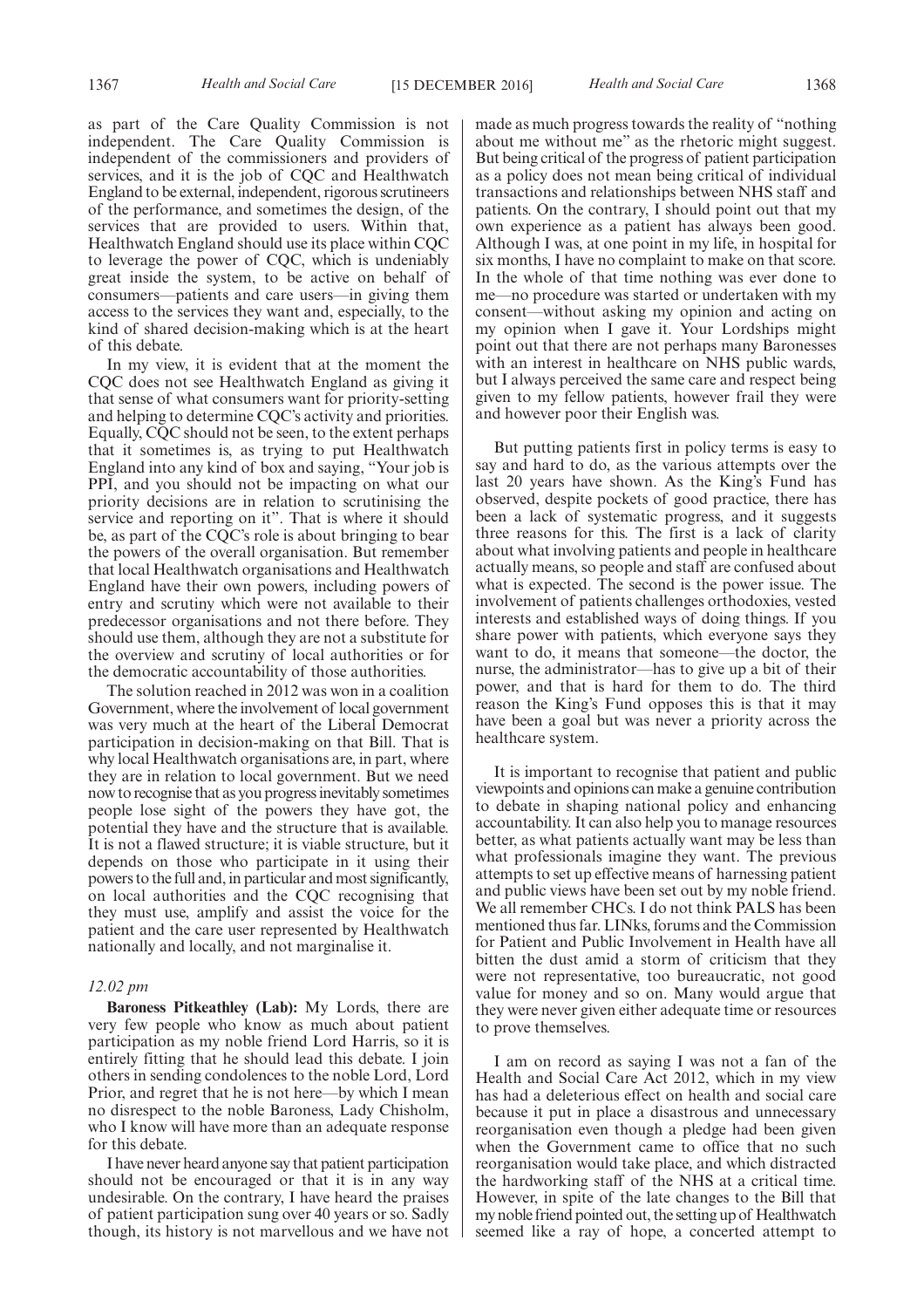as part of the Care Quality Commission is not independent. The Care Quality Commission is independent of the commissioners and providers of services, and it is the job of CQC and Healthwatch England to be external, independent, rigorous scrutineers of the performance, and sometimes the design, of the services that are provided to users. Within that, Healthwatch England should use its place within CQC to leverage the power of CQC, which is undeniably great inside the system, to be active on behalf of consumers—patients and care users—in giving them access to the services they want and, especially, to the kind of shared decision-making which is at the heart of this debate.

In my view, it is evident that at the moment the CQC does not see Healthwatch England as giving it that sense of what consumers want for priority-setting and helping to determine CQC's activity and priorities. Equally, CQC should not be seen, to the extent perhaps that it sometimes is, as trying to put Healthwatch England into any kind of box and saying, "Your job is PPI, and you should not be impacting on what our priority decisions are in relation to scrutinising the service and reporting on it". That is where it should be, as part of the CQC's role is about bringing to bear the powers of the overall organisation. But remember that local Healthwatch organisations and Healthwatch England have their own powers, including powers of entry and scrutiny which were not available to their predecessor organisations and not there before. They should use them, although they are not a substitute for the overview and scrutiny of local authorities or for the democratic accountability of those authorities.

The solution reached in 2012 was won in a coalition Government, where the involvement of local government was very much at the heart of the Liberal Democrat participation in decision-making on that Bill. That is why local Healthwatch organisations are, in part, where they are in relation to local government. But we need now to recognise that as you progress inevitably sometimes people lose sight of the powers they have got, the potential they have and the structure that is available. It is not a flawed structure; it is viable structure, but it depends on those who participate in it using their powers to the full and, in particular and most significantly, on local authorities and the CQC recognising that they must use, amplify and assist the voice for the patient and the care user represented by Healthwatch nationally and locally, and not marginalise it.

*12.02 pm*

**Baroness Pitkeathley (Lab):** My Lords, there are very few people who know as much about patient participation as my noble friend Lord Harris, so it is entirely fitting that he should lead this debate. I join others in sending condolences to the noble Lord, Lord Prior, and regret that he is not here—by which I mean no disrespect to the noble Baroness, Lady Chisholm, who I know will have more than an adequate response for this debate.

I have never heard anyone say that patient participation should not be encouraged or that it is in any way undesirable. On the contrary, I have heard the praises of patient participation sung over 40 years or so. Sadly though, its history is not marvellous and we have not made as much progress towards the reality of "nothing about me without me" as the rhetoric might suggest. But being critical of the progress of patient participation as a policy does not mean being critical of individual transactions and relationships between NHS staff and patients. On the contrary, I should point out that my own experience as a patient has always been good. Although I was, at one point in my life, in hospital for six months, I have no complaint to make on that score. In the whole of that time nothing was ever done to me—no procedure was started or undertaken with my consent—without asking my opinion and acting on my opinion when I gave it. Your Lordships might point out that there are not perhaps many Baronesses with an interest in healthcare on NHS public wards, but I always perceived the same care and respect being given to my fellow patients, however frail they were and however poor their English was.

But putting patients first in policy terms is easy to say and hard to do, as the various attempts over the last 20 years have shown. As the King's Fund has observed, despite pockets of good practice, there has been a lack of systematic progress, and it suggests three reasons for this. The first is a lack of clarity about what involving patients and people in healthcare actually means, so people and staff are confused about what is expected. The second is the power issue. The involvement of patients challenges orthodoxies, vested interests and established ways of doing things. If you share power with patients, which everyone says they want to do, it means that someone—the doctor, the nurse, the administrator—has to give up a bit of their power, and that is hard for them to do. The third reason the King's Fund opposes this is that it may have been a goal but was never a priority across the healthcare system.

It is important to recognise that patient and public viewpoints and opinions can make a genuine contribution to debate in shaping national policy and enhancing accountability. It can also help you to manage resources better, as what patients actually want may be less than what professionals imagine they want. The previous attempts to set up effective means of harnessing patient and public views have been set out by my noble friend. We all remember CHCs. I do not think PALS has been mentioned thus far. LINks, forums and the Commission for Patient and Public Involvement in Health have all bitten the dust amid a storm of criticism that they were not representative, too bureaucratic, not good value for money and so on. Many would argue that they were never given either adequate time or resources to prove themselves.

I am on record as saying I was not a fan of the Health and Social Care Act 2012, which in my view has had a deleterious effect on health and social care because it put in place a disastrous and unnecessary reorganisation even though a pledge had been given when the Government came to office that no such reorganisation would take place, and which distracted the hardworking staff of the NHS at a critical time. However, in spite of the late changes to the Bill that my noble friend pointed out, the setting up of Healthwatch seemed like a ray of hope, a concerted attempt to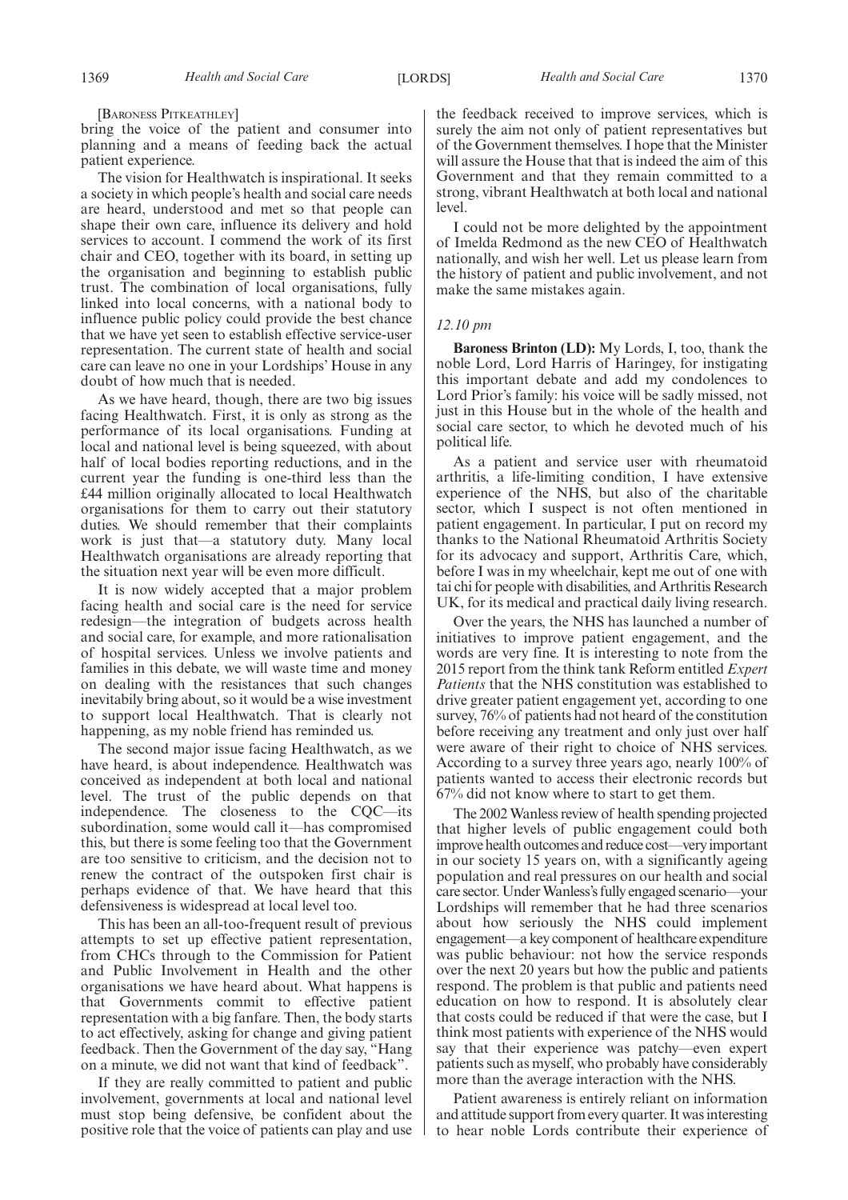[Baroness Pitkeathley]

bring the voice of the patient and consumer into planning and a means of feeding back the actual patient experience.

The vision for Healthwatch is inspirational. It seeks a society in which people's health and social care needs are heard, understood and met so that people can shape their own care, influence its delivery and hold services to account. I commend the work of its first chair and CEO, together with its board, in setting up the organisation and beginning to establish public trust. The combination of local organisations, fully linked into local concerns, with a national body to influence public policy could provide the best chance that we have yet seen to establish effective service-user representation. The current state of health and social care can leave no one in your Lordships' House in any doubt of how much that is needed.

As we have heard, though, there are two big issues facing Healthwatch. First, it is only as strong as the performance of its local organisations. Funding at local and national level is being squeezed, with about half of local bodies reporting reductions, and in the current year the funding is one-third less than the £44 million originally allocated to local Healthwatch organisations for them to carry out their statutory duties. We should remember that their complaints work is just that—a statutory duty. Many local Healthwatch organisations are already reporting that the situation next year will be even more difficult.

It is now widely accepted that a major problem facing health and social care is the need for service redesign—the integration of budgets across health and social care, for example, and more rationalisation of hospital services. Unless we involve patients and families in this debate, we will waste time and money on dealing with the resistances that such changes inevitably bring about, so it would be a wise investment to support local Healthwatch. That is clearly not happening, as my noble friend has reminded us.

The second major issue facing Healthwatch, as we have heard, is about independence. Healthwatch was conceived as independent at both local and national level. The trust of the public depends on that independence. The closeness to the CQC—its subordination, some would call it—has compromised this, but there is some feeling too that the Government are too sensitive to criticism, and the decision not to renew the contract of the outspoken first chair is perhaps evidence of that. We have heard that this defensiveness is widespread at local level too.

This has been an all-too-frequent result of previous attempts to set up effective patient representation, from CHCs through to the Commission for Patient and Public Involvement in Health and the other organisations we have heard about. What happens is that Governments commit to effective patient representation with a big fanfare. Then, the body starts to act effectively, asking for change and giving patient feedback. Then the Government of the day say, "Hang on a minute, we did not want that kind of feedback".

If they are really committed to patient and public involvement, governments at local and national level must stop being defensive, be confident about the positive role that the voice of patients can play and use the feedback received to improve services, which is surely the aim not only of patient representatives but of the Government themselves. I hope that the Minister will assure the House that that is indeed the aim of this Government and that they remain committed to a strong, vibrant Healthwatch at both local and national level.

I could not be more delighted by the appointment of Imelda Redmond as the new CEO of Healthwatch nationally, and wish her well. Let us please learn from the history of patient and public involvement, and not make the same mistakes again.

*12.10 pm*

**Baroness Brinton (LD):** My Lords, I, too, thank the noble Lord, Lord Harris of Haringey, for instigating this important debate and add my condolences to Lord Prior's family: his voice will be sadly missed, not just in this House but in the whole of the health and social care sector, to which he devoted much of his political life.

As a patient and service user with rheumatoid arthritis, a life-limiting condition, I have extensive experience of the NHS, but also of the charitable sector, which I suspect is not often mentioned in patient engagement. In particular, I put on record my thanks to the National Rheumatoid Arthritis Society for its advocacy and support, Arthritis Care, which, before I was in my wheelchair, kept me out of one with tai chi for people with disabilities, and Arthritis Research UK, for its medical and practical daily living research.

Over the years, the NHS has launched a number of initiatives to improve patient engagement, and the words are very fine. It is interesting to note from the 2015 report from the think tank Reform entitled *Expert Patients* that the NHS constitution was established to drive greater patient engagement yet, according to one survey, 76% of patients had not heard of the constitution before receiving any treatment and only just over half were aware of their right to choice of NHS services. According to a survey three years ago, nearly 100% of patients wanted to access their electronic records but 67% did not know where to start to get them.

The 2002 Wanless review of health spending projected that higher levels of public engagement could both improve health outcomes and reduce cost—very important in our society 15 years on, with a significantly ageing population and real pressures on our health and social care sector. Under Wanless's fully engaged scenario—your Lordships will remember that he had three scenarios about how seriously the NHS could implement engagement—a key component of healthcare expenditure was public behaviour: not how the service responds over the next 20 years but how the public and patients respond. The problem is that public and patients need education on how to respond. It is absolutely clear that costs could be reduced if that were the case, but I think most patients with experience of the NHS would say that their experience was patchy—even expert patients such as myself, who probably have considerably more than the average interaction with the NHS.

Patient awareness is entirely reliant on information and attitude support from every quarter. It was interesting to hear noble Lords contribute their experience of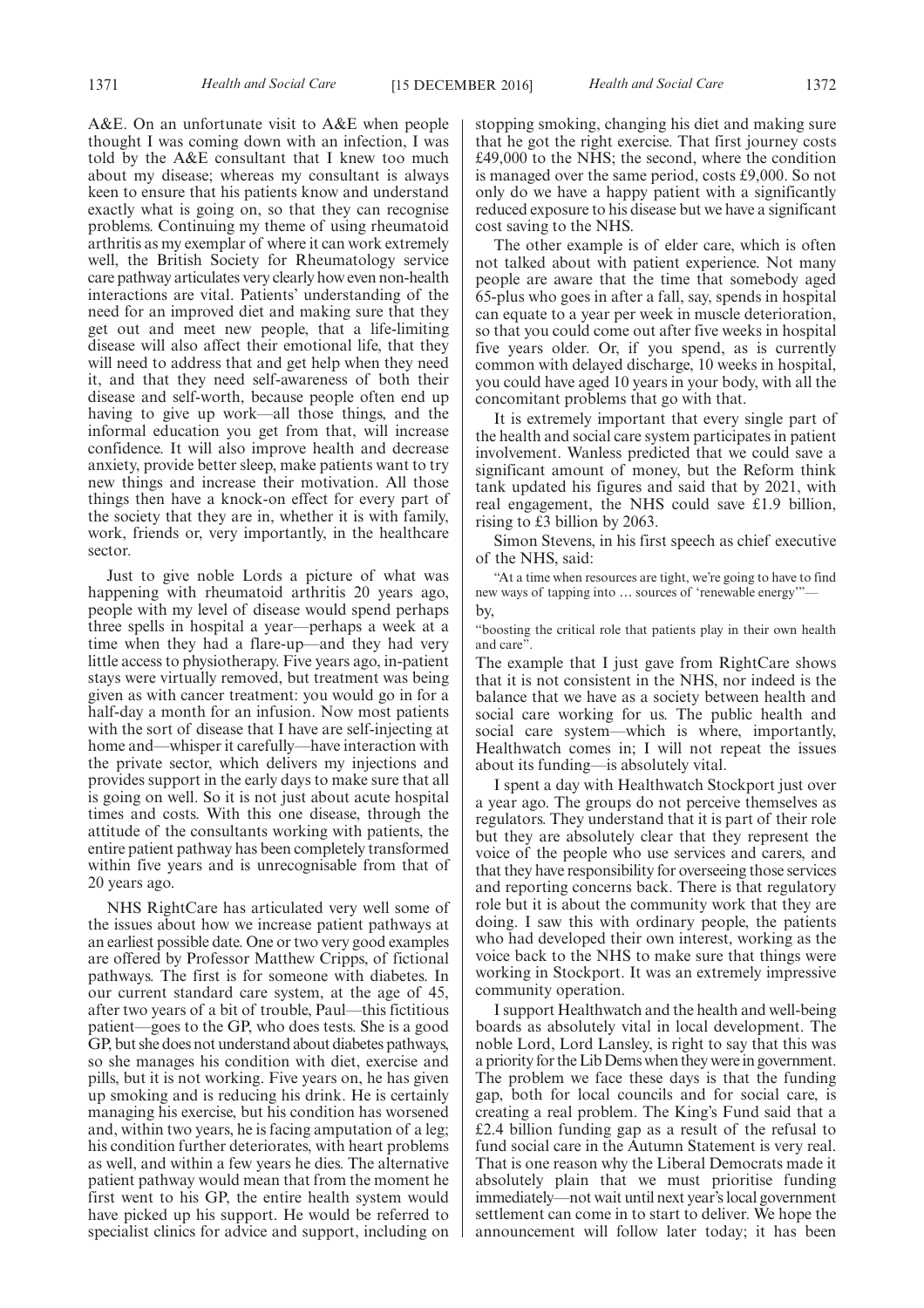A&E. On an unfortunate visit to A&E when people thought I was coming down with an infection, I was told by the A&E consultant that I knew too much about my disease; whereas my consultant is always keen to ensure that his patients know and understand exactly what is going on, so that they can recognise problems. Continuing my theme of using rheumatoid arthritis as my exemplar of where it can work extremely well, the British Society for Rheumatology service care pathway articulates very clearly how even non-health interactions are vital. Patients' understanding of the need for an improved diet and making sure that they get out and meet new people, that a life-limiting disease will also affect their emotional life, that they will need to address that and get help when they need it, and that they need self-awareness of both their disease and self-worth, because people often end up having to give up work—all those things, and the informal education you get from that, will increase confidence. It will also improve health and decrease anxiety, provide better sleep, make patients want to try new things and increase their motivation. All those things then have a knock-on effect for every part of the society that they are in, whether it is with family, work, friends or, very importantly, in the healthcare sector.

Just to give noble Lords a picture of what was happening with rheumatoid arthritis 20 years ago, people with my level of disease would spend perhaps three spells in hospital a year—perhaps a week at a time when they had a flare-up—and they had very little access to physiotherapy. Five years ago, in-patient stays were virtually removed, but treatment was being given as with cancer treatment: you would go in for a half-day a month for an infusion. Now most patients with the sort of disease that I have are self-injecting at home and—whisper it carefully—have interaction with the private sector, which delivers my injections and provides support in the early days to make sure that all is going on well. So it is not just about acute hospital times and costs. With this one disease, through the attitude of the consultants working with patients, the entire patient pathway has been completely transformed within five years and is unrecognisable from that of 20 years ago.

NHS RightCare has articulated very well some of the issues about how we increase patient pathways at an earliest possible date. One or two very good examples are offered by Professor Matthew Cripps, of fictional pathways. The first is for someone with diabetes. In our current standard care system, at the age of 45, after two years of a bit of trouble, Paul—this fictitious patient—goes to the GP, who does tests. She is a good GP, but she does not understand about diabetes pathways, so she manages his condition with diet, exercise and pills, but it is not working. Five years on, he has given up smoking and is reducing his drink. He is certainly managing his exercise, but his condition has worsened and, within two years, he is facing amputation of a leg; his condition further deteriorates, with heart problems as well, and within a few years he dies. The alternative patient pathway would mean that from the moment he first went to his GP, the entire health system would have picked up his support. He would be referred to specialist clinics for advice and support, including on stopping smoking, changing his diet and making sure that he got the right exercise. That first journey costs £49,000 to the NHS; the second, where the condition is managed over the same period, costs £9,000. So not only do we have a happy patient with a significantly reduced exposure to his disease but we have a significant cost saving to the NHS.

The other example is of elder care, which is often not talked about with patient experience. Not many people are aware that the time that somebody aged 65-plus who goes in after a fall, say, spends in hospital can equate to a year per week in muscle deterioration, so that you could come out after five weeks in hospital five years older. Or, if you spend, as is currently common with delayed discharge, 10 weeks in hospital, you could have aged 10 years in your body, with all the concomitant problems that go with that.

It is extremely important that every single part of the health and social care system participates in patient involvement. Wanless predicted that we could save a significant amount of money, but the Reform think tank updated his figures and said that by 2021, with real engagement, the NHS could save £1.9 billion, rising to £3 billion by 2063.

Simon Stevens, in his first speech as chief executive of the NHS, said:

> "At a time when resources are tight, we're going to have to find new ways of tapping into … sources of 'renewable energy'"—

by,

> "boosting the critical role that patients play in their own health and care".

The example that I just gave from RightCare shows that it is not consistent in the NHS, nor indeed is the balance that we have as a society between health and social care working for us. The public health and social care system—which is where, importantly, Healthwatch comes in; I will not repeat the issues about its funding—is absolutely vital.

I spent a day with Healthwatch Stockport just over a year ago. The groups do not perceive themselves as regulators. They understand that it is part of their role but they are absolutely clear that they represent the voice of the people who use services and carers, and that they have responsibility for overseeing those services and reporting concerns back. There is that regulatory role but it is about the community work that they are doing. I saw this with ordinary people, the patients who had developed their own interest, working as the voice back to the NHS to make sure that things were working in Stockport. It was an extremely impressive community operation.

I support Healthwatch and the health and well-being boards as absolutely vital in local development. The noble Lord, Lord Lansley, is right to say that this was a priority for the Lib Dems when they were in government. The problem we face these days is that the funding gap, both for local councils and for social care, is creating a real problem. The King's Fund said that a £2.4 billion funding gap as a result of the refusal to fund social care in the Autumn Statement is very real. That is one reason why the Liberal Democrats made it absolutely plain that we must prioritise funding immediately—not wait until next year's local government settlement can come in to start to deliver. We hope the announcement will follow later today; it has been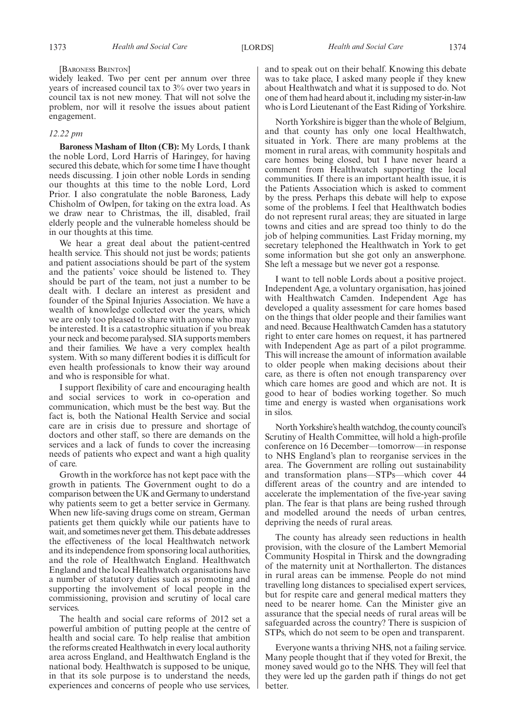[BARONESS BRINTON]

widely leaked. Two per cent per annum over three years of increased council tax to 3% over two years in council tax is not new money. That will not solve the problem, nor will it resolve the issues about patient engagement.

*12.22 pm*

**Baroness Masham of Ilton (CB):** My Lords, I thank the noble Lord, Lord Harris of Haringey, for having secured this debate, which for some time I have thought needs discussing. I join other noble Lords in sending our thoughts at this time to the noble Lord, Lord Prior. I also congratulate the noble Baroness, Lady Chisholm of Owlpen, for taking on the extra load. As we draw near to Christmas, the ill, disabled, frail elderly people and the vulnerable homeless should be in our thoughts at this time.

We hear a great deal about the patient-centred health service. This should not just be words; patients and patient associations should be part of the system and the patients' voice should be listened to. They should be part of the team, not just a number to be dealt with. I declare an interest as president and founder of the Spinal Injuries Association. We have a wealth of knowledge collected over the years, which we are only too pleased to share with anyone who may be interested. It is a catastrophic situation if you break your neck and become paralysed. SIA supports members and their families. We have a very complex health system. With so many different bodies it is difficult for even health professionals to know their way around and who is responsible for what.

I support flexibility of care and encouraging health and social services to work in co-operation and communication, which must be the best way. But the fact is, both the National Health Service and social care are in crisis due to pressure and shortage of doctors and other staff, so there are demands on the services and a lack of funds to cover the increasing needs of patients who expect and want a high quality of care.

Growth in the workforce has not kept pace with the growth in patients. The Government ought to do a comparison between the UK and Germany to understand why patients seem to get a better service in Germany. When new life-saving drugs come on stream, German patients get them quickly while our patients have to wait, and sometimes never get them. This debate addresses the effectiveness of the local Healthwatch network and its independence from sponsoring local authorities, and the role of Healthwatch England. Healthwatch England and the local Healthwatch organisations have a number of statutory duties such as promoting and supporting the involvement of local people in the commissioning, provision and scrutiny of local care services.

The health and social care reforms of 2012 set a powerful ambition of putting people at the centre of health and social care. To help realise that ambition the reforms created Healthwatch in every local authority area across England, and Healthwatch England is the national body. Healthwatch is supposed to be unique, in that its sole purpose is to understand the needs, experiences and concerns of people who use services, and to speak out on their behalf. Knowing this debate was to take place, I asked many people if they knew about Healthwatch and what it is supposed to do. Not one of them had heard about it, including my sister-in-law who is Lord Lieutenant of the East Riding of Yorkshire.

North Yorkshire is bigger than the whole of Belgium, and that county has only one local Healthwatch, situated in York. There are many problems at the moment in rural areas, with community hospitals and care homes being closed, but I have never heard a comment from Healthwatch supporting the local communities. If there is an important health issue, it is the Patients Association which is asked to comment by the press. Perhaps this debate will help to expose some of the problems. I feel that Healthwatch bodies do not represent rural areas; they are situated in large towns and cities and are spread too thinly to do the job of helping communities. Last Friday morning, my secretary telephoned the Healthwatch in York to get some information but she got only an answerphone. She left a message but we never got a response.

I want to tell noble Lords about a positive project. Independent Age, a voluntary organisation, has joined with Healthwatch Camden. Independent Age has developed a quality assessment for care homes based on the things that older people and their families want and need. Because Healthwatch Camden has a statutory right to enter care homes on request, it has partnered with Independent Age as part of a pilot programme. This will increase the amount of information available to older people when making decisions about their care, as there is often not enough transparency over which care homes are good and which are not. It is good to hear of bodies working together. So much time and energy is wasted when organisations work in silos.

North Yorkshire's health watchdog, the county council's Scrutiny of Health Committee, will hold a high-profile conference on 16 December—tomorrow—in response to NHS England's plan to reorganise services in the area. The Government are rolling out sustainability and transformation plans—STPs—which cover 44 different areas of the country and are intended to accelerate the implementation of the five-year saving plan. The fear is that plans are being rushed through and modelled around the needs of urban centres, depriving the needs of rural areas.

The county has already seen reductions in health provision, with the closure of the Lambert Memorial Community Hospital in Thirsk and the downgrading of the maternity unit at Northallerton. The distances in rural areas can be immense. People do not mind travelling long distances to specialised expert services, but for respite care and general medical matters they need to be nearer home. Can the Minister give an assurance that the special needs of rural areas will be safeguarded across the country? There is suspicion of STPs, which do not seem to be open and transparent.

Everyone wants a thriving NHS, not a failing service. Many people thought that if they voted for Brexit, the money saved would go to the NHS. They will feel that they were led up the garden path if things do not get better.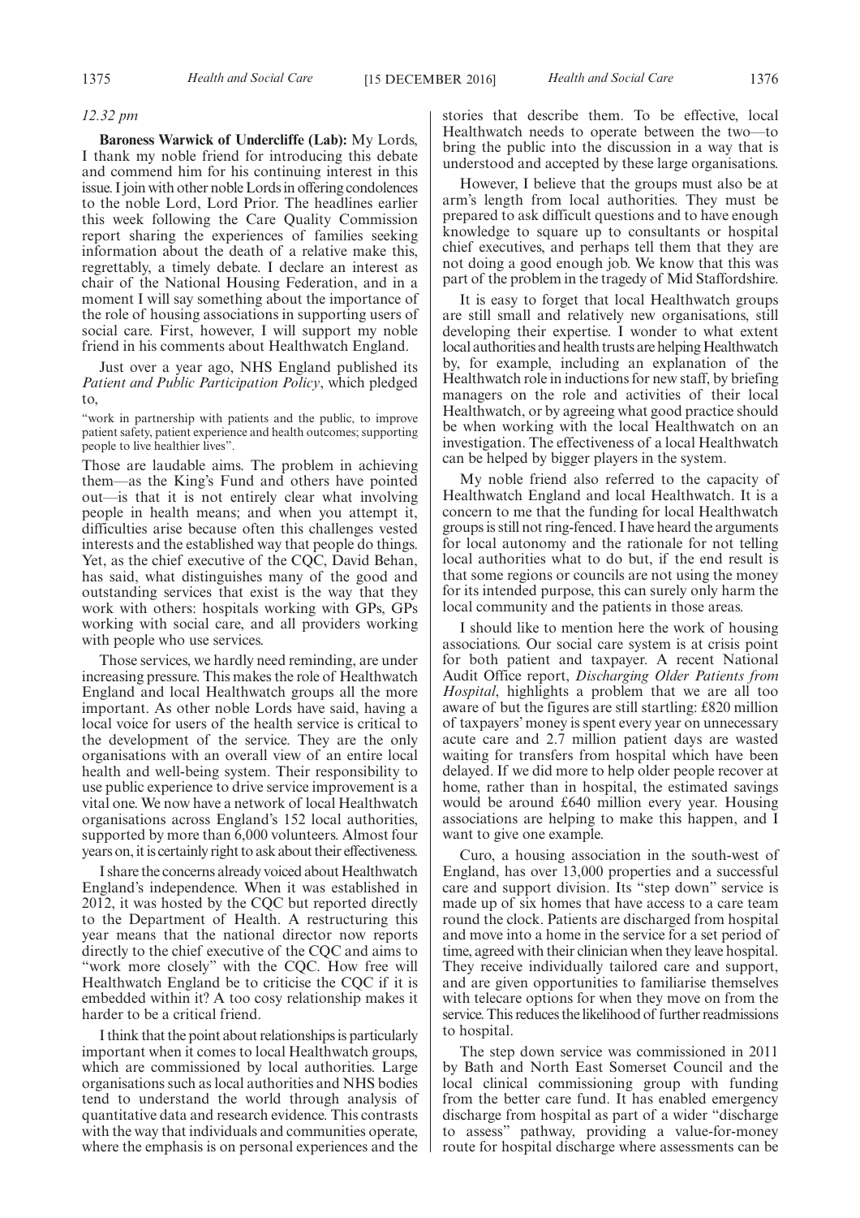*12.32 pm*

**Baroness Warwick of Undercliffe (Lab):** My Lords, I thank my noble friend for introducing this debate and commend him for his continuing interest in this issue. I join with other noble Lords in offering condolences to the noble Lord, Lord Prior. The headlines earlier this week following the Care Quality Commission report sharing the experiences of families seeking information about the death of a relative make this, regrettably, a timely debate. I declare an interest as chair of the National Housing Federation, and in a moment I will say something about the importance of the role of housing associations in supporting users of social care. First, however, I will support my noble friend in his comments about Healthwatch England.

Just over a year ago, NHS England published its *Patient and Public Participation Policy*, which pledged to,

"work in partnership with patients and the public, to improve patient safety, patient experience and health outcomes; supporting people to live healthier lives".

Those are laudable aims. The problem in achieving them—as the King's Fund and others have pointed out—is that it is not entirely clear what involving people in health means; and when you attempt it, difficulties arise because often this challenges vested interests and the established way that people do things. Yet, as the chief executive of the CQC, David Behan, has said, what distinguishes many of the good and outstanding services that exist is the way that they work with others: hospitals working with GPs, GPs working with social care, and all providers working with people who use services.

Those services, we hardly need reminding, are under increasing pressure. This makes the role of Healthwatch England and local Healthwatch groups all the more important. As other noble Lords have said, having a local voice for users of the health service is critical to the development of the service. They are the only organisations with an overall view of an entire local health and well-being system. Their responsibility to use public experience to drive service improvement is a vital one. We now have a network of local Healthwatch organisations across England's 152 local authorities, supported by more than 6,000 volunteers. Almost four years on, it is certainly right to ask about their effectiveness.

I share the concerns already voiced about Healthwatch England's independence. When it was established in 2012, it was hosted by the CQC but reported directly to the Department of Health. A restructuring this year means that the national director now reports directly to the chief executive of the CQC and aims to "work more closely" with the CQC. How free will Healthwatch England be to criticise the CQC if it is embedded within it? A too cosy relationship makes it harder to be a critical friend.

I think that the point about relationships is particularly important when it comes to local Healthwatch groups, which are commissioned by local authorities. Large organisations such as local authorities and NHS bodies tend to understand the world through analysis of quantitative data and research evidence. This contrasts with the way that individuals and communities operate, where the emphasis is on personal experiences and the stories that describe them. To be effective, local Healthwatch needs to operate between the two—to bring the public into the discussion in a way that is understood and accepted by these large organisations.

However, I believe that the groups must also be at arm's length from local authorities. They must be prepared to ask difficult questions and to have enough knowledge to square up to consultants or hospital chief executives, and perhaps tell them that they are not doing a good enough job. We know that this was part of the problem in the tragedy of Mid Staffordshire.

It is easy to forget that local Healthwatch groups are still small and relatively new organisations, still developing their expertise. I wonder to what extent local authorities and health trusts are helping Healthwatch by, for example, including an explanation of the Healthwatch role in inductions for new staff, by briefing managers on the role and activities of their local Healthwatch, or by agreeing what good practice should be when working with the local Healthwatch on an investigation. The effectiveness of a local Healthwatch can be helped by bigger players in the system.

My noble friend also referred to the capacity of Healthwatch England and local Healthwatch. It is a concern to me that the funding for local Healthwatch groups is still not ring-fenced. I have heard the arguments for local autonomy and the rationale for not telling local authorities what to do but, if the end result is that some regions or councils are not using the money for its intended purpose, this can surely only harm the local community and the patients in those areas.

I should like to mention here the work of housing associations. Our social care system is at crisis point for both patient and taxpayer. A recent National Audit Office report, *Discharging Older Patients from Hospital*, highlights a problem that we are all too aware of but the figures are still startling: £820 million of taxpayers' money is spent every year on unnecessary acute care and 2.7 million patient days are wasted waiting for transfers from hospital which have been delayed. If we did more to help older people recover at home, rather than in hospital, the estimated savings would be around £640 million every year. Housing associations are helping to make this happen, and I want to give one example.

Curo, a housing association in the south-west of England, has over 13,000 properties and a successful care and support division. Its "step down" service is made up of six homes that have access to a care team round the clock. Patients are discharged from hospital and move into a home in the service for a set period of time, agreed with their clinician when they leave hospital. They receive individually tailored care and support, and are given opportunities to familiarise themselves with telecare options for when they move on from the service. This reduces the likelihood of further readmissions to hospital.

The step down service was commissioned in 2011 by Bath and North East Somerset Council and the local clinical commissioning group with funding from the better care fund. It has enabled emergency discharge from hospital as part of a wider "discharge to assess" pathway, providing a value-for-money route for hospital discharge where assessments can be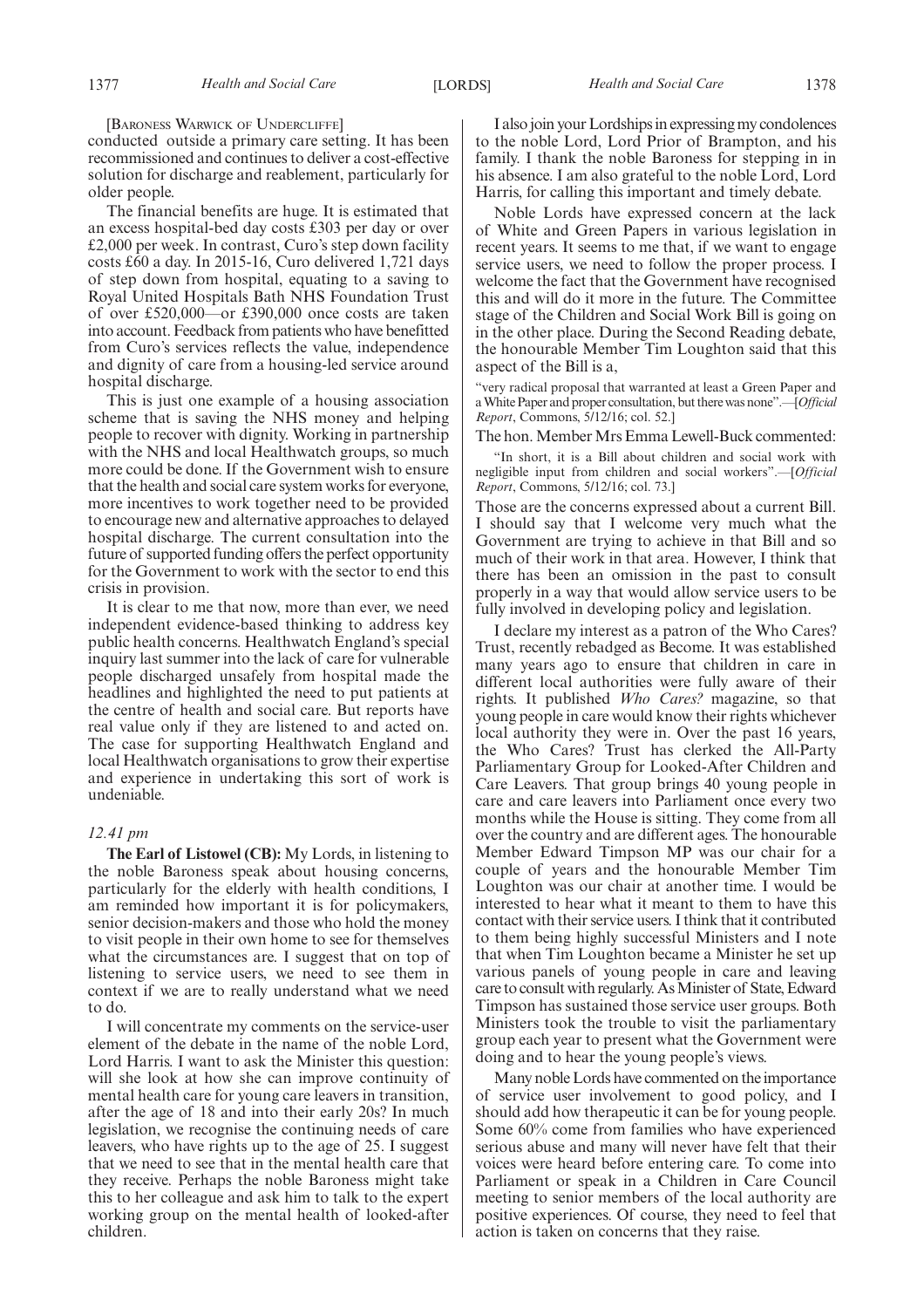[BARONESS WARWICK OF UNDERCLIFFE]

conducted outside a primary care setting. It has been recommissioned and continues to deliver a cost-effective solution for discharge and reablement, particularly for older people.

The financial benefits are huge. It is estimated that an excess hospital-bed day costs £303 per day or over £2,000 per week. In contrast, Curo's step down facility costs £60 a day. In 2015-16, Curo delivered 1,721 days of step down from hospital, equating to a saving to Royal United Hospitals Bath NHS Foundation Trust of over £520,000—or £390,000 once costs are taken into account. Feedback from patients who have benefitted from Curo's services reflects the value, independence and dignity of care from a housing-led service around hospital discharge.

This is just one example of a housing association scheme that is saving the NHS money and helping people to recover with dignity. Working in partnership with the NHS and local Healthwatch groups, so much more could be done. If the Government wish to ensure that the health and social care system works for everyone, more incentives to work together need to be provided to encourage new and alternative approaches to delayed hospital discharge. The current consultation into the future of supported funding offers the perfect opportunity for the Government to work with the sector to end this crisis in provision.

It is clear to me that now, more than ever, we need independent evidence-based thinking to address key public health concerns. Healthwatch England's special inquiry last summer into the lack of care for vulnerable people discharged unsafely from hospital made the headlines and highlighted the need to put patients at the centre of health and social care. But reports have real value only if they are listened to and acted on. The case for supporting Healthwatch England and local Healthwatch organisations to grow their expertise and experience in undertaking this sort of work is undeniable.

*12.41 pm*

**The Earl of Listowel (CB):** My Lords, in listening to the noble Baroness speak about housing concerns, particularly for the elderly with health conditions, I am reminded how important it is for policymakers, senior decision-makers and those who hold the money to visit people in their own home to see for themselves what the circumstances are. I suggest that on top of listening to service users, we need to see them in context if we are to really understand what we need to do.

I will concentrate my comments on the service-user element of the debate in the name of the noble Lord, Lord Harris. I want to ask the Minister this question: will she look at how she can improve continuity of mental health care for young care leavers in transition, after the age of 18 and into their early 20s? In much legislation, we recognise the continuing needs of care leavers, who have rights up to the age of 25. I suggest that we need to see that in the mental health care that they receive. Perhaps the noble Baroness might take this to her colleague and ask him to talk to the expert working group on the mental health of looked-after children.

I also join your Lordships in expressing my condolences to the noble Lord, Lord Prior of Brampton, and his family. I thank the noble Baroness for stepping in in his absence. I am also grateful to the noble Lord, Lord Harris, for calling this important and timely debate.

Noble Lords have expressed concern at the lack of White and Green Papers in various legislation in recent years. It seems to me that, if we want to engage service users, we need to follow the proper process. I welcome the fact that the Government have recognised this and will do it more in the future. The Committee stage of the Children and Social Work Bill is going on in the other place. During the Second Reading debate, the honourable Member Tim Loughton said that this aspect of the Bill is a,

"very radical proposal that warranted at least a Green Paper and a White Paper and proper consultation, but there was none".—[*Official Report*, Commons, 5/12/16; col. 52.]

The hon. Member Mrs Emma Lewell-Buck commented:

"In short, it is a Bill about children and social work with negligible input from children and social workers".—[*Official Report*, Commons, 5/12/16; col. 73.]

Those are the concerns expressed about a current Bill. I should say that I welcome very much what the Government are trying to achieve in that Bill and so much of their work in that area. However, I think that there has been an omission in the past to consult properly in a way that would allow service users to be fully involved in developing policy and legislation.

I declare my interest as a patron of the Who Cares? Trust, recently rebadged as Become. It was established many years ago to ensure that children in care in different local authorities were fully aware of their rights. It published *Who Cares?* magazine, so that young people in care would know their rights whichever local authority they were in. Over the past 16 years, the Who Cares? Trust has clerked the All-Party Parliamentary Group for Looked-After Children and Care Leavers. That group brings 40 young people in care and care leavers into Parliament once every two months while the House is sitting. They come from all over the country and are different ages. The honourable Member Edward Timpson MP was our chair for a couple of years and the honourable Member Tim Loughton was our chair at another time. I would be interested to hear what it meant to them to have this contact with their service users. I think that it contributed to them being highly successful Ministers and I note that when Tim Loughton became a Minister he set up various panels of young people in care and leaving care to consult with regularly. As Minister of State, Edward Timpson has sustained those service user groups. Both Ministers took the trouble to visit the parliamentary group each year to present what the Government were doing and to hear the young people's views.

Many noble Lords have commented on the importance of service user involvement to good policy, and I should add how therapeutic it can be for young people. Some 60% come from families who have experienced serious abuse and many will never have felt that their voices were heard before entering care. To come into Parliament or speak in a Children in Care Council meeting to senior members of the local authority are positive experiences. Of course, they need to feel that action is taken on concerns that they raise.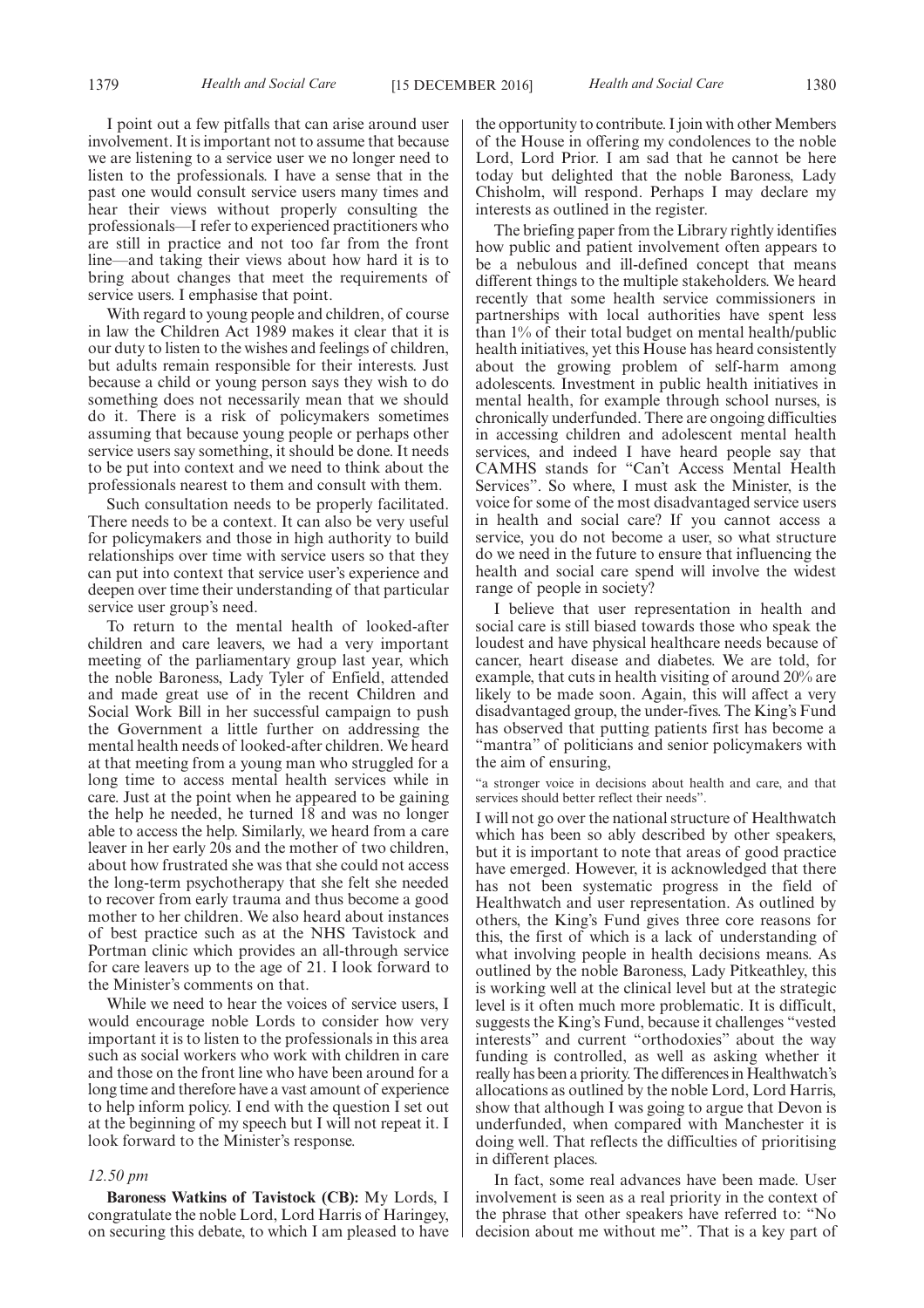I point out a few pitfalls that can arise around user involvement. It is important not to assume that because we are listening to a service user we no longer need to listen to the professionals. I have a sense that in the past one would consult service users many times and hear their views without properly consulting the professionals—I refer to experienced practitioners who are still in practice and not too far from the front line—and taking their views about how hard it is to bring about changes that meet the requirements of service users. I emphasise that point.

With regard to young people and children, of course in law the Children Act 1989 makes it clear that it is our duty to listen to the wishes and feelings of children, but adults remain responsible for their interests. Just because a child or young person says they wish to do something does not necessarily mean that we should do it. There is a risk of policymakers sometimes assuming that because young people or perhaps other service users say something, it should be done. It needs to be put into context and we need to think about the professionals nearest to them and consult with them.

Such consultation needs to be properly facilitated. There needs to be a context. It can also be very useful for policymakers and those in high authority to build relationships over time with service users so that they can put into context that service user's experience and deepen over time their understanding of that particular service user group's need.

To return to the mental health of looked-after children and care leavers, we had a very important meeting of the parliamentary group last year, which the noble Baroness, Lady Tyler of Enfield, attended and made great use of in the recent Children and Social Work Bill in her successful campaign to push the Government a little further on addressing the mental health needs of looked-after children. We heard at that meeting from a young man who struggled for a long time to access mental health services while in care. Just at the point when he appeared to be gaining the help he needed, he turned 18 and was no longer able to access the help. Similarly, we heard from a care leaver in her early 20s and the mother of two children, about how frustrated she was that she could not access the long-term psychotherapy that she felt she needed to recover from early trauma and thus become a good mother to her children. We also heard about instances of best practice such as at the NHS Tavistock and Portman clinic which provides an all-through service for care leavers up to the age of 21. I look forward to the Minister's comments on that.

While we need to hear the voices of service users, I would encourage noble Lords to consider how very important it is to listen to the professionals in this area such as social workers who work with children in care and those on the front line who have been around for a long time and therefore have a vast amount of experience to help inform policy. I end with the question I set out at the beginning of my speech but I will not repeat it. I look forward to the Minister's response.

*12.50 pm*

**Baroness Watkins of Tavistock (CB):** My Lords, I congratulate the noble Lord, Lord Harris of Haringey, on securing this debate, to which I am pleased to have the opportunity to contribute. I join with other Members of the House in offering my condolences to the noble Lord, Lord Prior. I am sad that he cannot be here today but delighted that the noble Baroness, Lady Chisholm, will respond. Perhaps I may declare my interests as outlined in the register.

The briefing paper from the Library rightly identifies how public and patient involvement often appears to be a nebulous and ill-defined concept that means different things to the multiple stakeholders. We heard recently that some health service commissioners in partnerships with local authorities have spent less than 1% of their total budget on mental health/public health initiatives, yet this House has heard consistently about the growing problem of self-harm among adolescents. Investment in public health initiatives in mental health, for example through school nurses, is chronically underfunded. There are ongoing difficulties in accessing children and adolescent mental health services, and indeed I have heard people say that CAMHS stands for "Can't Access Mental Health Services". So where, I must ask the Minister, is the voice for some of the most disadvantaged service users in health and social care? If you cannot access a service, you do not become a user, so what structure do we need in the future to ensure that influencing the health and social care spend will involve the widest range of people in society?

I believe that user representation in health and social care is still biased towards those who speak the loudest and have physical healthcare needs because of cancer, heart disease and diabetes. We are told, for example, that cuts in health visiting of around 20% are likely to be made soon. Again, this will affect a very disadvantaged group, the under-fives. The King's Fund has observed that putting patients first has become a "mantra" of politicians and senior policymakers with the aim of ensuring,

"a stronger voice in decisions about health and care, and that services should better reflect their needs".

I will not go over the national structure of Healthwatch which has been so ably described by other speakers, but it is important to note that areas of good practice have emerged. However, it is acknowledged that there has not been systematic progress in the field of Healthwatch and user representation. As outlined by others, the King's Fund gives three core reasons for this, the first of which is a lack of understanding of what involving people in health decisions means. As outlined by the noble Baroness, Lady Pitkeathley, this is working well at the clinical level but at the strategic level is it often much more problematic. It is difficult, suggests the King's Fund, because it challenges "vested interests" and current "orthodoxies" about the way funding is controlled, as well as asking whether it really has been a priority. The differences in Healthwatch's allocations as outlined by the noble Lord, Lord Harris, show that although I was going to argue that Devon is underfunded, when compared with Manchester it is doing well. That reflects the difficulties of prioritising in different places.

In fact, some real advances have been made. User involvement is seen as a real priority in the context of the phrase that other speakers have referred to: "No decision about me without me". That is a key part of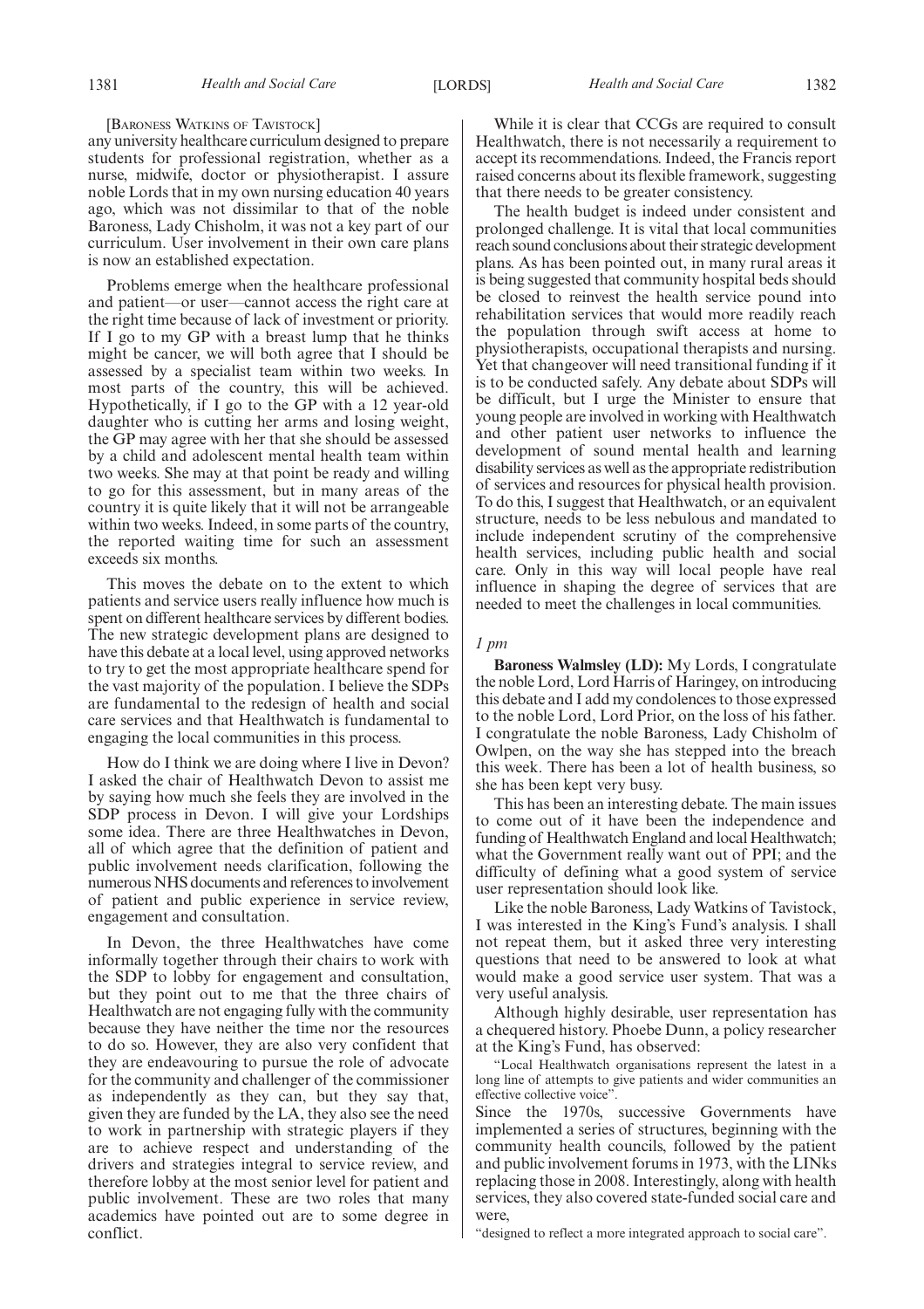[BARONESS WATKINS OF TAVISTOCK]

any university healthcare curriculum designed to prepare students for professional registration, whether as a nurse, midwife, doctor or physiotherapist. I assure noble Lords that in my own nursing education 40 years ago, which was not dissimilar to that of the noble Baroness, Lady Chisholm, it was not a key part of our curriculum. User involvement in their own care plans is now an established expectation.

Problems emerge when the healthcare professional and patient—or user—cannot access the right care at the right time because of lack of investment or priority. If I go to my GP with a breast lump that he thinks might be cancer, we will both agree that I should be assessed by a specialist team within two weeks. In most parts of the country, this will be achieved. Hypothetically, if I go to the GP with a 12 year-old daughter who is cutting her arms and losing weight, the GP may agree with her that she should be assessed by a child and adolescent mental health team within two weeks. She may at that point be ready and willing to go for this assessment, but in many areas of the country it is quite likely that it will not be arrangeable within two weeks. Indeed, in some parts of the country, the reported waiting time for such an assessment exceeds six months.

This moves the debate on to the extent to which patients and service users really influence how much is spent on different healthcare services by different bodies. The new strategic development plans are designed to have this debate at a local level, using approved networks to try to get the most appropriate healthcare spend for the vast majority of the population. I believe the SDPs are fundamental to the redesign of health and social care services and that Healthwatch is fundamental to engaging the local communities in this process.

How do I think we are doing where I live in Devon? I asked the chair of Healthwatch Devon to assist me by saying how much she feels they are involved in the SDP process in Devon. I will give your Lordships some idea. There are three Healthwatches in Devon, all of which agree that the definition of patient and public involvement needs clarification, following the numerous NHS documents and references to involvement of patient and public experience in service review, engagement and consultation.

In Devon, the three Healthwatches have come informally together through their chairs to work with the SDP to lobby for engagement and consultation, but they point out to me that the three chairs of Healthwatch are not engaging fully with the community because they have neither the time nor the resources to do so. However, they are also very confident that they are endeavouring to pursue the role of advocate for the community and challenger of the commissioner as independently as they can, but they say that, given they are funded by the LA, they also see the need to work in partnership with strategic players if they are to achieve respect and understanding of the drivers and strategies integral to service review, and therefore lobby at the most senior level for patient and public involvement. These are two roles that many academics have pointed out are to some degree in conflict.

While it is clear that CCGs are required to consult Healthwatch, there is not necessarily a requirement to accept its recommendations. Indeed, the Francis report raised concerns about its flexible framework, suggesting that there needs to be greater consistency.

The health budget is indeed under consistent and prolonged challenge. It is vital that local communities reach sound conclusions about their strategic development plans. As has been pointed out, in many rural areas it is being suggested that community hospital beds should be closed to reinvest the health service pound into rehabilitation services that would more readily reach the population through swift access at home to physiotherapists, occupational therapists and nursing. Yet that changeover will need transitional funding if it is to be conducted safely. Any debate about SDPs will be difficult, but I urge the Minister to ensure that young people are involved in working with Healthwatch and other patient user networks to influence the development of sound mental health and learning disability services as well as the appropriate redistribution of services and resources for physical health provision. To do this, I suggest that Healthwatch, or an equivalent structure, needs to be less nebulous and mandated to include independent scrutiny of the comprehensive health services, including public health and social care. Only in this way will local people have real influence in shaping the degree of services that are needed to meet the challenges in local communities.

*1 pm*

**Baroness Walmsley (LD):** My Lords, I congratulate the noble Lord, Lord Harris of Haringey, on introducing this debate and I add my condolences to those expressed to the noble Lord, Lord Prior, on the loss of his father. I congratulate the noble Baroness, Lady Chisholm of Owlpen, on the way she has stepped into the breach this week. There has been a lot of health business, so she has been kept very busy.

This has been an interesting debate. The main issues to come out of it have been the independence and funding of Healthwatch England and local Healthwatch; what the Government really want out of PPI; and the difficulty of defining what a good system of service user representation should look like.

Like the noble Baroness, Lady Watkins of Tavistock, I was interested in the King's Fund's analysis. I shall not repeat them, but it asked three very interesting questions that need to be answered to look at what would make a good service user system. That was a very useful analysis.

Although highly desirable, user representation has a chequered history. Phoebe Dunn, a policy researcher at the King's Fund, has observed:

"Local Healthwatch organisations represent the latest in a long line of attempts to give patients and wider communities an effective collective voice".

Since the 1970s, successive Governments have implemented a series of structures, beginning with the community health councils, followed by the patient and public involvement forums in 1973, with the LINks replacing those in 2008. Interestingly, along with health services, they also covered state-funded social care and were,

"designed to reflect a more integrated approach to social care".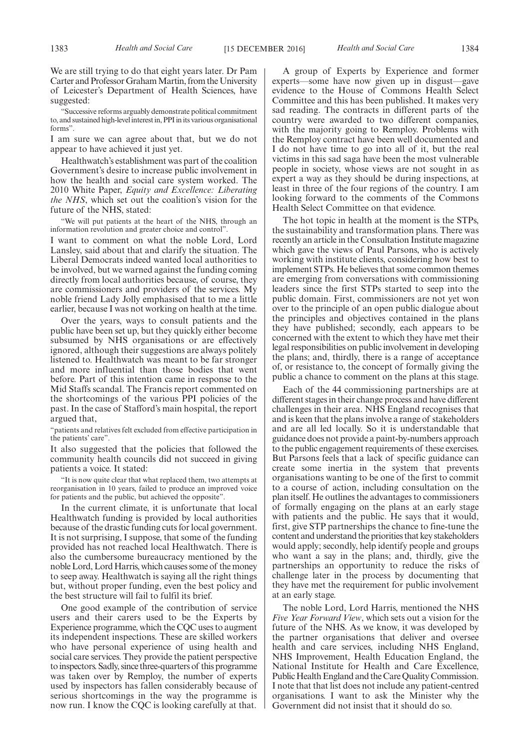We are still trying to do that eight years later. Dr Pam Carter and Professor Graham Martin, from the University of Leicester's Department of Health Sciences, have suggested:

> "Successive reforms arguably demonstrate political commitment to, and sustained high-level interest in, PPI in its various organisational forms".

I am sure we can agree about that, but we do not appear to have achieved it just yet.

Healthwatch's establishment was part of the coalition Government's desire to increase public involvement in how the health and social care system worked. The 2010 White Paper, *Equity and Excellence: Liberating the NHS*, which set out the coalition's vision for the future of the NHS, stated:

> "We will put patients at the heart of the NHS, through an information revolution and greater choice and control".

I want to comment on what the noble Lord, Lord Lansley, said about that and clarify the situation. The Liberal Democrats indeed wanted local authorities to be involved, but we warned against the funding coming directly from local authorities because, of course, they are commissioners and providers of the services. My noble friend Lady Jolly emphasised that to me a little earlier, because I was not working on health at the time.

Over the years, ways to consult patients and the public have been set up, but they quickly either become subsumed by NHS organisations or are effectively ignored, although their suggestions are always politely listened to. Healthwatch was meant to be far stronger and more influential than those bodies that went before. Part of this intention came in response to the Mid Staffs scandal. The Francis report commented on the shortcomings of the various PPI policies of the past. In the case of Stafford's main hospital, the report argued that,

> "patients and relatives felt excluded from effective participation in the patients' care".

It also suggested that the policies that followed the community health councils did not succeed in giving patients a voice. It stated:

> "It is now quite clear that what replaced them, two attempts at reorganisation in 10 years, failed to produce an improved voice for patients and the public, but achieved the opposite".

In the current climate, it is unfortunate that local Healthwatch funding is provided by local authorities because of the drastic funding cuts for local government. It is not surprising, I suppose, that some of the funding provided has not reached local Healthwatch. There is also the cumbersome bureaucracy mentioned by the noble Lord, Lord Harris, which causes some of the money to seep away. Healthwatch is saying all the right things but, without proper funding, even the best policy and the best structure will fail to fulfil its brief.

One good example of the contribution of service users and their carers used to be the Experts by Experience programme, which the CQC uses to augment its independent inspections. These are skilled workers who have personal experience of using health and social care services. They provide the patient perspective to inspectors. Sadly, since three-quarters of this programme was taken over by Remploy, the number of experts used by inspectors has fallen considerably because of serious shortcomings in the way the programme is now run. I know the CQC is looking carefully at that.

A group of Experts by Experience and former experts—some have now given up in disgust—gave evidence to the House of Commons Health Select Committee and this has been published. It makes very sad reading. The contracts in different parts of the country were awarded to two different companies, with the majority going to Remploy. Problems with the Remploy contract have been well documented and I do not have time to go into all of it, but the real victims in this sad saga have been the most vulnerable people in society, whose views are not sought in as expert a way as they should be during inspections, at least in three of the four regions of the country. I am looking forward to the comments of the Commons Health Select Committee on that evidence.

The hot topic in health at the moment is the STPs, the sustainability and transformation plans. There was recently an article in the Consultation Institute magazine which gave the views of Paul Parsons, who is actively working with institute clients, considering how best to implement STPs. He believes that some common themes are emerging from conversations with commissioning leaders since the first STPs started to seep into the public domain. First, commissioners are not yet won over to the principle of an open public dialogue about the principles and objectives contained in the plans they have published; secondly, each appears to be concerned with the extent to which they have met their legal responsibilities on public involvement in developing the plans; and, thirdly, there is a range of acceptance of, or resistance to, the concept of formally giving the public a chance to comment on the plans at this stage.

Each of the 44 commissioning partnerships are at different stages in their change process and have different challenges in their area. NHS England recognises that and is keen that the plans involve a range of stakeholders and are all led locally. So it is understandable that guidance does not provide a paint-by-numbers approach to the public engagement requirements of these exercises. But Parsons feels that a lack of specific guidance can create some inertia in the system that prevents organisations wanting to be one of the first to commit to a course of action, including consultation on the plan itself. He outlines the advantages to commissioners of formally engaging on the plans at an early stage with patients and the public. He says that it would, first, give STP partnerships the chance to fine-tune the content and understand the priorities that key stakeholders would apply; secondly, help identify people and groups who want a say in the plans; and, thirdly, give the partnerships an opportunity to reduce the risks of challenge later in the process by documenting that they have met the requirement for public involvement at an early stage.

The noble Lord, Lord Harris, mentioned the NHS *Five Year Forward View*, which sets out a vision for the future of the NHS. As we know, it was developed by the partner organisations that deliver and oversee health and care services, including NHS England, NHS Improvement, Health Education England, the National Institute for Health and Care Excellence, Public Health England and the Care Quality Commission. I note that that list does not include any patient-centred organisations. I want to ask the Minister why the Government did not insist that it should do so.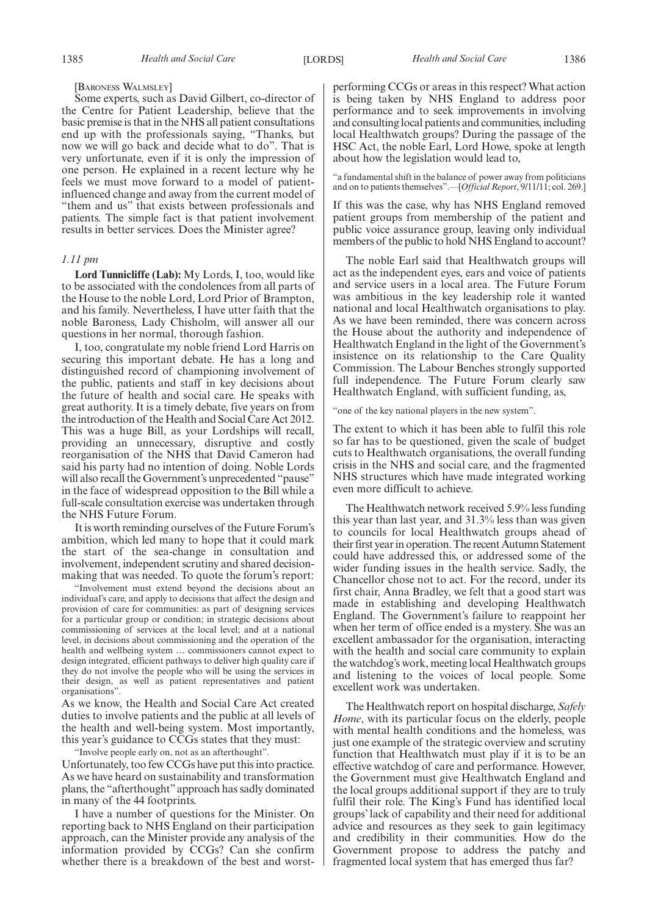[BARONESS WALMSLEY]

Some experts, such as David Gilbert, co-director of the Centre for Patient Leadership, believe that the basic premise is that in the NHS all patient consultations end up with the professionals saying, "Thanks, but now we will go back and decide what to do". That is very unfortunate, even if it is only the impression of one person. He explained in a recent lecture why he feels we must move forward to a model of patient-influenced change and away from the current model of "them and us" that exists between professionals and patients. The simple fact is that patient involvement results in better services. Does the Minister agree?

*1.11 pm*

**Lord Tunnicliffe (Lab):** My Lords, I, too, would like to be associated with the condolences from all parts of the House to the noble Lord, Lord Prior of Brampton, and his family. Nevertheless, I have utter faith that the noble Baroness, Lady Chisholm, will answer all our questions in her normal, thorough fashion.

I, too, congratulate my noble friend Lord Harris on securing this important debate. He has a long and distinguished record of championing involvement of the public, patients and staff in key decisions about the future of health and social care. He speaks with great authority. It is a timely debate, five years on from the introduction of the Health and Social Care Act 2012. This was a huge Bill, as your Lordships will recall, providing an unnecessary, disruptive and costly reorganisation of the NHS that David Cameron had said his party had no intention of doing. Noble Lords will also recall the Government's unprecedented "pause" in the face of widespread opposition to the Bill while a full-scale consultation exercise was undertaken through the NHS Future Forum.

It is worth reminding ourselves of the Future Forum's ambition, which led many to hope that it could mark the start of the sea-change in consultation and involvement, independent scrutiny and shared decision-making that was needed. To quote the forum's report:

"Involvement must extend beyond the decisions about an individual's care, and apply to decisions that affect the design and provision of care for communities: as part of designing services for a particular group or condition; in strategic decisions about commissioning of services at the local level; and at a national level, in decisions about commissioning and the operation of the health and wellbeing system … commissioners cannot expect to design integrated, efficient pathways to deliver high quality care if they do not involve the people who will be using the services in their design, as well as patient representatives and patient organisations".

As we know, the Health and Social Care Act created duties to involve patients and the public at all levels of the health and well-being system. Most importantly, this year's guidance to CCGs states that they must:

"Involve people early on, not as an afterthought".

Unfortunately, too few CCGs have put this into practice. As we have heard on sustainability and transformation plans, the "afterthought" approach has sadly dominated in many of the 44 footprints.

I have a number of questions for the Minister. On reporting back to NHS England on their participation approach, can the Minister provide any analysis of the information provided by CCGs? Can she confirm whether there is a breakdown of the best and worst-performing CCGs or areas in this respect? What action is being taken by NHS England to address poor performance and to seek improvements in involving and consulting local patients and communities, including local Healthwatch groups? During the passage of the HSC Act, the noble Earl, Lord Howe, spoke at length about how the legislation would lead to,

"a fundamental shift in the balance of power away from politicians and on to patients themselves".—[*Official Report*, 9/11/11; col. 269.]

If this was the case, why has NHS England removed patient groups from membership of the patient and public voice assurance group, leaving only individual members of the public to hold NHS England to account?

The noble Earl said that Healthwatch groups will act as the independent eyes, ears and voice of patients and service users in a local area. The Future Forum was ambitious in the key leadership role it wanted national and local Healthwatch organisations to play. As we have been reminded, there was concern across the House about the authority and independence of Healthwatch England in the light of the Government's insistence on its relationship to the Care Quality Commission. The Labour Benches strongly supported full independence. The Future Forum clearly saw Healthwatch England, with sufficient funding, as,

"one of the key national players in the new system".

The extent to which it has been able to fulfil this role so far has to be questioned, given the scale of budget cuts to Healthwatch organisations, the overall funding crisis in the NHS and social care, and the fragmented NHS structures which have made integrated working even more difficult to achieve.

The Healthwatch network received 5.9% less funding this year than last year, and 31.3% less than was given to councils for local Healthwatch groups ahead of their first year in operation. The recent Autumn Statement could have addressed this, or addressed some of the wider funding issues in the health service. Sadly, the Chancellor chose not to act. For the record, under its first chair, Anna Bradley, we felt that a good start was made in establishing and developing Healthwatch England. The Government's failure to reappoint her when her term of office ended is a mystery. She was an excellent ambassador for the organisation, interacting with the health and social care community to explain the watchdog's work, meeting local Healthwatch groups and listening to the voices of local people. Some excellent work was undertaken.

The Healthwatch report on hospital discharge, *Safely Home*, with its particular focus on the elderly, people with mental health conditions and the homeless, was just one example of the strategic overview and scrutiny function that Healthwatch must play if it is to be an effective watchdog of care and performance. However, the Government must give Healthwatch England and the local groups additional support if they are to truly fulfil their role. The King's Fund has identified local groups' lack of capability and their need for additional advice and resources as they seek to gain legitimacy and credibility in their communities. How do the Government propose to address the patchy and fragmented local system that has emerged thus far?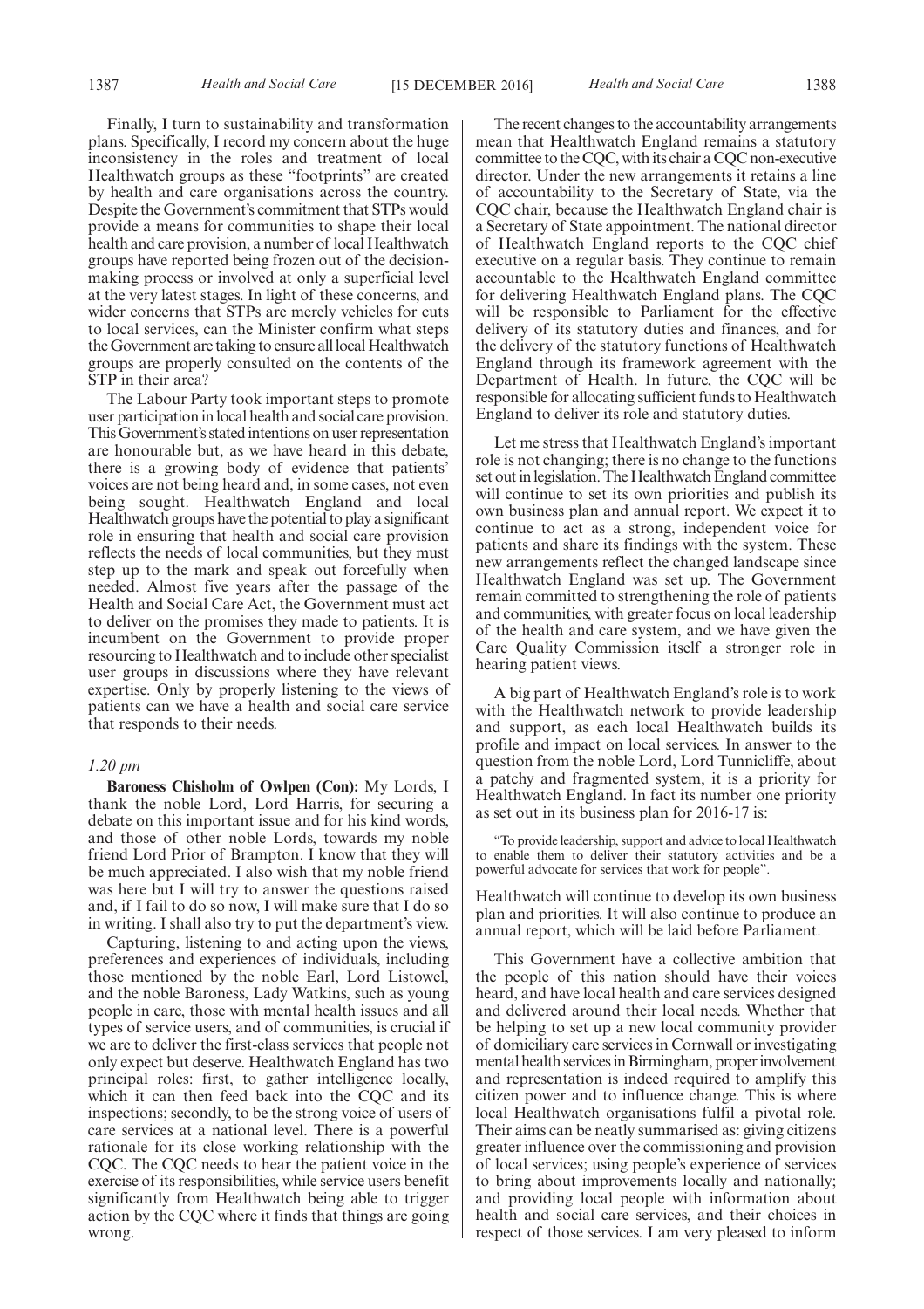Finally, I turn to sustainability and transformation plans. Specifically, I record my concern about the huge inconsistency in the roles and treatment of local Healthwatch groups as these "footprints" are created by health and care organisations across the country. Despite the Government's commitment that STPs would provide a means for communities to shape their local health and care provision, a number of local Healthwatch groups have reported being frozen out of the decision-making process or involved at only a superficial level at the very latest stages. In light of these concerns, and wider concerns that STPs are merely vehicles for cuts to local services, can the Minister confirm what steps the Government are taking to ensure all local Healthwatch groups are properly consulted on the contents of the STP in their area?

The Labour Party took important steps to promote user participation in local health and social care provision. This Government's stated intentions on user representation are honourable but, as we have heard in this debate, there is a growing body of evidence that patients' voices are not being heard and, in some cases, not even being sought. Healthwatch England and local Healthwatch groups have the potential to play a significant role in ensuring that health and social care provision reflects the needs of local communities, but they must step up to the mark and speak out forcefully when needed. Almost five years after the passage of the Health and Social Care Act, the Government must act to deliver on the promises they made to patients. It is incumbent on the Government to provide proper resourcing to Healthwatch and to include other specialist user groups in discussions where they have relevant expertise. Only by properly listening to the views of patients can we have a health and social care service that responds to their needs.

*1.20 pm*

**Baroness Chisholm of Owlpen (Con):** My Lords, I thank the noble Lord, Lord Harris, for securing a debate on this important issue and for his kind words, and those of other noble Lords, towards my noble friend Lord Prior of Brampton. I know that they will be much appreciated. I also wish that my noble friend was here but I will try to answer the questions raised and, if I fail to do so now, I will make sure that I do so in writing. I shall also try to put the department's view.

Capturing, listening to and acting upon the views, preferences and experiences of individuals, including those mentioned by the noble Earl, Lord Listowel, and the noble Baroness, Lady Watkins, such as young people in care, those with mental health issues and all types of service users, and of communities, is crucial if we are to deliver the first-class services that people not only expect but deserve. Healthwatch England has two principal roles: first, to gather intelligence locally, which it can then feed back into the CQC and its inspections; secondly, to be the strong voice of users of care services at a national level. There is a powerful rationale for its close working relationship with the CQC. The CQC needs to hear the patient voice in the exercise of its responsibilities, while service users benefit significantly from Healthwatch being able to trigger action by the CQC where it finds that things are going wrong.

The recent changes to the accountability arrangements mean that Healthwatch England remains a statutory committee to the CQC, with its chair a CQC non-executive director. Under the new arrangements it retains a line of accountability to the Secretary of State, via the CQC chair, because the Healthwatch England chair is a Secretary of State appointment. The national director of Healthwatch England reports to the CQC chief executive on a regular basis. They continue to remain accountable to the Healthwatch England committee for delivering Healthwatch England plans. The CQC will be responsible to Parliament for the effective delivery of its statutory duties and finances, and for the delivery of the statutory functions of Healthwatch England through its framework agreement with the Department of Health. In future, the CQC will be responsible for allocating sufficient funds to Healthwatch England to deliver its role and statutory duties.

Let me stress that Healthwatch England's important role is not changing; there is no change to the functions set out in legislation. The Healthwatch England committee will continue to set its own priorities and publish its own business plan and annual report. We expect it to continue to act as a strong, independent voice for patients and share its findings with the system. These new arrangements reflect the changed landscape since Healthwatch England was set up. The Government remain committed to strengthening the role of patients and communities, with greater focus on local leadership of the health and care system, and we have given the Care Quality Commission itself a stronger role in hearing patient views.

A big part of Healthwatch England's role is to work with the Healthwatch network to provide leadership and support, as each local Healthwatch builds its profile and impact on local services. In answer to the question from the noble Lord, Lord Tunnicliffe, about a patchy and fragmented system, it is a priority for Healthwatch England. In fact its number one priority as set out in its business plan for 2016-17 is:

> "To provide leadership, support and advice to local Healthwatch to enable them to deliver their statutory activities and be a powerful advocate for services that work for people".

Healthwatch will continue to develop its own business plan and priorities. It will also continue to produce an annual report, which will be laid before Parliament.

This Government have a collective ambition that the people of this nation should have their voices heard, and have local health and care services designed and delivered around their local needs. Whether that be helping to set up a new local community provider of domiciliary care services in Cornwall or investigating mental health services in Birmingham, proper involvement and representation is indeed required to amplify this citizen power and to influence change. This is where local Healthwatch organisations fulfil a pivotal role. Their aims can be neatly summarised as: giving citizens greater influence over the commissioning and provision of local services; using people's experience of services to bring about improvements locally and nationally; and providing local people with information about health and social care services, and their choices in respect of those services. I am very pleased to inform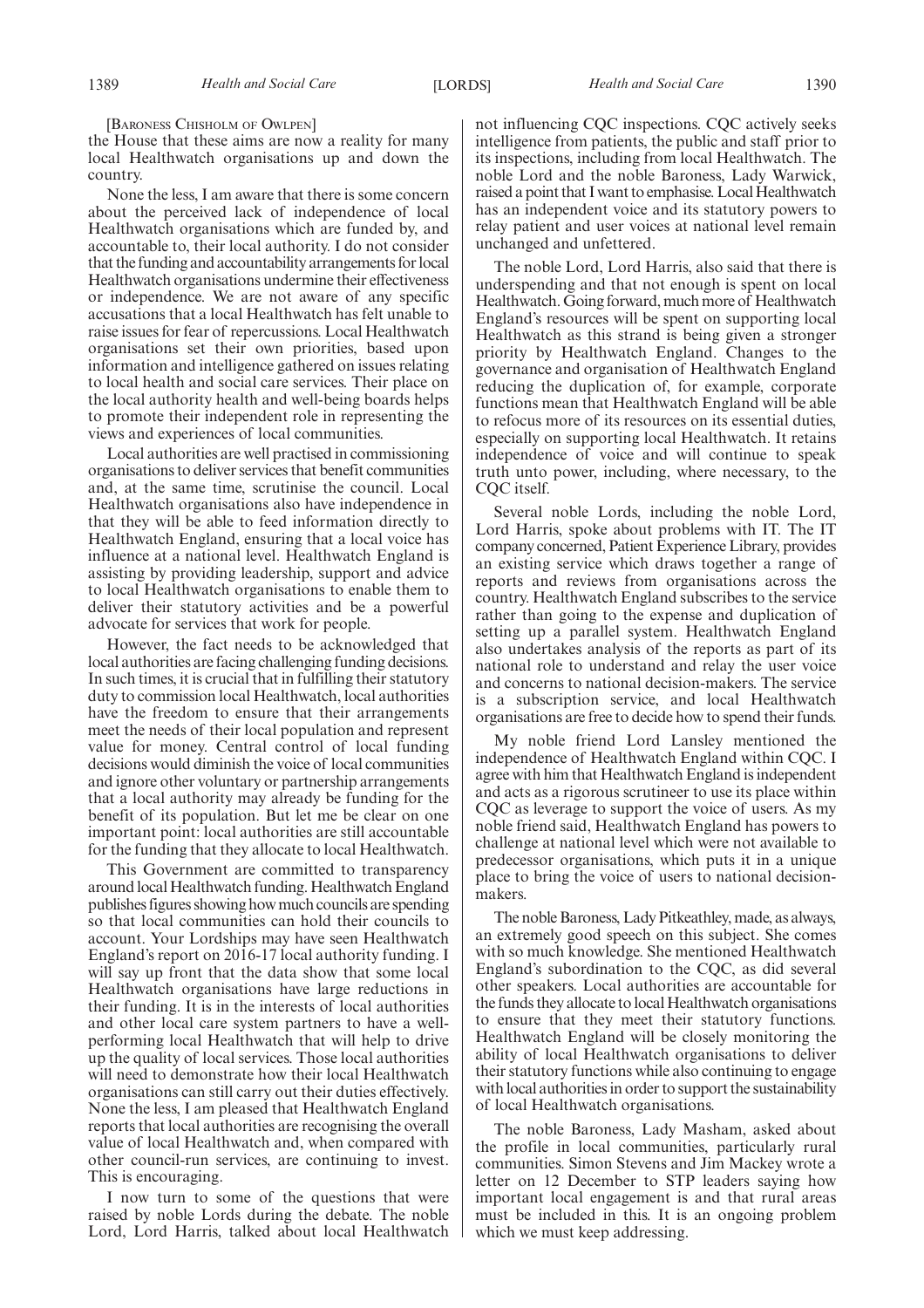[BARONESS CHISHOLM OF OWLPEN]

the House that these aims are now a reality for many local Healthwatch organisations up and down the country.

None the less, I am aware that there is some concern about the perceived lack of independence of local Healthwatch organisations which are funded by, and accountable to, their local authority. I do not consider that the funding and accountability arrangements for local Healthwatch organisations undermine their effectiveness or independence. We are not aware of any specific accusations that a local Healthwatch has felt unable to raise issues for fear of repercussions. Local Healthwatch organisations set their own priorities, based upon information and intelligence gathered on issues relating to local health and social care services. Their place on the local authority health and well-being boards helps to promote their independent role in representing the views and experiences of local communities.

Local authorities are well practised in commissioning organisations to deliver services that benefit communities and, at the same time, scrutinise the council. Local Healthwatch organisations also have independence in that they will be able to feed information directly to Healthwatch England, ensuring that a local voice has influence at a national level. Healthwatch England is assisting by providing leadership, support and advice to local Healthwatch organisations to enable them to deliver their statutory activities and be a powerful advocate for services that work for people.

However, the fact needs to be acknowledged that local authorities are facing challenging funding decisions. In such times, it is crucial that in fulfilling their statutory duty to commission local Healthwatch, local authorities have the freedom to ensure that their arrangements meet the needs of their local population and represent value for money. Central control of local funding decisions would diminish the voice of local communities and ignore other voluntary or partnership arrangements that a local authority may already be funding for the benefit of its population. But let me be clear on one important point: local authorities are still accountable for the funding that they allocate to local Healthwatch.

This Government are committed to transparency around local Healthwatch funding. Healthwatch England publishes figures showing how much councils are spending so that local communities can hold their councils to account. Your Lordships may have seen Healthwatch England's report on 2016-17 local authority funding. I will say up front that the data show that some local Healthwatch organisations have large reductions in their funding. It is in the interests of local authorities and other local care system partners to have a well-performing local Healthwatch that will help to drive up the quality of local services. Those local authorities will need to demonstrate how their local Healthwatch organisations can still carry out their duties effectively. None the less, I am pleased that Healthwatch England reports that local authorities are recognising the overall value of local Healthwatch and, when compared with other council-run services, are continuing to invest. This is encouraging.

I now turn to some of the questions that were raised by noble Lords during the debate. The noble Lord, Lord Harris, talked about local Healthwatch not influencing CQC inspections. CQC actively seeks intelligence from patients, the public and staff prior to its inspections, including from local Healthwatch. The noble Lord and the noble Baroness, Lady Warwick, raised a point that I want to emphasise. Local Healthwatch has an independent voice and its statutory powers to relay patient and user voices at national level remain unchanged and unfettered.

The noble Lord, Lord Harris, also said that there is underspending and that not enough is spent on local Healthwatch. Going forward, much more of Healthwatch England's resources will be spent on supporting local Healthwatch as this strand is being given a stronger priority by Healthwatch England. Changes to the governance and organisation of Healthwatch England reducing the duplication of, for example, corporate functions mean that Healthwatch England will be able to refocus more of its resources on its essential duties, especially on supporting local Healthwatch. It retains independence of voice and will continue to speak truth unto power, including, where necessary, to the CQC itself.

Several noble Lords, including the noble Lord, Lord Harris, spoke about problems with IT. The IT company concerned, Patient Experience Library, provides an existing service which draws together a range of reports and reviews from organisations across the country. Healthwatch England subscribes to the service rather than going to the expense and duplication of setting up a parallel system. Healthwatch England also undertakes analysis of the reports as part of its national role to understand and relay the user voice and concerns to national decision-makers. The service is a subscription service, and local Healthwatch organisations are free to decide how to spend their funds.

My noble friend Lord Lansley mentioned the independence of Healthwatch England within CQC. I agree with him that Healthwatch England is independent and acts as a rigorous scrutineer to use its place within CQC as leverage to support the voice of users. As my noble friend said, Healthwatch England has powers to challenge at national level which were not available to predecessor organisations, which puts it in a unique place to bring the voice of users to national decision-makers.

The noble Baroness, Lady Pitkeathley, made, as always, an extremely good speech on this subject. She comes with so much knowledge. She mentioned Healthwatch England's subordination to the CQC, as did several other speakers. Local authorities are accountable for the funds they allocate to local Healthwatch organisations to ensure that they meet their statutory functions. Healthwatch England will be closely monitoring the ability of local Healthwatch organisations to deliver their statutory functions while also continuing to engage with local authorities in order to support the sustainability of local Healthwatch organisations.

The noble Baroness, Lady Masham, asked about the profile in local communities, particularly rural communities. Simon Stevens and Jim Mackey wrote a letter on 12 December to STP leaders saying how important local engagement is and that rural areas must be included in this. It is an ongoing problem which we must keep addressing.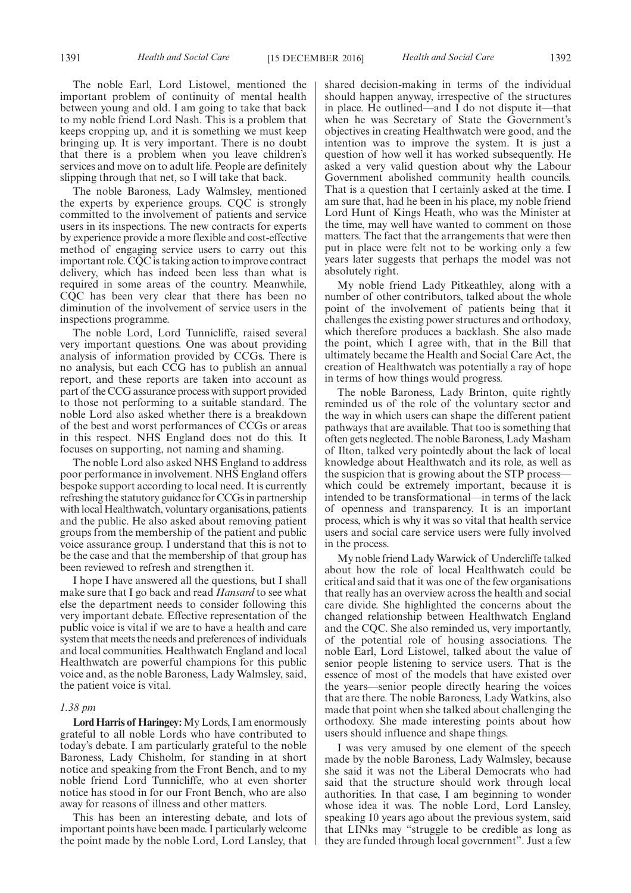The noble Earl, Lord Listowel, mentioned the important problem of continuity of mental health between young and old. I am going to take that back to my noble friend Lord Nash. This is a problem that keeps cropping up, and it is something we must keep bringing up. It is very important. There is no doubt that there is a problem when you leave children's services and move on to adult life. People are definitely slipping through that net, so I will take that back.

The noble Baroness, Lady Walmsley, mentioned the experts by experience groups. CQC is strongly committed to the involvement of patients and service users in its inspections. The new contracts for experts by experience provide a more flexible and cost-effective method of engaging service users to carry out this important role. CQC is taking action to improve contract delivery, which has indeed been less than what is required in some areas of the country. Meanwhile, CQC has been very clear that there has been no diminution of the involvement of service users in the inspections programme.

The noble Lord, Lord Tunnicliffe, raised several very important questions. One was about providing analysis of information provided by CCGs. There is no analysis, but each CCG has to publish an annual report, and these reports are taken into account as part of the CCG assurance process with support provided to those not performing to a suitable standard. The noble Lord also asked whether there is a breakdown of the best and worst performances of CCGs or areas in this respect. NHS England does not do this. It focuses on supporting, not naming and shaming.

The noble Lord also asked NHS England to address poor performance in involvement. NHS England offers bespoke support according to local need. It is currently refreshing the statutory guidance for CCGs in partnership with local Healthwatch, voluntary organisations, patients and the public. He also asked about removing patient groups from the membership of the patient and public voice assurance group. I understand that this is not to be the case and that the membership of that group has been reviewed to refresh and strengthen it.

I hope I have answered all the questions, but I shall make sure that I go back and read *Hansard* to see what else the department needs to consider following this very important debate. Effective representation of the public voice is vital if we are to have a health and care system that meets the needs and preferences of individuals and local communities. Healthwatch England and local Healthwatch are powerful champions for this public voice and, as the noble Baroness, Lady Walmsley, said, the patient voice is vital.

*1.38 pm*

**Lord Harris of Haringey:** My Lords, I am enormously grateful to all noble Lords who have contributed to today's debate. I am particularly grateful to the noble Baroness, Lady Chisholm, for standing in at short notice and speaking from the Front Bench, and to my noble friend Lord Tunnicliffe, who at even shorter notice has stood in for our Front Bench, who are also away for reasons of illness and other matters.

This has been an interesting debate, and lots of important points have been made. I particularly welcome the point made by the noble Lord, Lord Lansley, that shared decision-making in terms of the individual should happen anyway, irrespective of the structures in place. He outlined—and I do not dispute it—that when he was Secretary of State the Government's objectives in creating Healthwatch were good, and the intention was to improve the system. It is just a question of how well it has worked subsequently. He asked a very valid question about why the Labour Government abolished community health councils. That is a question that I certainly asked at the time. I am sure that, had he been in his place, my noble friend Lord Hunt of Kings Heath, who was the Minister at the time, may well have wanted to comment on those matters. The fact that the arrangements that were then put in place were felt not to be working only a few years later suggests that perhaps the model was not absolutely right.

My noble friend Lady Pitkeathley, along with a number of other contributors, talked about the whole point of the involvement of patients being that it challenges the existing power structures and orthodoxy, which therefore produces a backlash. She also made the point, which I agree with, that in the Bill that ultimately became the Health and Social Care Act, the creation of Healthwatch was potentially a ray of hope in terms of how things would progress.

The noble Baroness, Lady Brinton, quite rightly reminded us of the role of the voluntary sector and the way in which users can shape the different patient pathways that are available. That too is something that often gets neglected. The noble Baroness, Lady Masham of Ilton, talked very pointedly about the lack of local knowledge about Healthwatch and its role, as well as the suspicion that is growing about the STP process—which could be extremely important, because it is intended to be transformational—in terms of the lack of openness and transparency. It is an important process, which is why it was so vital that health service users and social care service users were fully involved in the process.

My noble friend Lady Warwick of Undercliffe talked about how the role of local Healthwatch could be critical and said that it was one of the few organisations that really has an overview across the health and social care divide. She highlighted the concerns about the changed relationship between Healthwatch England and the CQC. She also reminded us, very importantly, of the potential role of housing associations. The noble Earl, Lord Listowel, talked about the value of senior people listening to service users. That is the essence of most of the models that have existed over the years—senior people directly hearing the voices that are there. The noble Baroness, Lady Watkins, also made that point when she talked about challenging the orthodoxy. She made interesting points about how users should influence and shape things.

I was very amused by one element of the speech made by the noble Baroness, Lady Walmsley, because she said it was not the Liberal Democrats who had said that the structure should work through local authorities. In that case, I am beginning to wonder whose idea it was. The noble Lord, Lord Lansley, speaking 10 years ago about the previous system, said that LINks may "struggle to be credible as long as they are funded through local government". Just a few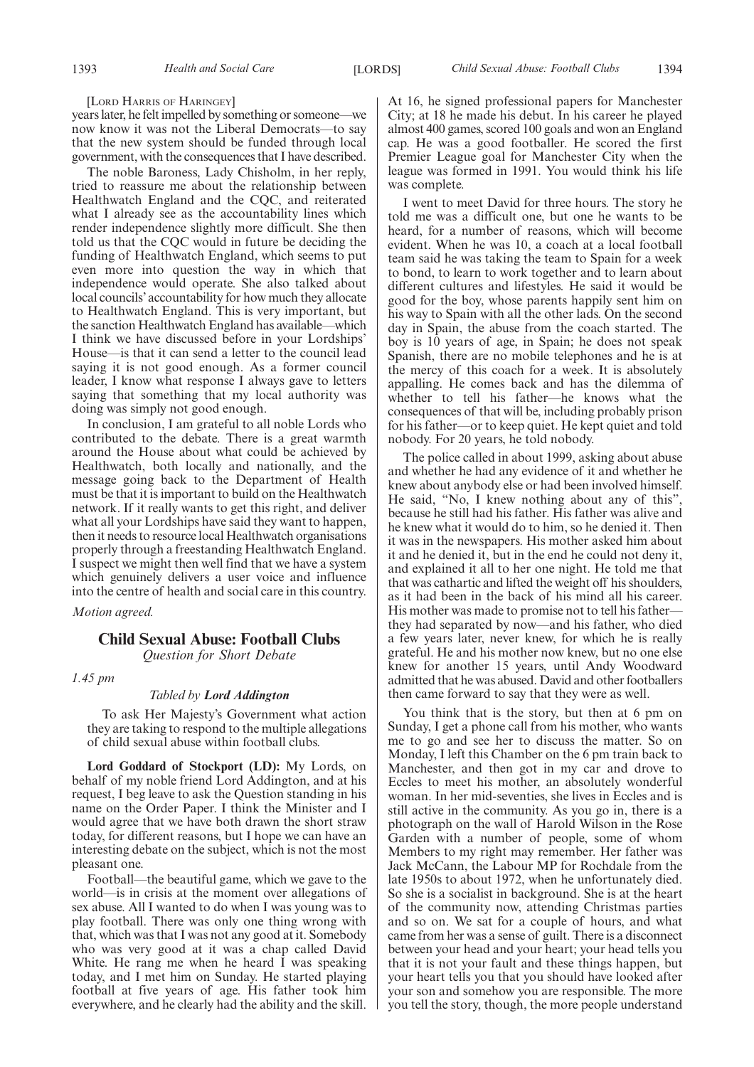[LORD HARRIS OF HARINGEY]

years later, he felt impelled by something or someone—we now know it was not the Liberal Democrats—to say that the new system should be funded through local government, with the consequences that I have described.

The noble Baroness, Lady Chisholm, in her reply, tried to reassure me about the relationship between Healthwatch England and the CQC, and reiterated what I already see as the accountability lines which render independence slightly more difficult. She then told us that the CQC would in future be deciding the funding of Healthwatch England, which seems to put even more into question the way in which that independence would operate. She also talked about local councils' accountability for how much they allocate to Healthwatch England. This is very important, but the sanction Healthwatch England has available—which I think we have discussed before in your Lordships' House—is that it can send a letter to the council lead saying it is not good enough. As a former council leader, I know what response I always gave to letters saying that something that my local authority was doing was simply not good enough.

In conclusion, I am grateful to all noble Lords who contributed to the debate. There is a great warmth around the House about what could be achieved by Healthwatch, both locally and nationally, and the message going back to the Department of Health must be that it is important to build on the Healthwatch network. If it really wants to get this right, and deliver what all your Lordships have said they want to happen, then it needs to resource local Healthwatch organisations properly through a freestanding Healthwatch England. I suspect we might then well find that we have a system which genuinely delivers a user voice and influence into the centre of health and social care in this country.

*Motion agreed.*

## Child Sexual Abuse: Football Clubs

*Question for Short Debate*

*1.45 pm*

*Tabled by **Lord Addington***

To ask Her Majesty's Government what action they are taking to respond to the multiple allegations of child sexual abuse within football clubs.

**Lord Goddard of Stockport (LD):** My Lords, on behalf of my noble friend Lord Addington, and at his request, I beg leave to ask the Question standing in his name on the Order Paper. I think the Minister and I would agree that we have both drawn the short straw today, for different reasons, but I hope we can have an interesting debate on the subject, which is not the most pleasant one.

Football—the beautiful game, which we gave to the world—is in crisis at the moment over allegations of sex abuse. All I wanted to do when I was young was to play football. There was only one thing wrong with that, which was that I was not any good at it. Somebody who was very good at it was a chap called David White. He rang me when he heard I was speaking today, and I met him on Sunday. He started playing football at five years of age. His father took him everywhere, and he clearly had the ability and the skill. At 16, he signed professional papers for Manchester City; at 18 he made his debut. In his career he played almost 400 games, scored 100 goals and won an England cap. He was a good footballer. He scored the first Premier League goal for Manchester City when the league was formed in 1991. You would think his life was complete.

I went to meet David for three hours. The story he told me was a difficult one, but one he wants to be heard, for a number of reasons, which will become evident. When he was 10, a coach at a local football team said he was taking the team to Spain for a week to bond, to learn to work together and to learn about different cultures and lifestyles. He said it would be good for the boy, whose parents happily sent him on his way to Spain with all the other lads. On the second day in Spain, the abuse from the coach started. The boy is 10 years of age, in Spain; he does not speak Spanish, there are no mobile telephones and he is at the mercy of this coach for a week. It is absolutely appalling. He comes back and has the dilemma of whether to tell his father—he knows what the consequences of that will be, including probably prison for his father—or to keep quiet. He kept quiet and told nobody. For 20 years, he told nobody.

The police called in about 1999, asking about abuse and whether he had any evidence of it and whether he knew about anybody else or had been involved himself. He said, "No, I knew nothing about any of this", because he still had his father. His father was alive and he knew what it would do to him, so he denied it. Then it was in the newspapers. His mother asked him about it and he denied it, but in the end he could not deny it, and explained it all to her one night. He told me that that was cathartic and lifted the weight off his shoulders, as it had been in the back of his mind all his career. His mother was made to promise not to tell his father—they had separated by now—and his father, who died a few years later, never knew, for which he is really grateful. He and his mother now knew, but no one else knew for another 15 years, until Andy Woodward admitted that he was abused. David and other footballers then came forward to say that they were as well.

You think that is the story, but then at 6 pm on Sunday, I get a phone call from his mother, who wants me to go and see her to discuss the matter. So on Monday, I left this Chamber on the 6 pm train back to Manchester, and then got in my car and drove to Eccles to meet his mother, an absolutely wonderful woman. In her mid-seventies, she lives in Eccles and is still active in the community. As you go in, there is a photograph on the wall of Harold Wilson in the Rose Garden with a number of people, some of whom Members to my right may remember. Her father was Jack McCann, the Labour MP for Rochdale from the late 1950s to about 1972, when he unfortunately died. So she is a socialist in background. She is at the heart of the community now, attending Christmas parties and so on. We sat for a couple of hours, and what came from her was a sense of guilt. There is a disconnect between your head and your heart; your head tells you that it is not your fault and these things happen, but your heart tells you that you should have looked after your son and somehow you are responsible. The more you tell the story, though, the more people understand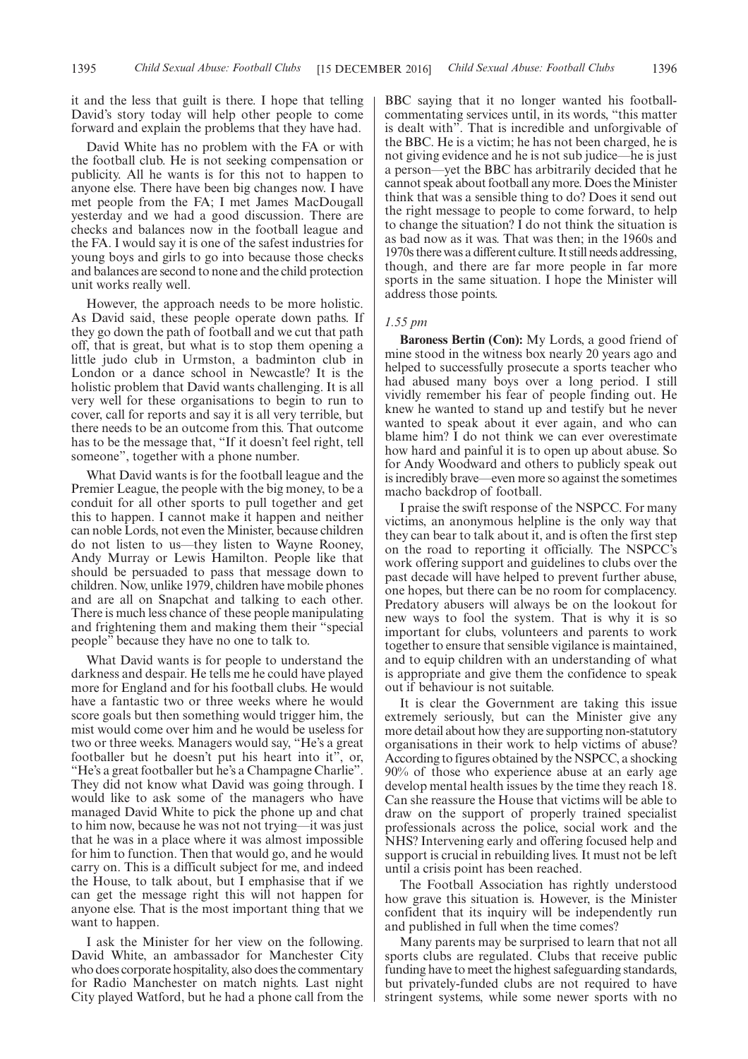it and the less that guilt is there. I hope that telling David's story today will help other people to come forward and explain the problems that they have had.

David White has no problem with the FA or with the football club. He is not seeking compensation or publicity. All he wants is for this not to happen to anyone else. There have been big changes now. I have met people from the FA; I met James MacDougall yesterday and we had a good discussion. There are checks and balances now in the football league and the FA. I would say it is one of the safest industries for young boys and girls to go into because those checks and balances are second to none and the child protection unit works really well.

However, the approach needs to be more holistic. As David said, these people operate down paths. If they go down the path of football and we cut that path off, that is great, but what is to stop them opening a little judo club in Urmston, a badminton club in London or a dance school in Newcastle? It is the holistic problem that David wants challenging. It is all very well for these organisations to begin to run to cover, call for reports and say it is all very terrible, but there needs to be an outcome from this. That outcome has to be the message that, "If it doesn't feel right, tell someone", together with a phone number.

What David wants is for the football league and the Premier League, the people with the big money, to be a conduit for all other sports to pull together and get this to happen. I cannot make it happen and neither can noble Lords, not even the Minister, because children do not listen to us—they listen to Wayne Rooney, Andy Murray or Lewis Hamilton. People like that should be persuaded to pass that message down to children. Now, unlike 1979, children have mobile phones and are all on Snapchat and talking to each other. There is much less chance of these people manipulating and frightening them and making them their "special people" because they have no one to talk to.

What David wants is for people to understand the darkness and despair. He tells me he could have played more for England and for his football clubs. He would have a fantastic two or three weeks where he would score goals but then something would trigger him, the mist would come over him and he would be useless for two or three weeks. Managers would say, "He's a great footballer but he doesn't put his heart into it", or, "He's a great footballer but he's a Champagne Charlie". They did not know what David was going through. I would like to ask some of the managers who have managed David White to pick the phone up and chat to him now, because he was not not trying—it was just that he was in a place where it was almost impossible for him to function. Then that would go, and he would carry on. This is a difficult subject for me, and indeed the House, to talk about, but I emphasise that if we can get the message right this will not happen for anyone else. That is the most important thing that we want to happen.

I ask the Minister for her view on the following. David White, an ambassador for Manchester City who does corporate hospitality, also does the commentary for Radio Manchester on match nights. Last night City played Watford, but he had a phone call from the BBC saying that it no longer wanted his football-commentating services until, in its words, "this matter is dealt with". That is incredible and unforgivable of the BBC. He is a victim; he has not been charged, he is not giving evidence and he is not sub judice—he is just a person—yet the BBC has arbitrarily decided that he cannot speak about football any more. Does the Minister think that was a sensible thing to do? Does it send out the right message to people to come forward, to help to change the situation? I do not think the situation is as bad now as it was. That was then; in the 1960s and 1970s there was a different culture. It still needs addressing, though, and there are far more people in far more sports in the same situation. I hope the Minister will address those points.

*1.55 pm*

**Baroness Bertin (Con):** My Lords, a good friend of mine stood in the witness box nearly 20 years ago and helped to successfully prosecute a sports teacher who had abused many boys over a long period. I still vividly remember his fear of people finding out. He knew he wanted to stand up and testify but he never wanted to speak about it ever again, and who can blame him? I do not think we can ever overestimate how hard and painful it is to open up about abuse. So for Andy Woodward and others to publicly speak out is incredibly brave—even more so against the sometimes macho backdrop of football.

I praise the swift response of the NSPCC. For many victims, an anonymous helpline is the only way that they can bear to talk about it, and is often the first step on the road to reporting it officially. The NSPCC's work offering support and guidelines to clubs over the past decade will have helped to prevent further abuse, one hopes, but there can be no room for complacency. Predatory abusers will always be on the lookout for new ways to fool the system. That is why it is so important for clubs, volunteers and parents to work together to ensure that sensible vigilance is maintained, and to equip children with an understanding of what is appropriate and give them the confidence to speak out if behaviour is not suitable.

It is clear the Government are taking this issue extremely seriously, but can the Minister give any more detail about how they are supporting non-statutory organisations in their work to help victims of abuse? According to figures obtained by the NSPCC, a shocking 90% of those who experience abuse at an early age develop mental health issues by the time they reach 18. Can she reassure the House that victims will be able to draw on the support of properly trained specialist professionals across the police, social work and the NHS? Intervening early and offering focused help and support is crucial in rebuilding lives. It must not be left until a crisis point has been reached.

The Football Association has rightly understood how grave this situation is. However, is the Minister confident that its inquiry will be independently run and published in full when the time comes?

Many parents may be surprised to learn that not all sports clubs are regulated. Clubs that receive public funding have to meet the highest safeguarding standards, but privately-funded clubs are not required to have stringent systems, while some newer sports with no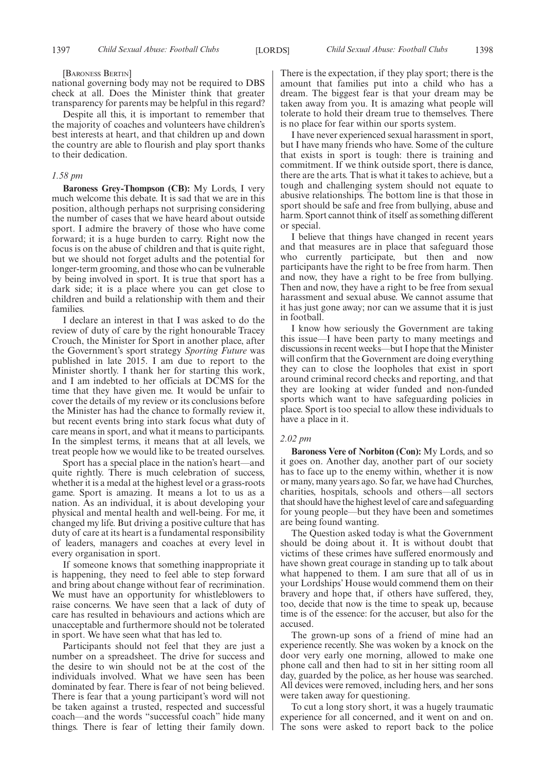[BARONESS BERTIN]

national governing body may not be required to DBS check at all. Does the Minister think that greater transparency for parents may be helpful in this regard?

Despite all this, it is important to remember that the majority of coaches and volunteers have children's best interests at heart, and that children up and down the country are able to flourish and play sport thanks to their dedication.

*1.58 pm*

**Baroness Grey-Thompson (CB):** My Lords, I very much welcome this debate. It is sad that we are in this position, although perhaps not surprising considering the number of cases that we have heard about outside sport. I admire the bravery of those who have come forward; it is a huge burden to carry. Right now the focus is on the abuse of children and that is quite right, but we should not forget adults and the potential for longer-term grooming, and those who can be vulnerable by being involved in sport. It is true that sport has a dark side; it is a place where you can get close to children and build a relationship with them and their families.

I declare an interest in that I was asked to do the review of duty of care by the right honourable Tracey Crouch, the Minister for Sport in another place, after the Government's sport strategy *Sporting Future* was published in late 2015. I am due to report to the Minister shortly. I thank her for starting this work, and I am indebted to her officials at DCMS for the time that they have given me. It would be unfair to cover the details of my review or its conclusions before the Minister has had the chance to formally review it, but recent events bring into stark focus what duty of care means in sport, and what it means to participants. In the simplest terms, it means that at all levels, we treat people how we would like to be treated ourselves.

Sport has a special place in the nation's heart—and quite rightly. There is much celebration of success, whether it is a medal at the highest level or a grass-roots game. Sport is amazing. It means a lot to us as a nation. As an individual, it is about developing your physical and mental health and well-being. For me, it changed my life. But driving a positive culture that has duty of care at its heart is a fundamental responsibility of leaders, managers and coaches at every level in every organisation in sport.

If someone knows that something inappropriate it is happening, they need to feel able to step forward and bring about change without fear of recrimination. We must have an opportunity for whistleblowers to raise concerns. We have seen that a lack of duty of care has resulted in behaviours and actions which are unacceptable and furthermore should not be tolerated in sport. We have seen what that has led to.

Participants should not feel that they are just a number on a spreadsheet. The drive for success and the desire to win should not be at the cost of the individuals involved. What we have seen has been dominated by fear. There is fear of not being believed. There is fear that a young participant's word will not be taken against a trusted, respected and successful coach—and the words "successful coach" hide many things. There is fear of letting their family down. There is the expectation, if they play sport; there is the amount that families put into a child who has a dream. The biggest fear is that your dream may be taken away from you. It is amazing what people will tolerate to hold their dream true to themselves. There is no place for fear within our sports system.

I have never experienced sexual harassment in sport, but I have many friends who have. Some of the culture that exists in sport is tough: there is training and commitment. If we think outside sport, there is dance, there are the arts. That is what it takes to achieve, but a tough and challenging system should not equate to abusive relationships. The bottom line is that those in sport should be safe and free from bullying, abuse and harm. Sport cannot think of itself as something different or special.

I believe that things have changed in recent years and that measures are in place that safeguard those who currently participate, but then and now participants have the right to be free from harm. Then and now, they have a right to be free from bullying. Then and now, they have a right to be free from sexual harassment and sexual abuse. We cannot assume that it has just gone away; nor can we assume that it is just in football.

I know how seriously the Government are taking this issue—I have been party to many meetings and discussions in recent weeks—but I hope that the Minister will confirm that the Government are doing everything they can to close the loopholes that exist in sport around criminal record checks and reporting, and that they are looking at wider funded and non-funded sports which want to have safeguarding policies in place. Sport is too special to allow these individuals to have a place in it.

*2.02 pm*

**Baroness Vere of Norbiton (Con):** My Lords, and so it goes on. Another day, another part of our society has to face up to the enemy within, whether it is now or many, many years ago. So far, we have had Churches, charities, hospitals, schools and others—all sectors that should have the highest level of care and safeguarding for young people—but they have been and sometimes are being found wanting.

The Question asked today is what the Government should be doing about it. It is without doubt that victims of these crimes have suffered enormously and have shown great courage in standing up to talk about what happened to them. I am sure that all of us in your Lordships' House would commend them on their bravery and hope that, if others have suffered, they, too, decide that now is the time to speak up, because time is of the essence: for the accuser, but also for the accused.

The grown-up sons of a friend of mine had an experience recently. She was woken by a knock on the door very early one morning, allowed to make one phone call and then had to sit in her sitting room all day, guarded by the police, as her house was searched. All devices were removed, including hers, and her sons were taken away for questioning.

To cut a long story short, it was a hugely traumatic experience for all concerned, and it went on and on. The sons were asked to report back to the police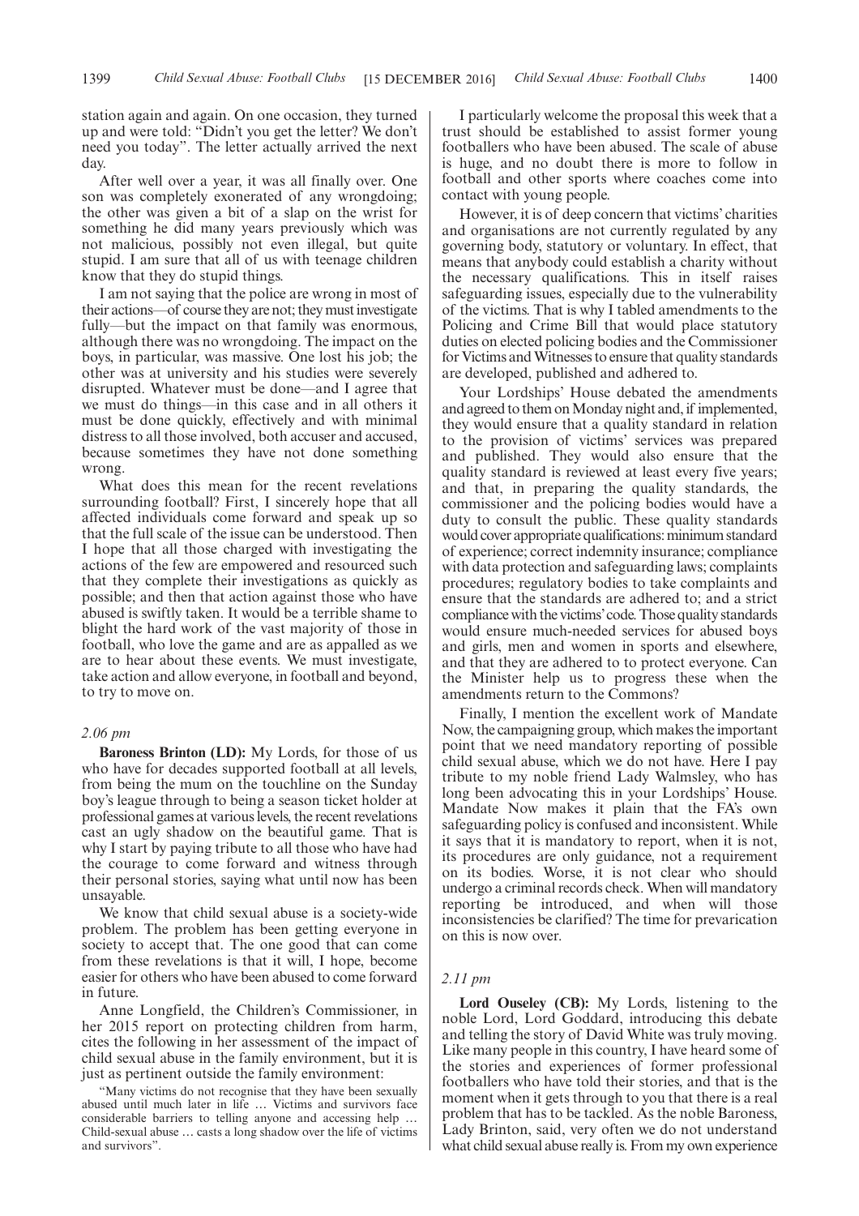station again and again. On one occasion, they turned up and were told: "Didn't you get the letter? We don't need you today". The letter actually arrived the next day.

After well over a year, it was all finally over. One son was completely exonerated of any wrongdoing; the other was given a bit of a slap on the wrist for something he did many years previously which was not malicious, possibly not even illegal, but quite stupid. I am sure that all of us with teenage children know that they do stupid things.

I am not saying that the police are wrong in most of their actions—of course they are not; they must investigate fully—but the impact on that family was enormous, although there was no wrongdoing. The impact on the boys, in particular, was massive. One lost his job; the other was at university and his studies were severely disrupted. Whatever must be done—and I agree that we must do things—in this case and in all others it must be done quickly, effectively and with minimal distress to all those involved, both accuser and accused, because sometimes they have not done something wrong.

What does this mean for the recent revelations surrounding football? First, I sincerely hope that all affected individuals come forward and speak up so that the full scale of the issue can be understood. Then I hope that all those charged with investigating the actions of the few are empowered and resourced such that they complete their investigations as quickly as possible; and then that action against those who have abused is swiftly taken. It would be a terrible shame to blight the hard work of the vast majority of those in football, who love the game and are as appalled as we are to hear about these events. We must investigate, take action and allow everyone, in football and beyond, to try to move on.

*2.06 pm*

**Baroness Brinton (LD):** My Lords, for those of us who have for decades supported football at all levels, from being the mum on the touchline on the Sunday boy's league through to being a season ticket holder at professional games at various levels, the recent revelations cast an ugly shadow on the beautiful game. That is why I start by paying tribute to all those who have had the courage to come forward and witness through their personal stories, saying what until now has been unsayable.

We know that child sexual abuse is a society-wide problem. The problem has been getting everyone in society to accept that. The one good that can come from these revelations is that it will, I hope, become easier for others who have been abused to come forward in future.

Anne Longfield, the Children's Commissioner, in her 2015 report on protecting children from harm, cites the following in her assessment of the impact of child sexual abuse in the family environment, but it is just as pertinent outside the family environment:

"Many victims do not recognise that they have been sexually abused until much later in life … Victims and survivors face considerable barriers to telling anyone and accessing help … Child-sexual abuse … casts a long shadow over the life of victims and survivors".

I particularly welcome the proposal this week that a trust should be established to assist former young footballers who have been abused. The scale of abuse is huge, and no doubt there is more to follow in football and other sports where coaches come into contact with young people.

However, it is of deep concern that victims' charities and organisations are not currently regulated by any governing body, statutory or voluntary. In effect, that means that anybody could establish a charity without the necessary qualifications. This in itself raises safeguarding issues, especially due to the vulnerability of the victims. That is why I tabled amendments to the Policing and Crime Bill that would place statutory duties on elected policing bodies and the Commissioner for Victims and Witnesses to ensure that quality standards are developed, published and adhered to.

Your Lordships' House debated the amendments and agreed to them on Monday night and, if implemented, they would ensure that a quality standard in relation to the provision of victims' services was prepared and published. They would also ensure that the quality standard is reviewed at least every five years; and that, in preparing the quality standards, the commissioner and the policing bodies would have a duty to consult the public. These quality standards would cover appropriate qualifications: minimum standard of experience; correct indemnity insurance; compliance with data protection and safeguarding laws; complaints procedures; regulatory bodies to take complaints and ensure that the standards are adhered to; and a strict compliance with the victims' code. Those quality standards would ensure much-needed services for abused boys and girls, men and women in sports and elsewhere, and that they are adhered to to protect everyone. Can the Minister help us to progress these when the amendments return to the Commons?

Finally, I mention the excellent work of Mandate Now, the campaigning group, which makes the important point that we need mandatory reporting of possible child sexual abuse, which we do not have. Here I pay tribute to my noble friend Lady Walmsley, who has long been advocating this in your Lordships' House. Mandate Now makes it plain that the FA's own safeguarding policy is confused and inconsistent. While it says that it is mandatory to report, when it is not, its procedures are only guidance, not a requirement on its bodies. Worse, it is not clear who should undergo a criminal records check. When will mandatory reporting be introduced, and when will those inconsistencies be clarified? The time for prevarication on this is now over.

*2.11 pm*

**Lord Ouseley (CB):** My Lords, listening to the noble Lord, Lord Goddard, introducing this debate and telling the story of David White was truly moving. Like many people in this country, I have heard some of the stories and experiences of former professional footballers who have told their stories, and that is the moment when it gets through to you that there is a real problem that has to be tackled. As the noble Baroness, Lady Brinton, said, very often we do not understand what child sexual abuse really is. From my own experience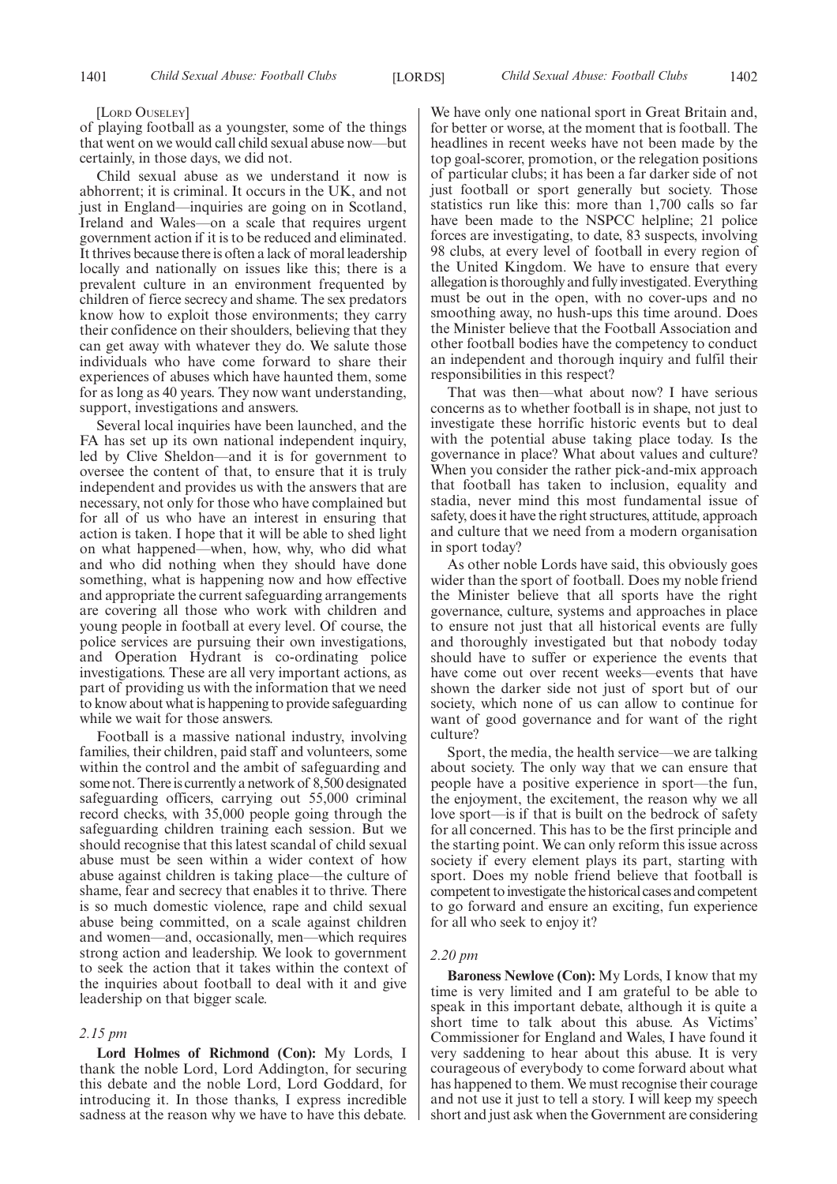[LORD OUSELEY]

of playing football as a youngster, some of the things that went on we would call child sexual abuse now—but certainly, in those days, we did not.

Child sexual abuse as we understand it now is abhorrent; it is criminal. It occurs in the UK, and not just in England—inquiries are going on in Scotland, Ireland and Wales—on a scale that requires urgent government action if it is to be reduced and eliminated. It thrives because there is often a lack of moral leadership locally and nationally on issues like this; there is a prevalent culture in an environment frequented by children of fierce secrecy and shame. The sex predators know how to exploit those environments; they carry their confidence on their shoulders, believing that they can get away with whatever they do. We salute those individuals who have come forward to share their experiences of abuses which have haunted them, some for as long as 40 years. They now want understanding, support, investigations and answers.

Several local inquiries have been launched, and the FA has set up its own national independent inquiry, led by Clive Sheldon—and it is for government to oversee the content of that, to ensure that it is truly independent and provides us with the answers that are necessary, not only for those who have complained but for all of us who have an interest in ensuring that action is taken. I hope that it will be able to shed light on what happened—when, how, why, who did what and who did nothing when they should have done something, what is happening now and how effective and appropriate the current safeguarding arrangements are covering all those who work with children and young people in football at every level. Of course, the police services are pursuing their own investigations, and Operation Hydrant is co-ordinating police investigations. These are all very important actions, as part of providing us with the information that we need to know about what is happening to provide safeguarding while we wait for those answers.

Football is a massive national industry, involving families, their children, paid staff and volunteers, some within the control and the ambit of safeguarding and some not. There is currently a network of 8,500 designated safeguarding officers, carrying out 55,000 criminal record checks, with 35,000 people going through the safeguarding children training each session. But we should recognise that this latest scandal of child sexual abuse must be seen within a wider context of how abuse against children is taking place—the culture of shame, fear and secrecy that enables it to thrive. There is so much domestic violence, rape and child sexual abuse being committed, on a scale against children and women—and, occasionally, men—which requires strong action and leadership. We look to government to seek the action that it takes within the context of the inquiries about football to deal with it and give leadership on that bigger scale.

*2.15 pm*

**Lord Holmes of Richmond (Con):** My Lords, I thank the noble Lord, Lord Addington, for securing this debate and the noble Lord, Lord Goddard, for introducing it. In those thanks, I express incredible sadness at the reason why we have to have this debate. We have only one national sport in Great Britain and, for better or worse, at the moment that is football. The headlines in recent weeks have not been made by the top goal-scorer, promotion, or the relegation positions of particular clubs; it has been a far darker side of not just football or sport generally but society. Those statistics run like this: more than 1,700 calls so far have been made to the NSPCC helpline; 21 police forces are investigating, to date, 83 suspects, involving 98 clubs, at every level of football in every region of the United Kingdom. We have to ensure that every allegation is thoroughly and fully investigated. Everything must be out in the open, with no cover-ups and no smoothing away, no hush-ups this time around. Does the Minister believe that the Football Association and other football bodies have the competency to conduct an independent and thorough inquiry and fulfil their responsibilities in this respect?

That was then—what about now? I have serious concerns as to whether football is in shape, not just to investigate these horrific historic events but to deal with the potential abuse taking place today. Is the governance in place? What about values and culture? When you consider the rather pick-and-mix approach that football has taken to inclusion, equality and stadia, never mind this most fundamental issue of safety, does it have the right structures, attitude, approach and culture that we need from a modern organisation in sport today?

As other noble Lords have said, this obviously goes wider than the sport of football. Does my noble friend the Minister believe that all sports have the right governance, culture, systems and approaches in place to ensure not just that all historical events are fully and thoroughly investigated but that nobody today should have to suffer or experience the events that have come out over recent weeks—events that have shown the darker side not just of sport but of our society, which none of us can allow to continue for want of good governance and for want of the right culture?

Sport, the media, the health service—we are talking about society. The only way that we can ensure that people have a positive experience in sport—the fun, the enjoyment, the excitement, the reason why we all love sport—is if that is built on the bedrock of safety for all concerned. This has to be the first principle and the starting point. We can only reform this issue across society if every element plays its part, starting with sport. Does my noble friend believe that football is competent to investigate the historical cases and competent to go forward and ensure an exciting, fun experience for all who seek to enjoy it?

*2.20 pm*

**Baroness Newlove (Con):** My Lords, I know that my time is very limited and I am grateful to be able to speak in this important debate, although it is quite a short time to talk about this abuse. As Victims' Commissioner for England and Wales, I have found it very saddening to hear about this abuse. It is very courageous of everybody to come forward about what has happened to them. We must recognise their courage and not use it just to tell a story. I will keep my speech short and just ask when the Government are considering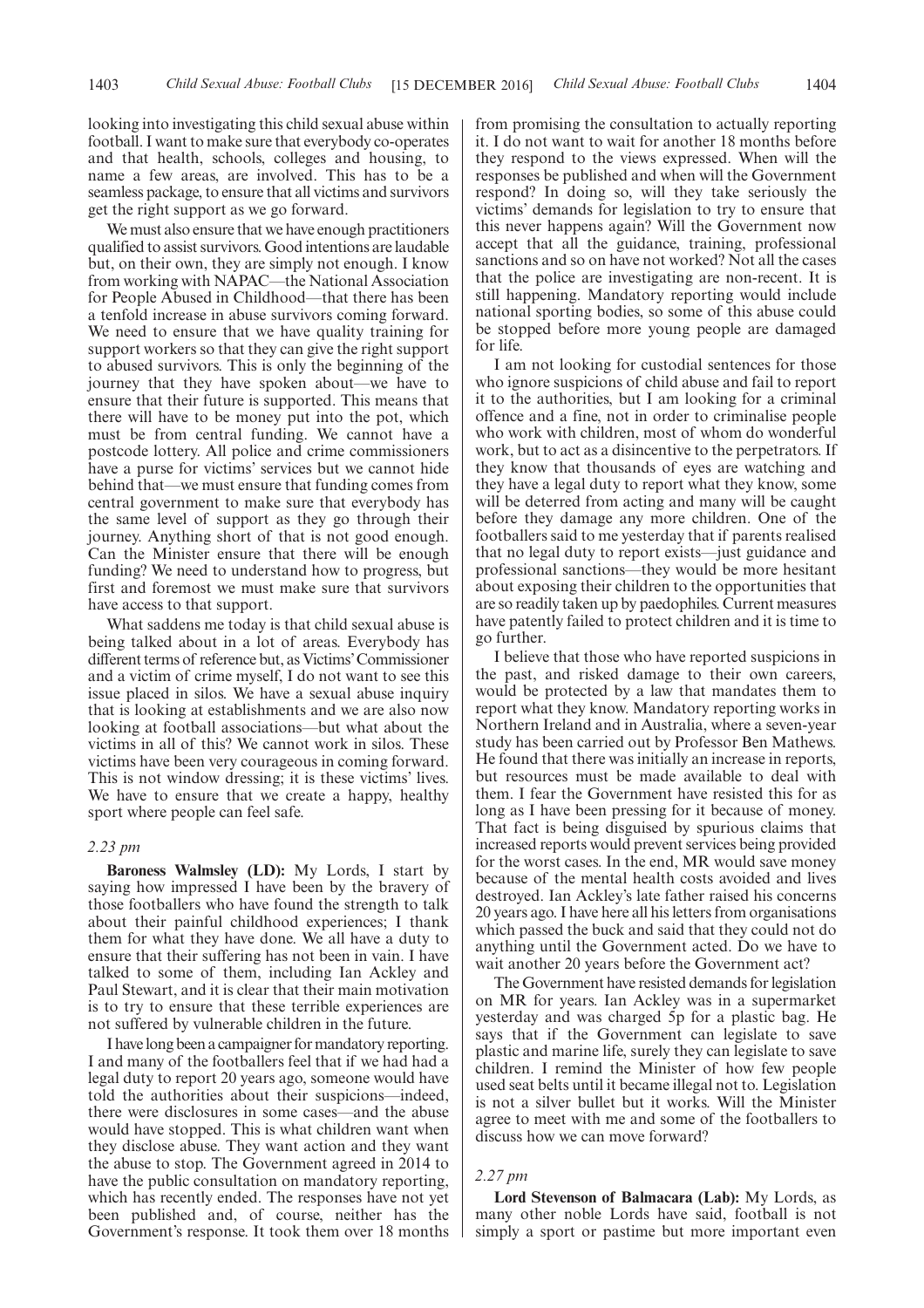looking into investigating this child sexual abuse within football. I want to make sure that everybody co-operates and that health, schools, colleges and housing, to name a few areas, are involved. This has to be a seamless package, to ensure that all victims and survivors get the right support as we go forward.

We must also ensure that we have enough practitioners qualified to assist survivors. Good intentions are laudable but, on their own, they are simply not enough. I know from working with NAPAC—the National Association for People Abused in Childhood—that there has been a tenfold increase in abuse survivors coming forward. We need to ensure that we have quality training for support workers so that they can give the right support to abused survivors. This is only the beginning of the journey that they have spoken about—we have to ensure that their future is supported. This means that there will have to be money put into the pot, which must be from central funding. We cannot have a postcode lottery. All police and crime commissioners have a purse for victims' services but we cannot hide behind that—we must ensure that funding comes from central government to make sure that everybody has the same level of support as they go through their journey. Anything short of that is not good enough. Can the Minister ensure that there will be enough funding? We need to understand how to progress, but first and foremost we must make sure that survivors have access to that support.

What saddens me today is that child sexual abuse is being talked about in a lot of areas. Everybody has different terms of reference but, as Victims' Commissioner and a victim of crime myself, I do not want to see this issue placed in silos. We have a sexual abuse inquiry that is looking at establishments and we are also now looking at football associations—but what about the victims in all of this? We cannot work in silos. These victims have been very courageous in coming forward. This is not window dressing; it is these victims' lives. We have to ensure that we create a happy, healthy sport where people can feel safe.

*2.23 pm*

**Baroness Walmsley (LD):** My Lords, I start by saying how impressed I have been by the bravery of those footballers who have found the strength to talk about their painful childhood experiences; I thank them for what they have done. We all have a duty to ensure that their suffering has not been in vain. I have talked to some of them, including Ian Ackley and Paul Stewart, and it is clear that their main motivation is to try to ensure that these terrible experiences are not suffered by vulnerable children in the future.

I have long been a campaigner for mandatory reporting. I and many of the footballers feel that if we had had a legal duty to report 20 years ago, someone would have told the authorities about their suspicions—indeed, there were disclosures in some cases—and the abuse would have stopped. This is what children want when they disclose abuse. They want action and they want the abuse to stop. The Government agreed in 2014 to have the public consultation on mandatory reporting, which has recently ended. The responses have not yet been published and, of course, neither has the Government's response. It took them over 18 months from promising the consultation to actually reporting it. I do not want to wait for another 18 months before they respond to the views expressed. When will the responses be published and when will the Government respond? In doing so, will they take seriously the victims' demands for legislation to try to ensure that this never happens again? Will the Government now accept that all the guidance, training, professional sanctions and so on have not worked? Not all the cases that the police are investigating are non-recent. It is still happening. Mandatory reporting would include national sporting bodies, so some of this abuse could be stopped before more young people are damaged for life.

I am not looking for custodial sentences for those who ignore suspicions of child abuse and fail to report it to the authorities, but I am looking for a criminal offence and a fine, not in order to criminalise people who work with children, most of whom do wonderful work, but to act as a disincentive to the perpetrators. If they know that thousands of eyes are watching and they have a legal duty to report what they know, some will be deterred from acting and many will be caught before they damage any more children. One of the footballers said to me yesterday that if parents realised that no legal duty to report exists—just guidance and professional sanctions—they would be more hesitant about exposing their children to the opportunities that are so readily taken up by paedophiles. Current measures have patently failed to protect children and it is time to go further.

I believe that those who have reported suspicions in the past, and risked damage to their own careers, would be protected by a law that mandates them to report what they know. Mandatory reporting works in Northern Ireland and in Australia, where a seven-year study has been carried out by Professor Ben Mathews. He found that there was initially an increase in reports, but resources must be made available to deal with them. I fear the Government have resisted this for as long as I have been pressing for it because of money. That fact is being disguised by spurious claims that increased reports would prevent services being provided for the worst cases. In the end, MR would save money because of the mental health costs avoided and lives destroyed. Ian Ackley's late father raised his concerns 20 years ago. I have here all his letters from organisations which passed the buck and said that they could not do anything until the Government acted. Do we have to wait another 20 years before the Government act?

The Government have resisted demands for legislation on MR for years. Ian Ackley was in a supermarket yesterday and was charged 5p for a plastic bag. He says that if the Government can legislate to save plastic and marine life, surely they can legislate to save children. I remind the Minister of how few people used seat belts until it became illegal not to. Legislation is not a silver bullet but it works. Will the Minister agree to meet with me and some of the footballers to discuss how we can move forward?

*2.27 pm*

**Lord Stevenson of Balmacara (Lab):** My Lords, as many other noble Lords have said, football is not simply a sport or pastime but more important even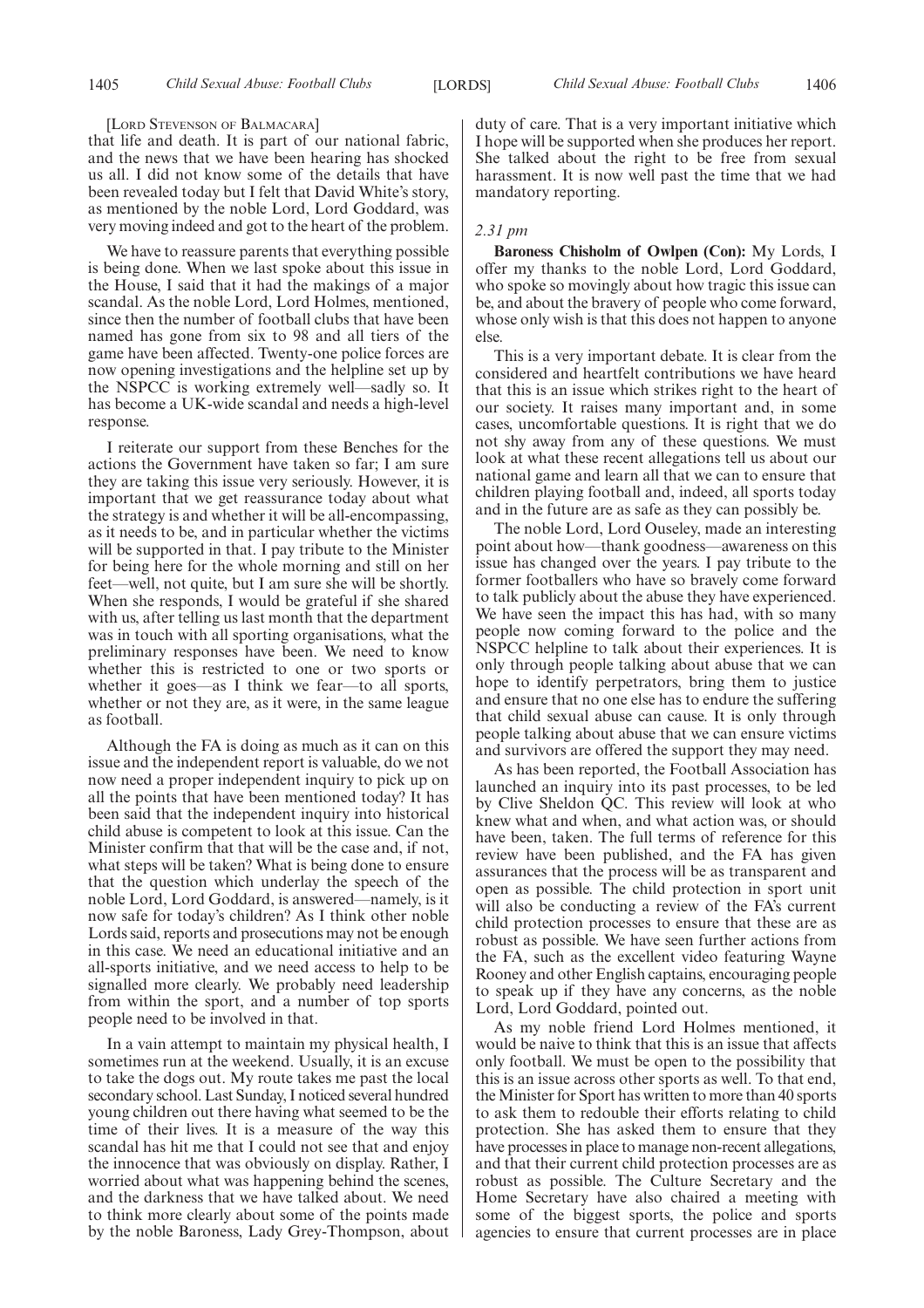[Lord Stevenson of Balmacara]

that life and death. It is part of our national fabric, and the news that we have been hearing has shocked us all. I did not know some of the details that have been revealed today but I felt that David White's story, as mentioned by the noble Lord, Lord Goddard, was very moving indeed and got to the heart of the problem.

We have to reassure parents that everything possible is being done. When we last spoke about this issue in the House, I said that it had the makings of a major scandal. As the noble Lord, Lord Holmes, mentioned, since then the number of football clubs that have been named has gone from six to 98 and all tiers of the game have been affected. Twenty-one police forces are now opening investigations and the helpline set up by the NSPCC is working extremely well—sadly so. It has become a UK-wide scandal and needs a high-level response.

I reiterate our support from these Benches for the actions the Government have taken so far; I am sure they are taking this issue very seriously. However, it is important that we get reassurance today about what the strategy is and whether it will be all-encompassing, as it needs to be, and in particular whether the victims will be supported in that. I pay tribute to the Minister for being here for the whole morning and still on her feet—well, not quite, but I am sure she will be shortly. When she responds, I would be grateful if she shared with us, after telling us last month that the department was in touch with all sporting organisations, what the preliminary responses have been. We need to know whether this is restricted to one or two sports or whether it goes—as I think we fear—to all sports, whether or not they are, as it were, in the same league as football.

Although the FA is doing as much as it can on this issue and the independent report is valuable, do we not now need a proper independent inquiry to pick up on all the points that have been mentioned today? It has been said that the independent inquiry into historical child abuse is competent to look at this issue. Can the Minister confirm that that will be the case and, if not, what steps will be taken? What is being done to ensure that the question which underlay the speech of the noble Lord, Lord Goddard, is answered—namely, is it now safe for today's children? As I think other noble Lords said, reports and prosecutions may not be enough in this case. We need an educational initiative and an all-sports initiative, and we need access to help to be signalled more clearly. We probably need leadership from within the sport, and a number of top sports people need to be involved in that.

In a vain attempt to maintain my physical health, I sometimes run at the weekend. Usually, it is an excuse to take the dogs out. My route takes me past the local secondary school. Last Sunday, I noticed several hundred young children out there having what seemed to be the time of their lives. It is a measure of the way this scandal has hit me that I could not see that and enjoy the innocence that was obviously on display. Rather, I worried about what was happening behind the scenes, and the darkness that we have talked about. We need to think more clearly about some of the points made by the noble Baroness, Lady Grey-Thompson, about duty of care. That is a very important initiative which I hope will be supported when she produces her report. She talked about the right to be free from sexual harassment. It is now well past the time that we had mandatory reporting.

*2.31 pm*

**Baroness Chisholm of Owlpen (Con):** My Lords, I offer my thanks to the noble Lord, Lord Goddard, who spoke so movingly about how tragic this issue can be, and about the bravery of people who come forward, whose only wish is that this does not happen to anyone else.

This is a very important debate. It is clear from the considered and heartfelt contributions we have heard that this is an issue which strikes right to the heart of our society. It raises many important and, in some cases, uncomfortable questions. It is right that we do not shy away from any of these questions. We must look at what these recent allegations tell us about our national game and learn all that we can to ensure that children playing football and, indeed, all sports today and in the future are as safe as they can possibly be.

The noble Lord, Lord Ouseley, made an interesting point about how—thank goodness—awareness on this issue has changed over the years. I pay tribute to the former footballers who have so bravely come forward to talk publicly about the abuse they have experienced. We have seen the impact this has had, with so many people now coming forward to the police and the NSPCC helpline to talk about their experiences. It is only through people talking about abuse that we can hope to identify perpetrators, bring them to justice and ensure that no one else has to endure the suffering that child sexual abuse can cause. It is only through people talking about abuse that we can ensure victims and survivors are offered the support they may need.

As has been reported, the Football Association has launched an inquiry into its past processes, to be led by Clive Sheldon QC. This review will look at who knew what and when, and what action was, or should have been, taken. The full terms of reference for this review have been published, and the FA has given assurances that the process will be as transparent and open as possible. The child protection in sport unit will also be conducting a review of the FA's current child protection processes to ensure that these are as robust as possible. We have seen further actions from the FA, such as the excellent video featuring Wayne Rooney and other English captains, encouraging people to speak up if they have any concerns, as the noble Lord, Lord Goddard, pointed out.

As my noble friend Lord Holmes mentioned, it would be naive to think that this is an issue that affects only football. We must be open to the possibility that this is an issue across other sports as well. To that end, the Minister for Sport has written to more than 40 sports to ask them to redouble their efforts relating to child protection. She has asked them to ensure that they have processes in place to manage non-recent allegations, and that their current child protection processes are as robust as possible. The Culture Secretary and the Home Secretary have also chaired a meeting with some of the biggest sports, the police and sports agencies to ensure that current processes are in place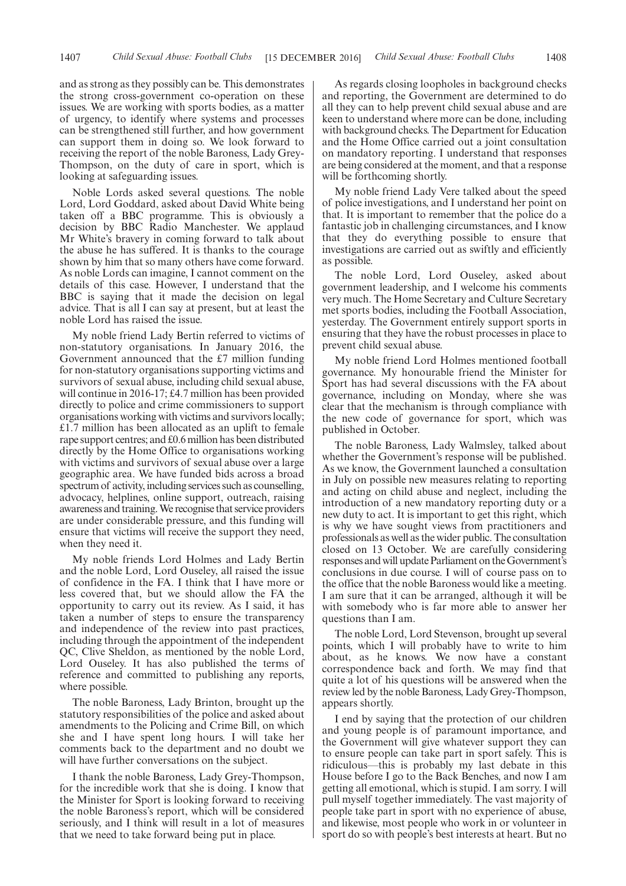and as strong as they possibly can be. This demonstrates the strong cross-government co-operation on these issues. We are working with sports bodies, as a matter of urgency, to identify where systems and processes can be strengthened still further, and how government can support them in doing so. We look forward to receiving the report of the noble Baroness, Lady Grey-Thompson, on the duty of care in sport, which is looking at safeguarding issues.

Noble Lords asked several questions. The noble Lord, Lord Goddard, asked about David White being taken off a BBC programme. This is obviously a decision by BBC Radio Manchester. We applaud Mr White's bravery in coming forward to talk about the abuse he has suffered. It is thanks to the courage shown by him that so many others have come forward. As noble Lords can imagine, I cannot comment on the details of this case. However, I understand that the BBC is saying that it made the decision on legal advice. That is all I can say at present, but at least the noble Lord has raised the issue.

My noble friend Lady Bertin referred to victims of non-statutory organisations. In January 2016, the Government announced that the £7 million funding for non-statutory organisations supporting victims and survivors of sexual abuse, including child sexual abuse, will continue in 2016-17; £4.7 million has been provided directly to police and crime commissioners to support organisations working with victims and survivors locally; £1.7 million has been allocated as an uplift to female rape support centres; and £0.6 million has been distributed directly by the Home Office to organisations working with victims and survivors of sexual abuse over a large geographic area. We have funded bids across a broad spectrum of activity, including services such as counselling, advocacy, helplines, online support, outreach, raising awareness and training. We recognise that service providers are under considerable pressure, and this funding will ensure that victims will receive the support they need, when they need it.

My noble friends Lord Holmes and Lady Bertin and the noble Lord, Lord Ouseley, all raised the issue of confidence in the FA. I think that I have more or less covered that, but we should allow the FA the opportunity to carry out its review. As I said, it has taken a number of steps to ensure the transparency and independence of the review into past practices, including through the appointment of the independent QC, Clive Sheldon, as mentioned by the noble Lord, Lord Ouseley. It has also published the terms of reference and committed to publishing any reports, where possible.

The noble Baroness, Lady Brinton, brought up the statutory responsibilities of the police and asked about amendments to the Policing and Crime Bill, on which she and I have spent long hours. I will take her comments back to the department and no doubt we will have further conversations on the subject.

I thank the noble Baroness, Lady Grey-Thompson, for the incredible work that she is doing. I know that the Minister for Sport is looking forward to receiving the noble Baroness's report, which will be considered seriously, and I think will result in a lot of measures that we need to take forward being put in place.

As regards closing loopholes in background checks and reporting, the Government are determined to do all they can to help prevent child sexual abuse and are keen to understand where more can be done, including with background checks. The Department for Education and the Home Office carried out a joint consultation on mandatory reporting. I understand that responses are being considered at the moment, and that a response will be forthcoming shortly.

My noble friend Lady Vere talked about the speed of police investigations, and I understand her point on that. It is important to remember that the police do a fantastic job in challenging circumstances, and I know that they do everything possible to ensure that investigations are carried out as swiftly and efficiently as possible.

The noble Lord, Lord Ouseley, asked about government leadership, and I welcome his comments very much. The Home Secretary and Culture Secretary met sports bodies, including the Football Association, yesterday. The Government entirely support sports in ensuring that they have the robust processes in place to prevent child sexual abuse.

My noble friend Lord Holmes mentioned football governance. My honourable friend the Minister for Sport has had several discussions with the FA about governance, including on Monday, where she was clear that the mechanism is through compliance with the new code of governance for sport, which was published in October.

The noble Baroness, Lady Walmsley, talked about whether the Government's response will be published. As we know, the Government launched a consultation in July on possible new measures relating to reporting and acting on child abuse and neglect, including the introduction of a new mandatory reporting duty or a new duty to act. It is important to get this right, which is why we have sought views from practitioners and professionals as well as the wider public. The consultation closed on 13 October. We are carefully considering responses and will update Parliament on the Government's conclusions in due course. I will of course pass on to the office that the noble Baroness would like a meeting. I am sure that it can be arranged, although it will be with somebody who is far more able to answer her questions than I am.

The noble Lord, Lord Stevenson, brought up several points, which I will probably have to write to him about, as he knows. We now have a constant correspondence back and forth. We may find that quite a lot of his questions will be answered when the review led by the noble Baroness, Lady Grey-Thompson, appears shortly.

I end by saying that the protection of our children and young people is of paramount importance, and the Government will give whatever support they can to ensure people can take part in sport safely. This is ridiculous—this is probably my last debate in this House before I go to the Back Benches, and now I am getting all emotional, which is stupid. I am sorry. I will pull myself together immediately. The vast majority of people take part in sport with no experience of abuse, and likewise, most people who work in or volunteer in sport do so with people's best interests at heart. But no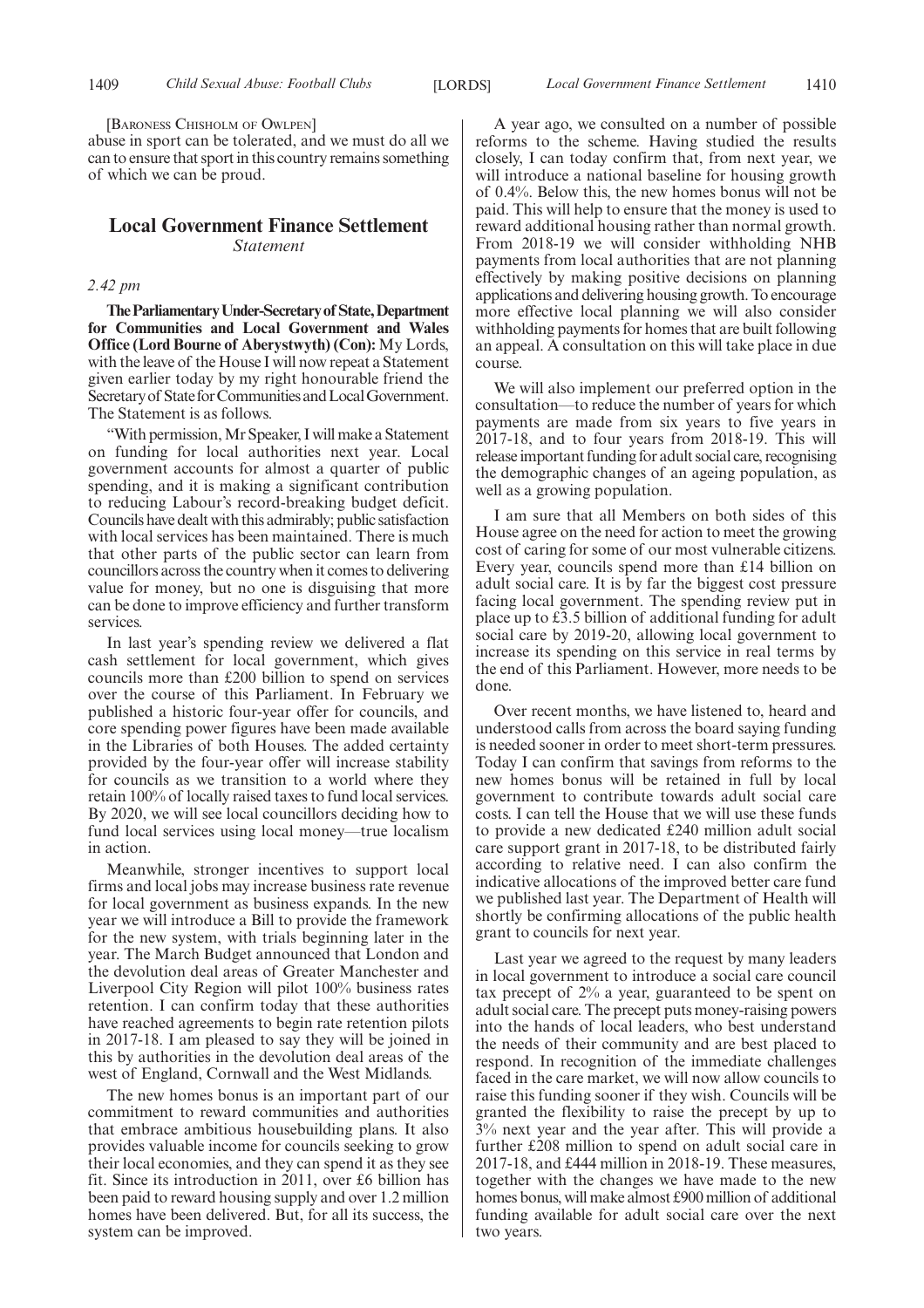[Baroness Chisholm of Owlpen]

abuse in sport can be tolerated, and we must do all we can to ensure that sport in this country remains something of which we can be proud.

## Local Government Finance Settlement

*Statement*

*2.42 pm*

**The Parliamentary Under-Secretary of State, Department for Communities and Local Government and Wales Office (Lord Bourne of Aberystwyth) (Con):** My Lords, with the leave of the House I will now repeat a Statement given earlier today by my right honourable friend the Secretary of State for Communities and Local Government. The Statement is as follows.

"With permission, Mr Speaker, I will make a Statement on funding for local authorities next year. Local government accounts for almost a quarter of public spending, and it is making a significant contribution to reducing Labour's record-breaking budget deficit. Councils have dealt with this admirably; public satisfaction with local services has been maintained. There is much that other parts of the public sector can learn from councillors across the country when it comes to delivering value for money, but no one is disguising that more can be done to improve efficiency and further transform services.

In last year's spending review we delivered a flat cash settlement for local government, which gives councils more than £200 billion to spend on services over the course of this Parliament. In February we published a historic four-year offer for councils, and core spending power figures have been made available in the Libraries of both Houses. The added certainty provided by the four-year offer will increase stability for councils as we transition to a world where they retain 100% of locally raised taxes to fund local services. By 2020, we will see local councillors deciding how to fund local services using local money—true localism in action.

Meanwhile, stronger incentives to support local firms and local jobs may increase business rate revenue for local government as business expands. In the new year we will introduce a Bill to provide the framework for the new system, with trials beginning later in the year. The March Budget announced that London and the devolution deal areas of Greater Manchester and Liverpool City Region will pilot 100% business rates retention. I can confirm today that these authorities have reached agreements to begin rate retention pilots in 2017-18. I am pleased to say they will be joined in this by authorities in the devolution deal areas of the west of England, Cornwall and the West Midlands.

The new homes bonus is an important part of our commitment to reward communities and authorities that embrace ambitious housebuilding plans. It also provides valuable income for councils seeking to grow their local economies, and they can spend it as they see fit. Since its introduction in 2011, over £6 billion has been paid to reward housing supply and over 1.2 million homes have been delivered. But, for all its success, the system can be improved.

A year ago, we consulted on a number of possible reforms to the scheme. Having studied the results closely, I can today confirm that, from next year, we will introduce a national baseline for housing growth of 0.4%. Below this, the new homes bonus will not be paid. This will help to ensure that the money is used to reward additional housing rather than normal growth. From 2018-19 we will consider withholding NHB payments from local authorities that are not planning effectively by making positive decisions on planning applications and delivering housing growth. To encourage more effective local planning we will also consider withholding payments for homes that are built following an appeal. A consultation on this will take place in due course.

We will also implement our preferred option in the consultation—to reduce the number of years for which payments are made from six years to five years in 2017-18, and to four years from 2018-19. This will release important funding for adult social care, recognising the demographic changes of an ageing population, as well as a growing population.

I am sure that all Members on both sides of this House agree on the need for action to meet the growing cost of caring for some of our most vulnerable citizens. Every year, councils spend more than £14 billion on adult social care. It is by far the biggest cost pressure facing local government. The spending review put in place up to £3.5 billion of additional funding for adult social care by 2019-20, allowing local government to increase its spending on this service in real terms by the end of this Parliament. However, more needs to be done.

Over recent months, we have listened to, heard and understood calls from across the board saying funding is needed sooner in order to meet short-term pressures. Today I can confirm that savings from reforms to the new homes bonus will be retained in full by local government to contribute towards adult social care costs. I can tell the House that we will use these funds to provide a new dedicated £240 million adult social care support grant in 2017-18, to be distributed fairly according to relative need. I can also confirm the indicative allocations of the improved better care fund we published last year. The Department of Health will shortly be confirming allocations of the public health grant to councils for next year.

Last year we agreed to the request by many leaders in local government to introduce a social care council tax precept of 2% a year, guaranteed to be spent on adult social care. The precept puts money-raising powers into the hands of local leaders, who best understand the needs of their community and are best placed to respond. In recognition of the immediate challenges faced in the care market, we will now allow councils to raise this funding sooner if they wish. Councils will be granted the flexibility to raise the precept by up to 3% next year and the year after. This will provide a further £208 million to spend on adult social care in 2017-18, and £444 million in 2018-19. These measures, together with the changes we have made to the new homes bonus, will make almost £900 million of additional funding available for adult social care over the next two years.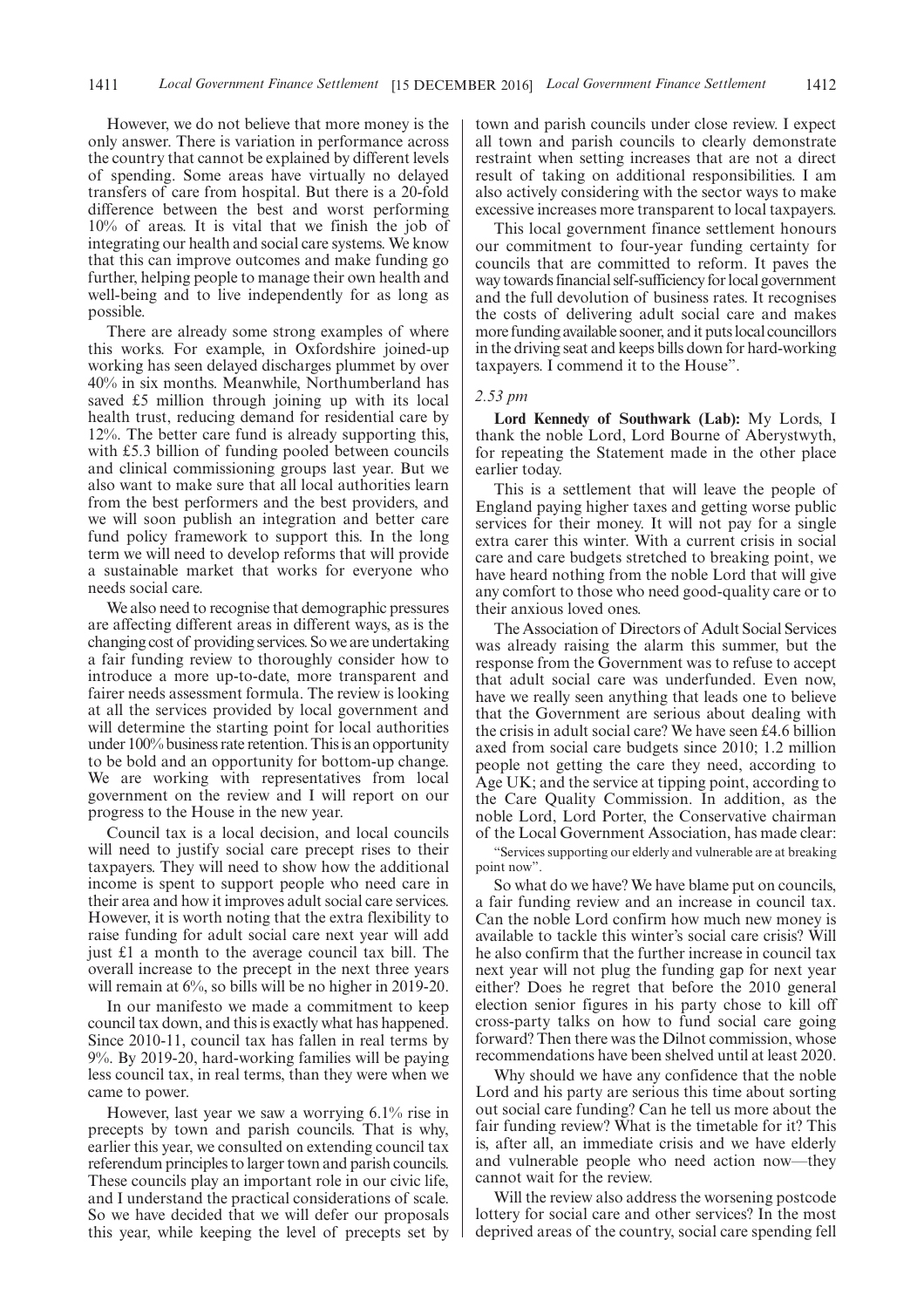However, we do not believe that more money is the only answer. There is variation in performance across the country that cannot be explained by different levels of spending. Some areas have virtually no delayed transfers of care from hospital. But there is a 20-fold difference between the best and worst performing 10% of areas. It is vital that we finish the job of integrating our health and social care systems. We know that this can improve outcomes and make funding go further, helping people to manage their own health and well-being and to live independently for as long as possible.

There are already some strong examples of where this works. For example, in Oxfordshire joined-up working has seen delayed discharges plummet by over 40% in six months. Meanwhile, Northumberland has saved £5 million through joining up with its local health trust, reducing demand for residential care by 12%. The better care fund is already supporting this, with £5.3 billion of funding pooled between councils and clinical commissioning groups last year. But we also want to make sure that all local authorities learn from the best performers and the best providers, and we will soon publish an integration and better care fund policy framework to support this. In the long term we will need to develop reforms that will provide a sustainable market that works for everyone who needs social care.

We also need to recognise that demographic pressures are affecting different areas in different ways, as is the changing cost of providing services. So we are undertaking a fair funding review to thoroughly consider how to introduce a more up-to-date, more transparent and fairer needs assessment formula. The review is looking at all the services provided by local government and will determine the starting point for local authorities under 100% business rate retention. This is an opportunity to be bold and an opportunity for bottom-up change. We are working with representatives from local government on the review and I will report on our progress to the House in the new year.

Council tax is a local decision, and local councils will need to justify social care precept rises to their taxpayers. They will need to show how the additional income is spent to support people who need care in their area and how it improves adult social care services. However, it is worth noting that the extra flexibility to raise funding for adult social care next year will add just £1 a month to the average council tax bill. The overall increase to the precept in the next three years will remain at 6%, so bills will be no higher in 2019-20.

In our manifesto we made a commitment to keep council tax down, and this is exactly what has happened. Since 2010-11, council tax has fallen in real terms by 9%. By 2019-20, hard-working families will be paying less council tax, in real terms, than they were when we came to power.

However, last year we saw a worrying 6.1% rise in precepts by town and parish councils. That is why, earlier this year, we consulted on extending council tax referendum principles to larger town and parish councils. These councils play an important role in our civic life, and I understand the practical considerations of scale. So we have decided that we will defer our proposals this year, while keeping the level of precepts set by town and parish councils under close review. I expect all town and parish councils to clearly demonstrate restraint when setting increases that are not a direct result of taking on additional responsibilities. I am also actively considering with the sector ways to make excessive increases more transparent to local taxpayers.

This local government finance settlement honours our commitment to four-year funding certainty for councils that are committed to reform. It paves the way towards financial self-sufficiency for local government and the full devolution of business rates. It recognises the costs of delivering adult social care and makes more funding available sooner, and it puts local councillors in the driving seat and keeps bills down for hard-working taxpayers. I commend it to the House".

*2.53 pm*

**Lord Kennedy of Southwark (Lab):** My Lords, I thank the noble Lord, Lord Bourne of Aberystwyth, for repeating the Statement made in the other place earlier today.

This is a settlement that will leave the people of England paying higher taxes and getting worse public services for their money. It will not pay for a single extra carer this winter. With a current crisis in social care and care budgets stretched to breaking point, we have heard nothing from the noble Lord that will give any comfort to those who need good-quality care or to their anxious loved ones.

The Association of Directors of Adult Social Services was already raising the alarm this summer, but the response from the Government was to refuse to accept that adult social care was underfunded. Even now, have we really seen anything that leads one to believe that the Government are serious about dealing with the crisis in adult social care? We have seen £4.6 billion axed from social care budgets since 2010; 1.2 million people not getting the care they need, according to Age UK; and the service at tipping point, according to the Care Quality Commission. In addition, as the noble Lord, Lord Porter, the Conservative chairman of the Local Government Association, has made clear:

"Services supporting our elderly and vulnerable are at breaking point now".

So what do we have? We have blame put on councils, a fair funding review and an increase in council tax. Can the noble Lord confirm how much new money is available to tackle this winter's social care crisis? Will he also confirm that the further increase in council tax next year will not plug the funding gap for next year either? Does he regret that before the 2010 general election senior figures in his party chose to kill off cross-party talks on how to fund social care going forward? Then there was the Dilnot commission, whose recommendations have been shelved until at least 2020.

Why should we have any confidence that the noble Lord and his party are serious this time about sorting out social care funding? Can he tell us more about the fair funding review? What is the timetable for it? This is, after all, an immediate crisis and we have elderly and vulnerable people who need action now—they cannot wait for the review.

Will the review also address the worsening postcode lottery for social care and other services? In the most deprived areas of the country, social care spending fell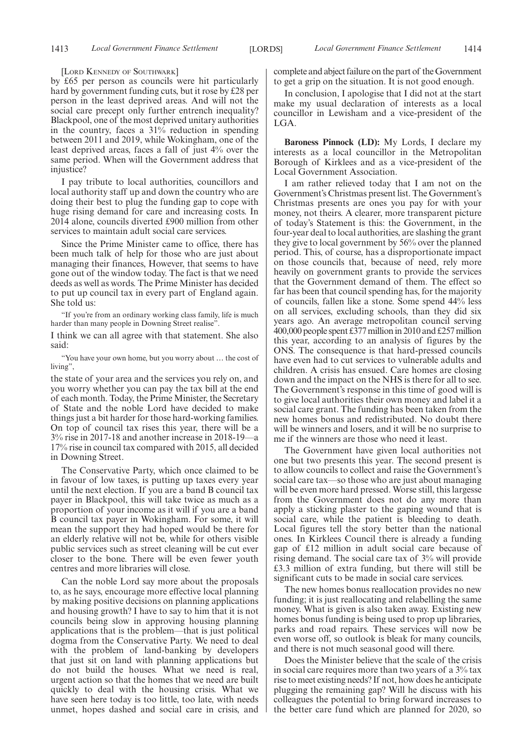[LORD KENNEDY OF SOUTHWARK]

by £65 per person as councils were hit particularly hard by government funding cuts, but it rose by £28 per person in the least deprived areas. And will not the social care precept only further entrench inequality? Blackpool, one of the most deprived unitary authorities in the country, faces a 31% reduction in spending between 2011 and 2019, while Wokingham, one of the least deprived areas, faces a fall of just 4% over the same period. When will the Government address that injustice?

I pay tribute to local authorities, councillors and local authority staff up and down the country who are doing their best to plug the funding gap to cope with huge rising demand for care and increasing costs. In 2014 alone, councils diverted £900 million from other services to maintain adult social care services.

Since the Prime Minister came to office, there has been much talk of help for those who are just about managing their finances, However, that seems to have gone out of the window today. The fact is that we need deeds as well as words. The Prime Minister has decided to put up council tax in every part of England again. She told us:

"If you're from an ordinary working class family, life is much harder than many people in Downing Street realise".

I think we can all agree with that statement. She also said:

"You have your own home, but you worry about … the cost of living",

the state of your area and the services you rely on, and you worry whether you can pay the tax bill at the end of each month. Today, the Prime Minister, the Secretary of State and the noble Lord have decided to make things just a bit harder for those hard-working families. On top of council tax rises this year, there will be a 3% rise in 2017-18 and another increase in 2018-19—a 17% rise in council tax compared with 2015, all decided in Downing Street.

The Conservative Party, which once claimed to be in favour of low taxes, is putting up taxes every year until the next election. If you are a band B council tax payer in Blackpool, this will take twice as much as a proportion of your income as it will if you are a band B council tax payer in Wokingham. For some, it will mean the support they had hoped would be there for an elderly relative will not be, while for others visible public services such as street cleaning will be cut ever closer to the bone. There will be even fewer youth centres and more libraries will close.

Can the noble Lord say more about the proposals to, as he says, encourage more effective local planning by making positive decisions on planning applications and housing growth? I have to say to him that it is not councils being slow in approving housing planning applications that is the problem—that is just political dogma from the Conservative Party. We need to deal with the problem of land-banking by developers that just sit on land with planning applications but do not build the houses. What we need is real, urgent action so that the homes that we need are built quickly to deal with the housing crisis. What we have seen here today is too little, too late, with needs unmet, hopes dashed and social care in crisis, and complete and abject failure on the part of the Government to get a grip on the situation. It is not good enough.

In conclusion, I apologise that I did not at the start make my usual declaration of interests as a local councillor in Lewisham and a vice-president of the LGA.

**Baroness Pinnock (LD):** My Lords, I declare my interests as a local councillor in the Metropolitan Borough of Kirklees and as a vice-president of the Local Government Association.

I am rather relieved today that I am not on the Government's Christmas present list. The Government's Christmas presents are ones you pay for with your money, not theirs. A clearer, more transparent picture of today's Statement is this: the Government, in the four-year deal to local authorities, are slashing the grant they give to local government by 56% over the planned period. This, of course, has a disproportionate impact on those councils that, because of need, rely more heavily on government grants to provide the services that the Government demand of them. The effect so far has been that council spending has, for the majority of councils, fallen like a stone. Some spend 44% less on all services, excluding schools, than they did six years ago. An average metropolitan council serving 400,000 people spent £377 million in 2010 and £257 million this year, according to an analysis of figures by the ONS. The consequence is that hard-pressed councils have even had to cut services to vulnerable adults and children. A crisis has ensued. Care homes are closing down and the impact on the NHS is there for all to see. The Government's response in this time of good will is to give local authorities their own money and label it a social care grant. The funding has been taken from the new homes bonus and redistributed. No doubt there will be winners and losers, and it will be no surprise to me if the winners are those who need it least.

The Government have given local authorities not one but two presents this year. The second present is to allow councils to collect and raise the Government's social care tax—so those who are just about managing will be even more hard pressed. Worse still, this largesse from the Government does not do any more than apply a sticking plaster to the gaping wound that is social care, while the patient is bleeding to death. Local figures tell the story better than the national ones. In Kirklees Council there is already a funding gap of £12 million in adult social care because of rising demand. The social care tax of 3% will provide £3.3 million of extra funding, but there will still be significant cuts to be made in social care services.

The new homes bonus reallocation provides no new funding; it is just reallocating and relabelling the same money. What is given is also taken away. Existing new homes bonus funding is being used to prop up libraries, parks and road repairs. These services will now be even worse off, so outlook is bleak for many councils, and there is not much seasonal good will there.

Does the Minister believe that the scale of the crisis in social care requires more than two years of a 3% tax rise to meet existing needs? If not, how does he anticipate plugging the remaining gap? Will he discuss with his colleagues the potential to bring forward increases to the better care fund which are planned for 2020, so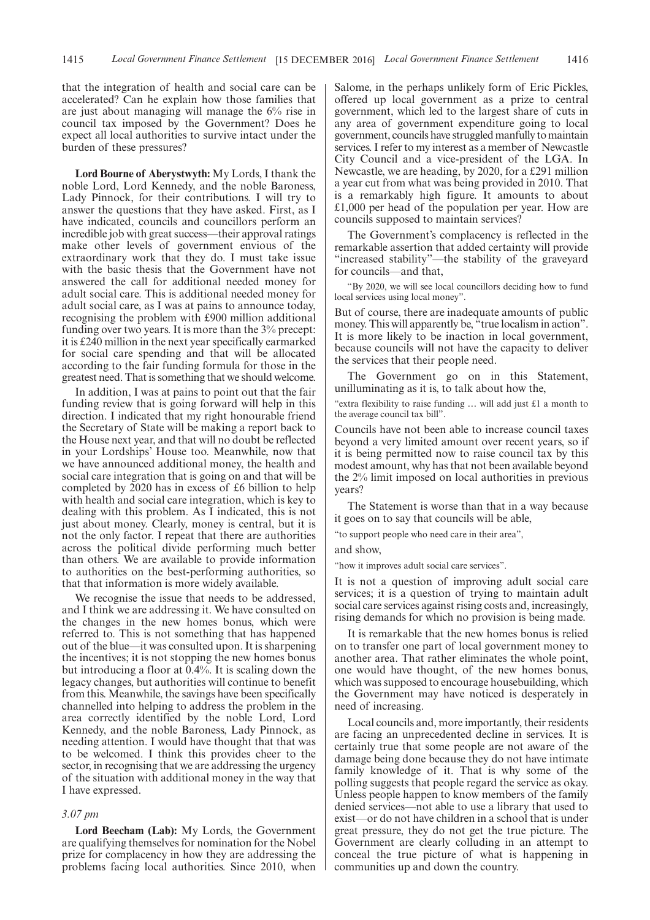that the integration of health and social care can be accelerated? Can he explain how those families that are just about managing will manage the 6% rise in council tax imposed by the Government? Does he expect all local authorities to survive intact under the burden of these pressures?

**Lord Bourne of Aberystwyth:** My Lords, I thank the noble Lord, Lord Kennedy, and the noble Baroness, Lady Pinnock, for their contributions. I will try to answer the questions that they have asked. First, as I have indicated, councils and councillors perform an incredible job with great success—their approval ratings make other levels of government envious of the extraordinary work that they do. I must take issue with the basic thesis that the Government have not answered the call for additional needed money for adult social care. This is additional needed money for adult social care, as I was at pains to announce today, recognising the problem with £900 million additional funding over two years. It is more than the 3% precept: it is £240 million in the next year specifically earmarked for social care spending and that will be allocated according to the fair funding formula for those in the greatest need. That is something that we should welcome.

In addition, I was at pains to point out that the fair funding review that is going forward will help in this direction. I indicated that my right honourable friend the Secretary of State will be making a report back to the House next year, and that will no doubt be reflected in your Lordships' House too. Meanwhile, now that we have announced additional money, the health and social care integration that is going on and that will be completed by 2020 has in excess of £6 billion to help with health and social care integration, which is key to dealing with this problem. As I indicated, this is not just about money. Clearly, money is central, but it is not the only factor. I repeat that there are authorities across the political divide performing much better than others. We are available to provide information to authorities on the best-performing authorities, so that that information is more widely available.

We recognise the issue that needs to be addressed, and I think we are addressing it. We have consulted on the changes in the new homes bonus, which were referred to. This is not something that has happened out of the blue—it was consulted upon. It is sharpening the incentives; it is not stopping the new homes bonus but introducing a floor at 0.4%. It is scaling down the legacy changes, but authorities will continue to benefit from this. Meanwhile, the savings have been specifically channelled into helping to address the problem in the area correctly identified by the noble Lord, Lord Kennedy, and the noble Baroness, Lady Pinnock, as needing attention. I would have thought that that was to be welcomed. I think this provides cheer to the sector, in recognising that we are addressing the urgency of the situation with additional money in the way that I have expressed.

*3.07 pm*

**Lord Beecham (Lab):** My Lords, the Government are qualifying themselves for nomination for the Nobel prize for complacency in how they are addressing the problems facing local authorities. Since 2010, when Salome, in the perhaps unlikely form of Eric Pickles, offered up local government as a prize to central government, which led to the largest share of cuts in any area of government expenditure going to local government, councils have struggled manfully to maintain services. I refer to my interest as a member of Newcastle City Council and a vice-president of the LGA. In Newcastle, we are heading, by 2020, for a £291 million a year cut from what was being provided in 2010. That is a remarkably high figure. It amounts to about £1,000 per head of the population per year. How are councils supposed to maintain services?

The Government's complacency is reflected in the remarkable assertion that added certainty will provide "increased stability"—the stability of the graveyard for councils—and that,

"By 2020, we will see local councillors deciding how to fund local services using local money".

But of course, there are inadequate amounts of public money. This will apparently be, "true localism in action". It is more likely to be inaction in local government, because councils will not have the capacity to deliver the services that their people need.

The Government go on in this Statement, unilluminating as it is, to talk about how the,

"extra flexibility to raise funding … will add just £1 a month to the average council tax bill".

Councils have not been able to increase council taxes beyond a very limited amount over recent years, so if it is being permitted now to raise council tax by this modest amount, why has that not been available beyond the 2% limit imposed on local authorities in previous years?

The Statement is worse than that in a way because it goes on to say that councils will be able,

"to support people who need care in their area",

and show,

"how it improves adult social care services".

It is not a question of improving adult social care services; it is a question of trying to maintain adult social care services against rising costs and, increasingly, rising demands for which no provision is being made.

It is remarkable that the new homes bonus is relied on to transfer one part of local government money to another area. That rather eliminates the whole point, one would have thought, of the new homes bonus, which was supposed to encourage housebuilding, which the Government may have noticed is desperately in need of increasing.

Local councils and, more importantly, their residents are facing an unprecedented decline in services. It is certainly true that some people are not aware of the damage being done because they do not have intimate family knowledge of it. That is why some of the polling suggests that people regard the service as okay. Unless people happen to know members of the family denied services—not able to use a library that used to exist—or do not have children in a school that is under great pressure, they do not get the true picture. The Government are clearly colluding in an attempt to conceal the true picture of what is happening in communities up and down the country.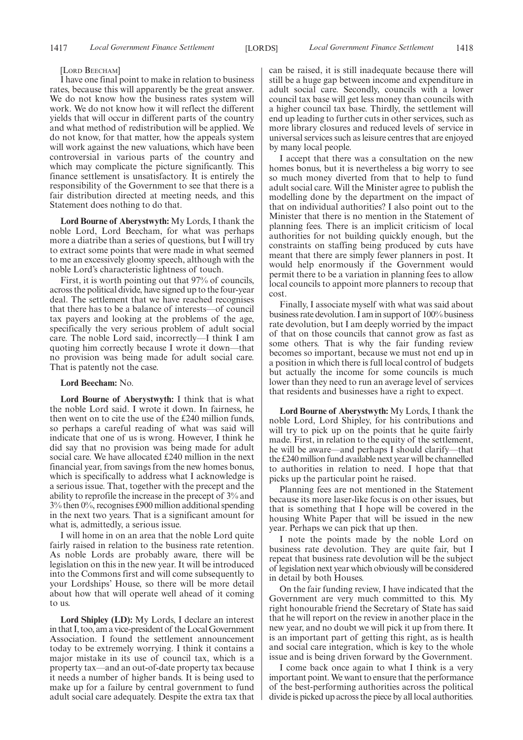[Lord Beecham]

I have one final point to make in relation to business rates, because this will apparently be the great answer. We do not know how the business rates system will work. We do not know how it will reflect the different yields that will occur in different parts of the country and what method of redistribution will be applied. We do not know, for that matter, how the appeals system will work against the new valuations, which have been controversial in various parts of the country and which may complicate the picture significantly. This finance settlement is unsatisfactory. It is entirely the responsibility of the Government to see that there is a fair distribution directed at meeting needs, and this Statement does nothing to do that.

**Lord Bourne of Aberystwyth:** My Lords, I thank the noble Lord, Lord Beecham, for what was perhaps more a diatribe than a series of questions, but I will try to extract some points that were made in what seemed to me an excessively gloomy speech, although with the noble Lord's characteristic lightness of touch.

First, it is worth pointing out that 97% of councils, across the political divide, have signed up to the four-year deal. The settlement that we have reached recognises that there has to be a balance of interests—of council tax payers and looking at the problems of the age, specifically the very serious problem of adult social care. The noble Lord said, incorrectly—I think I am quoting him correctly because I wrote it down—that no provision was being made for adult social care. That is patently not the case.

**Lord Beecham:** No.

**Lord Bourne of Aberystwyth:** I think that is what the noble Lord said. I wrote it down. In fairness, he then went on to cite the use of the £240 million funds, so perhaps a careful reading of what was said will indicate that one of us is wrong. However, I think he did say that no provision was being made for adult social care. We have allocated £240 million in the next financial year, from savings from the new homes bonus, which is specifically to address what I acknowledge is a serious issue. That, together with the precept and the ability to reprofile the increase in the precept of 3% and 3% then 0%, recognises £900 million additional spending in the next two years. That is a significant amount for what is, admittedly, a serious issue.

I will home in on an area that the noble Lord quite fairly raised in relation to the business rate retention. As noble Lords are probably aware, there will be legislation on this in the new year. It will be introduced into the Commons first and will come subsequently to your Lordships' House, so there will be more detail about how that will operate well ahead of it coming to us.

**Lord Shipley (LD):** My Lords, I declare an interest in that I, too, am a vice-president of the Local Government Association. I found the settlement announcement today to be extremely worrying. I think it contains a major mistake in its use of council tax, which is a property tax—and an out-of-date property tax because it needs a number of higher bands. It is being used to make up for a failure by central government to fund adult social care adequately. Despite the extra tax that can be raised, it is still inadequate because there will still be a huge gap between income and expenditure in adult social care. Secondly, councils with a lower council tax base will get less money than councils with a higher council tax base. Thirdly, the settlement will end up leading to further cuts in other services, such as more library closures and reduced levels of service in universal services such as leisure centres that are enjoyed by many local people.

I accept that there was a consultation on the new homes bonus, but it is nevertheless a big worry to see so much money diverted from that to help to fund adult social care. Will the Minister agree to publish the modelling done by the department on the impact of that on individual authorities? I also point out to the Minister that there is no mention in the Statement of planning fees. There is an implicit criticism of local authorities for not building quickly enough, but the constraints on staffing being produced by cuts have meant that there are simply fewer planners in post. It would help enormously if the Government would permit there to be a variation in planning fees to allow local councils to appoint more planners to recoup that cost.

Finally, I associate myself with what was said about business rate devolution. I am in support of 100% business rate devolution, but I am deeply worried by the impact of that on those councils that cannot grow as fast as some others. That is why the fair funding review becomes so important, because we must not end up in a position in which there is full local control of budgets but actually the income for some councils is much lower than they need to run an average level of services that residents and businesses have a right to expect.

**Lord Bourne of Aberystwyth:** My Lords, I thank the noble Lord, Lord Shipley, for his contributions and will try to pick up on the points that he quite fairly made. First, in relation to the equity of the settlement, he will be aware—and perhaps I should clarify—that the £240 million fund available next year will be channelled to authorities in relation to need. I hope that that picks up the particular point he raised.

Planning fees are not mentioned in the Statement because its more laser-like focus is on other issues, but that is something that I hope will be covered in the housing White Paper that will be issued in the new year. Perhaps we can pick that up then.

I note the points made by the noble Lord on business rate devolution. They are quite fair, but I repeat that business rate devolution will be the subject of legislation next year which obviously will be considered in detail by both Houses.

On the fair funding review, I have indicated that the Government are very much committed to this. My right honourable friend the Secretary of State has said that he will report on the review in another place in the new year, and no doubt we will pick it up from there. It is an important part of getting this right, as is health and social care integration, which is key to the whole issue and is being driven forward by the Government.

I come back once again to what I think is a very important point. We want to ensure that the performance of the best-performing authorities across the political divide is picked up across the piece by all local authorities.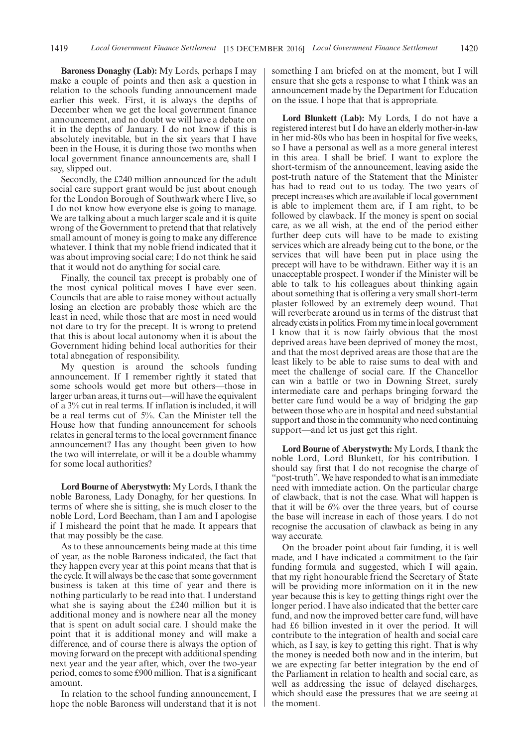**Baroness Donaghy (Lab):** My Lords, perhaps I may make a couple of points and then ask a question in relation to the schools funding announcement made earlier this week. First, it is always the depths of December when we get the local government finance announcement, and no doubt we will have a debate on it in the depths of January. I do not know if this is absolutely inevitable, but in the six years that I have been in the House, it is during those two months when local government finance announcements are, shall I say, slipped out.

Secondly, the £240 million announced for the adult social care support grant would be just about enough for the London Borough of Southwark where I live, so I do not know how everyone else is going to manage. We are talking about a much larger scale and it is quite wrong of the Government to pretend that that relatively small amount of money is going to make any difference whatever. I think that my noble friend indicated that it was about improving social care; I do not think he said that it would not do anything for social care.

Finally, the council tax precept is probably one of the most cynical political moves I have ever seen. Councils that are able to raise money without actually losing an election are probably those which are the least in need, while those that are most in need would not dare to try for the precept. It is wrong to pretend that this is about local autonomy when it is about the Government hiding behind local authorities for their total abnegation of responsibility.

My question is around the schools funding announcement. If I remember rightly it stated that some schools would get more but others—those in larger urban areas, it turns out—will have the equivalent of a 3% cut in real terms. If inflation is included, it will be a real terms cut of 5%. Can the Minister tell the House how that funding announcement for schools relates in general terms to the local government finance announcement? Has any thought been given to how the two will interrelate, or will it be a double whammy for some local authorities?

**Lord Bourne of Aberystwyth:** My Lords, I thank the noble Baroness, Lady Donaghy, for her questions. In terms of where she is sitting, she is much closer to the noble Lord, Lord Beecham, than I am and I apologise if I misheard the point that he made. It appears that that may possibly be the case.

As to these announcements being made at this time of year, as the noble Baroness indicated, the fact that they happen every year at this point means that that is the cycle. It will always be the case that some government business is taken at this time of year and there is nothing particularly to be read into that. I understand what she is saying about the £240 million but it is additional money and is nowhere near all the money that is spent on adult social care. I should make the point that it is additional money and will make a difference, and of course there is always the option of moving forward on the precept with additional spending next year and the year after, which, over the two-year period, comes to some £900 million. That is a significant amount.

In relation to the school funding announcement, I hope the noble Baroness will understand that it is not something I am briefed on at the moment, but I will ensure that she gets a response to what I think was an announcement made by the Department for Education on the issue. I hope that that is appropriate.

**Lord Blunkett (Lab):** My Lords, I do not have a registered interest but I do have an elderly mother-in-law in her mid-80s who has been in hospital for five weeks, so I have a personal as well as a more general interest in this area. I shall be brief. I want to explore the short-termism of the announcement, leaving aside the post-truth nature of the Statement that the Minister has had to read out to us today. The two years of precept increases which are available if local government is able to implement them are, if I am right, to be followed by clawback. If the money is spent on social care, as we all wish, at the end of the period either further deep cuts will have to be made to existing services which are already being cut to the bone, or the services that will have been put in place using the precept will have to be withdrawn. Either way it is an unacceptable prospect. I wonder if the Minister will be able to talk to his colleagues about thinking again about something that is offering a very small short-term plaster followed by an extremely deep wound. That will reverberate around us in terms of the distrust that already exists in politics. From my time in local government I know that it is now fairly obvious that the most deprived areas have been deprived of money the most, and that the most deprived areas are those that are the least likely to be able to raise sums to deal with and meet the challenge of social care. If the Chancellor can win a battle or two in Downing Street, surely intermediate care and perhaps bringing forward the better care fund would be a way of bridging the gap between those who are in hospital and need substantial support and those in the community who need continuing support—and let us just get this right.

**Lord Bourne of Aberystwyth:** My Lords, I thank the noble Lord, Lord Blunkett, for his contribution. I should say first that I do not recognise the charge of "post-truth". We have responded to what is an immediate need with immediate action. On the particular charge of clawback, that is not the case. What will happen is that it will be 6% over the three years, but of course the base will increase in each of those years. I do not recognise the accusation of clawback as being in any way accurate.

On the broader point about fair funding, it is well made, and I have indicated a commitment to the fair funding formula and suggested, which I will again, that my right honourable friend the Secretary of State will be providing more information on it in the new year because this is key to getting things right over the longer period. I have also indicated that the better care fund, and now the improved better care fund, will have had £6 billion invested in it over the period. It will contribute to the integration of health and social care which, as I say, is key to getting this right. That is why the money is needed both now and in the interim, but we are expecting far better integration by the end of the Parliament in relation to health and social care, as well as addressing the issue of delayed discharges, which should ease the pressures that we are seeing at the moment.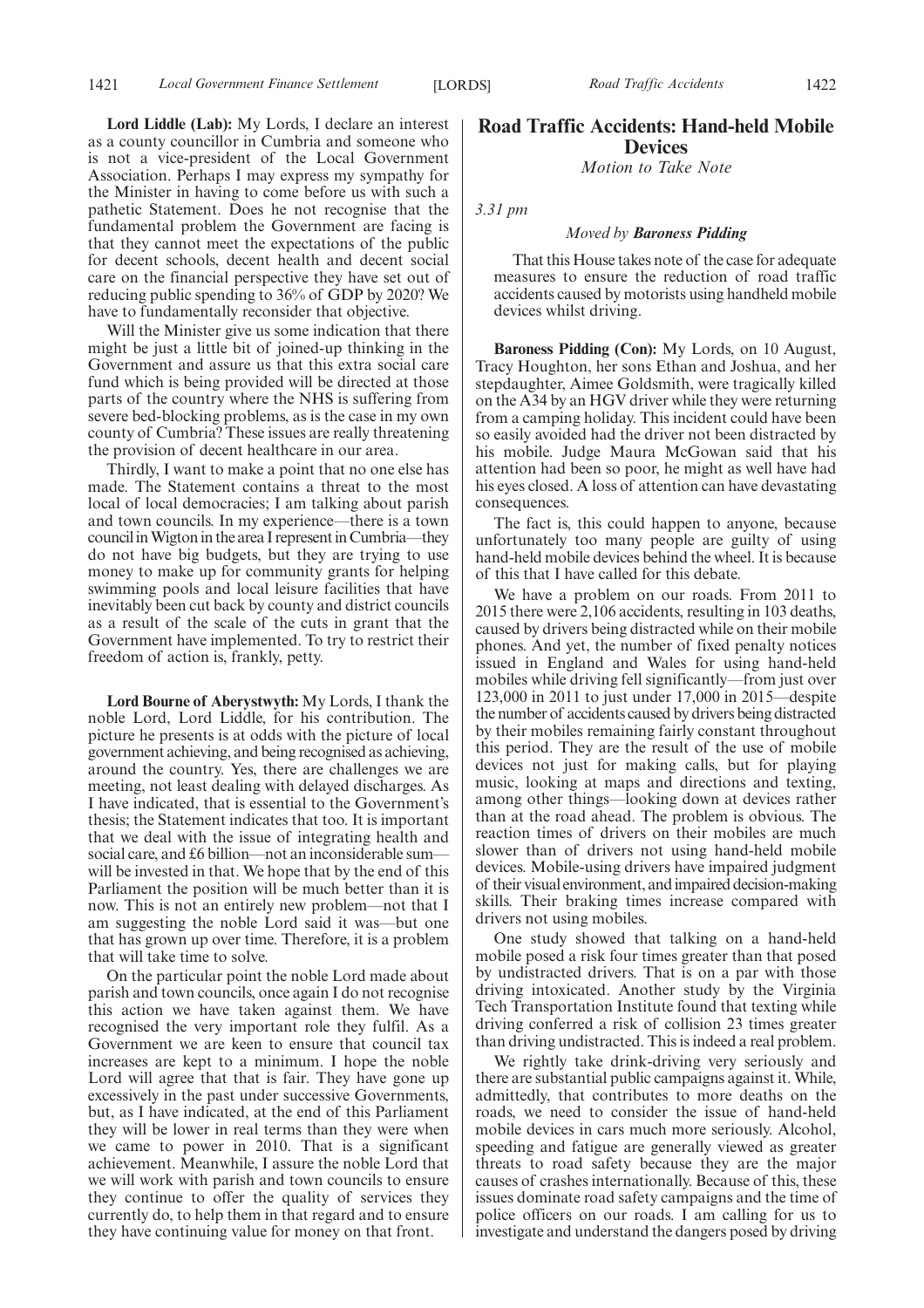**Lord Liddle (Lab):** My Lords, I declare an interest as a county councillor in Cumbria and someone who is not a vice-president of the Local Government Association. Perhaps I may express my sympathy for the Minister in having to come before us with such a pathetic Statement. Does he not recognise that the fundamental problem the Government are facing is that they cannot meet the expectations of the public for decent schools, decent health and decent social care on the financial perspective they have set out of reducing public spending to 36% of GDP by 2020? We have to fundamentally reconsider that objective.

Will the Minister give us some indication that there might be just a little bit of joined-up thinking in the Government and assure us that this extra social care fund which is being provided will be directed at those parts of the country where the NHS is suffering from severe bed-blocking problems, as is the case in my own county of Cumbria? These issues are really threatening the provision of decent healthcare in our area.

Thirdly, I want to make a point that no one else has made. The Statement contains a threat to the most local of local democracies; I am talking about parish and town councils. In my experience—there is a town council in Wigton in the area I represent in Cumbria—they do not have big budgets, but they are trying to use money to make up for community grants for helping swimming pools and local leisure facilities that have inevitably been cut back by county and district councils as a result of the scale of the cuts in grant that the Government have implemented. To try to restrict their freedom of action is, frankly, petty.

**Lord Bourne of Aberystwyth:** My Lords, I thank the noble Lord, Lord Liddle, for his contribution. The picture he presents is at odds with the picture of local government achieving, and being recognised as achieving, around the country. Yes, there are challenges we are meeting, not least dealing with delayed discharges. As I have indicated, that is essential to the Government's thesis; the Statement indicates that too. It is important that we deal with the issue of integrating health and social care, and £6 billion—not an inconsiderable sum—will be invested in that. We hope that by the end of this Parliament the position will be much better than it is now. This is not an entirely new problem—not that I am suggesting the noble Lord said it was—but one that has grown up over time. Therefore, it is a problem that will take time to solve.

On the particular point the noble Lord made about parish and town councils, once again I do not recognise this action we have taken against them. We have recognised the very important role they fulfil. As a Government we are keen to ensure that council tax increases are kept to a minimum. I hope the noble Lord will agree that that is fair. They have gone up excessively in the past under successive Governments, but, as I have indicated, at the end of this Parliament they will be lower in real terms than they were when we came to power in 2010. That is a significant achievement. Meanwhile, I assure the noble Lord that we will work with parish and town councils to ensure they continue to offer the quality of services they currently do, to help them in that regard and to ensure they have continuing value for money on that front.

## Road Traffic Accidents: Hand-held Mobile Devices

*Motion to Take Note*

*3.31 pm*

*Moved by **Baroness Pidding***

That this House takes note of the case for adequate measures to ensure the reduction of road traffic accidents caused by motorists using handheld mobile devices whilst driving.

**Baroness Pidding (Con):** My Lords, on 10 August, Tracy Houghton, her sons Ethan and Joshua, and her stepdaughter, Aimee Goldsmith, were tragically killed on the A34 by an HGV driver while they were returning from a camping holiday. This incident could have been so easily avoided had the driver not been distracted by his mobile. Judge Maura McGowan said that his attention had been so poor, he might as well have had his eyes closed. A loss of attention can have devastating consequences.

The fact is, this could happen to anyone, because unfortunately too many people are guilty of using hand-held mobile devices behind the wheel. It is because of this that I have called for this debate.

We have a problem on our roads. From 2011 to 2015 there were 2,106 accidents, resulting in 103 deaths, caused by drivers being distracted while on their mobile phones. And yet, the number of fixed penalty notices issued in England and Wales for using hand-held mobiles while driving fell significantly—from just over 123,000 in 2011 to just under 17,000 in 2015—despite the number of accidents caused by drivers being distracted by their mobiles remaining fairly constant throughout this period. They are the result of the use of mobile devices not just for making calls, but for playing music, looking at maps and directions and texting, among other things—looking down at devices rather than at the road ahead. The problem is obvious. The reaction times of drivers on their mobiles are much slower than of drivers not using hand-held mobile devices. Mobile-using drivers have impaired judgment of their visual environment, and impaired decision-making skills. Their braking times increase compared with drivers not using mobiles.

One study showed that talking on a hand-held mobile posed a risk four times greater than that posed by undistracted drivers. That is on a par with those driving intoxicated. Another study by the Virginia Tech Transportation Institute found that texting while driving conferred a risk of collision 23 times greater than driving undistracted. This is indeed a real problem.

We rightly take drink-driving very seriously and there are substantial public campaigns against it. While, admittedly, that contributes to more deaths on the roads, we need to consider the issue of hand-held mobile devices in cars much more seriously. Alcohol, speeding and fatigue are generally viewed as greater threats to road safety because they are the major causes of crashes internationally. Because of this, these issues dominate road safety campaigns and the time of police officers on our roads. I am calling for us to investigate and understand the dangers posed by driving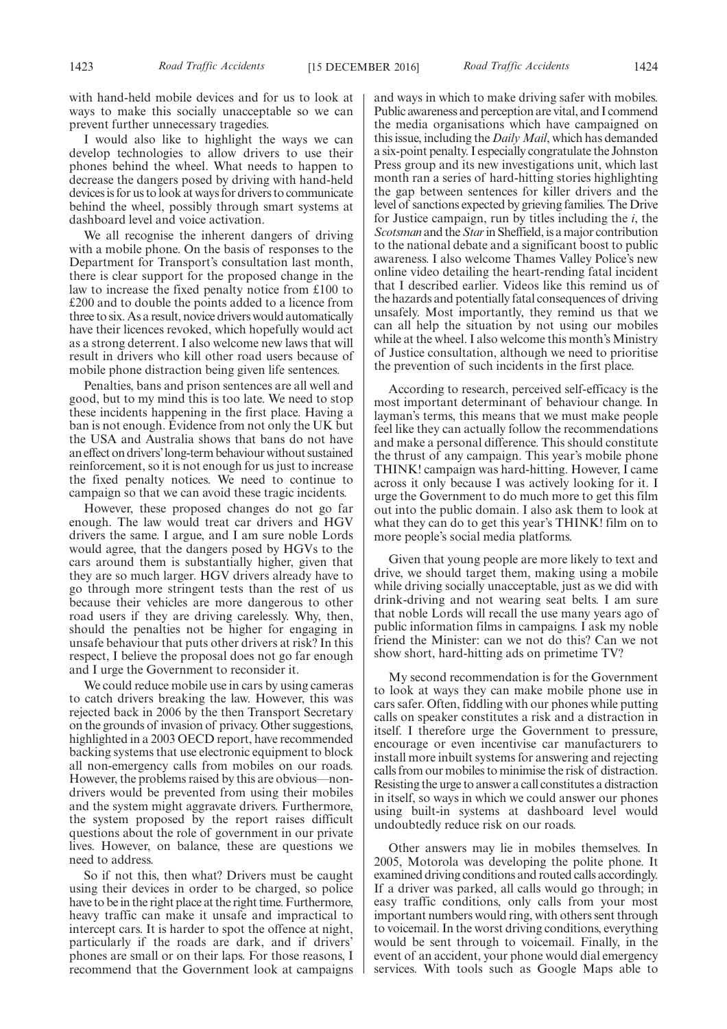with hand-held mobile devices and for us to look at ways to make this socially unacceptable so we can prevent further unnecessary tragedies.

I would also like to highlight the ways we can develop technologies to allow drivers to use their phones behind the wheel. What needs to happen to decrease the dangers posed by driving with hand-held devices is for us to look at ways for drivers to communicate behind the wheel, possibly through smart systems at dashboard level and voice activation.

We all recognise the inherent dangers of driving with a mobile phone. On the basis of responses to the Department for Transport's consultation last month, there is clear support for the proposed change in the law to increase the fixed penalty notice from £100 to £200 and to double the points added to a licence from three to six. As a result, novice drivers would automatically have their licences revoked, which hopefully would act as a strong deterrent. I also welcome new laws that will result in drivers who kill other road users because of mobile phone distraction being given life sentences.

Penalties, bans and prison sentences are all well and good, but to my mind this is too late. We need to stop these incidents happening in the first place. Having a ban is not enough. Evidence from not only the UK but the USA and Australia shows that bans do not have an effect on drivers' long-term behaviour without sustained reinforcement, so it is not enough for us just to increase the fixed penalty notices. We need to continue to campaign so that we can avoid these tragic incidents.

However, these proposed changes do not go far enough. The law would treat car drivers and HGV drivers the same. I argue, and I am sure noble Lords would agree, that the dangers posed by HGVs to the cars around them is substantially higher, given that they are so much larger. HGV drivers already have to go through more stringent tests than the rest of us because their vehicles are more dangerous to other road users if they are driving carelessly. Why, then, should the penalties not be higher for engaging in unsafe behaviour that puts other drivers at risk? In this respect, I believe the proposal does not go far enough and I urge the Government to reconsider it.

We could reduce mobile use in cars by using cameras to catch drivers breaking the law. However, this was rejected back in 2006 by the then Transport Secretary on the grounds of invasion of privacy. Other suggestions, highlighted in a 2003 OECD report, have recommended backing systems that use electronic equipment to block all non-emergency calls from mobiles on our roads. However, the problems raised by this are obvious—non-drivers would be prevented from using their mobiles and the system might aggravate drivers. Furthermore, the system proposed by the report raises difficult questions about the role of government in our private lives. However, on balance, these are questions we need to address.

So if not this, then what? Drivers must be caught using their devices in order to be charged, so police have to be in the right place at the right time. Furthermore, heavy traffic can make it unsafe and impractical to intercept cars. It is harder to spot the offence at night, particularly if the roads are dark, and if drivers' phones are small or on their laps. For those reasons, I recommend that the Government look at campaigns and ways in which to make driving safer with mobiles. Public awareness and perception are vital, and I commend the media organisations which have campaigned on this issue, including the *Daily Mail*, which has demanded a six-point penalty. I especially congratulate the Johnston Press group and its new investigations unit, which last month ran a series of hard-hitting stories highlighting the gap between sentences for killer drivers and the level of sanctions expected by grieving families. The Drive for Justice campaign, run by titles including the *i*, the *Scotsman* and the *Star* in Sheffield, is a major contribution to the national debate and a significant boost to public awareness. I also welcome Thames Valley Police's new online video detailing the heart-rending fatal incident that I described earlier. Videos like this remind us of the hazards and potentially fatal consequences of driving unsafely. Most importantly, they remind us that we can all help the situation by not using our mobiles while at the wheel. I also welcome this month's Ministry of Justice consultation, although we need to prioritise the prevention of such incidents in the first place.

According to research, perceived self-efficacy is the most important determinant of behaviour change. In layman's terms, this means that we must make people feel like they can actually follow the recommendations and make a personal difference. This should constitute the thrust of any campaign. This year's mobile phone THINK! campaign was hard-hitting. However, I came across it only because I was actively looking for it. I urge the Government to do much more to get this film out into the public domain. I also ask them to look at what they can do to get this year's THINK! film on to more people's social media platforms.

Given that young people are more likely to text and drive, we should target them, making using a mobile while driving socially unacceptable, just as we did with drink-driving and not wearing seat belts. I am sure that noble Lords will recall the use many years ago of public information films in campaigns. I ask my noble friend the Minister: can we not do this? Can we not show short, hard-hitting ads on primetime TV?

My second recommendation is for the Government to look at ways they can make mobile phone use in cars safer. Often, fiddling with our phones while putting calls on speaker constitutes a risk and a distraction in itself. I therefore urge the Government to pressure, encourage or even incentivise car manufacturers to install more inbuilt systems for answering and rejecting calls from our mobiles to minimise the risk of distraction. Resisting the urge to answer a call constitutes a distraction in itself, so ways in which we could answer our phones using built-in systems at dashboard level would undoubtedly reduce risk on our roads.

Other answers may lie in mobiles themselves. In 2005, Motorola was developing the polite phone. It examined driving conditions and routed calls accordingly. If a driver was parked, all calls would go through; in easy traffic conditions, only calls from your most important numbers would ring, with others sent through to voicemail. In the worst driving conditions, everything would be sent through to voicemail. Finally, in the event of an accident, your phone would dial emergency services. With tools such as Google Maps able to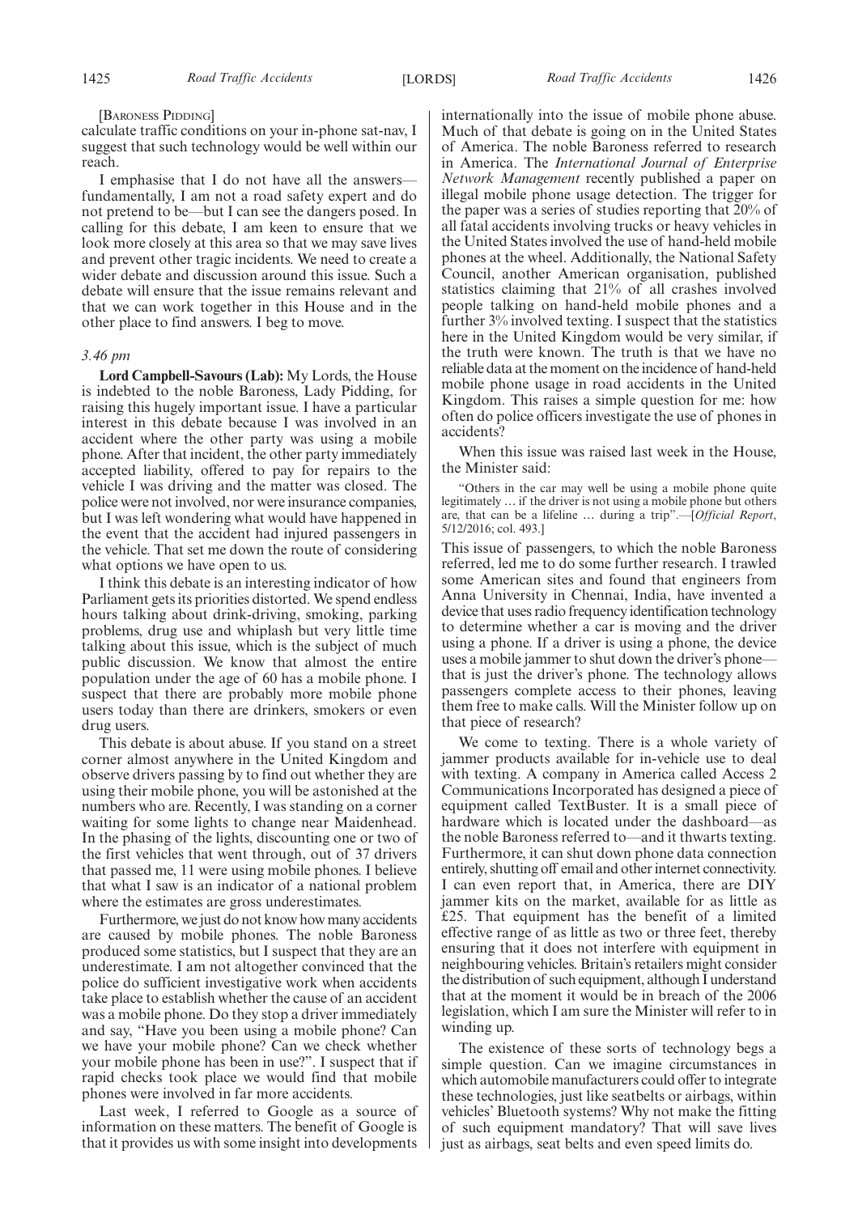[Baroness Pidding]

calculate traffic conditions on your in-phone sat-nav, I suggest that such technology would be well within our reach.

I emphasise that I do not have all the answers—fundamentally, I am not a road safety expert and do not pretend to be—but I can see the dangers posed. In calling for this debate, I am keen to ensure that we look more closely at this area so that we may save lives and prevent other tragic incidents. We need to create a wider debate and discussion around this issue. Such a debate will ensure that the issue remains relevant and that we can work together in this House and in the other place to find answers. I beg to move.

*3.46 pm*

**Lord Campbell-Savours (Lab):** My Lords, the House is indebted to the noble Baroness, Lady Pidding, for raising this hugely important issue. I have a particular interest in this debate because I was involved in an accident where the other party was using a mobile phone. After that incident, the other party immediately accepted liability, offered to pay for repairs to the vehicle I was driving and the matter was closed. The police were not involved, nor were insurance companies, but I was left wondering what would have happened in the event that the accident had injured passengers in the vehicle. That set me down the route of considering what options we have open to us.

I think this debate is an interesting indicator of how Parliament gets its priorities distorted. We spend endless hours talking about drink-driving, smoking, parking problems, drug use and whiplash but very little time talking about this issue, which is the subject of much public discussion. We know that almost the entire population under the age of 60 has a mobile phone. I suspect that there are probably more mobile phone users today than there are drinkers, smokers or even drug users.

This debate is about abuse. If you stand on a street corner almost anywhere in the United Kingdom and observe drivers passing by to find out whether they are using their mobile phone, you will be astonished at the numbers who are. Recently, I was standing on a corner waiting for some lights to change near Maidenhead. In the phasing of the lights, discounting one or two of the first vehicles that went through, out of 37 drivers that passed me, 11 were using mobile phones. I believe that what I saw is an indicator of a national problem where the estimates are gross underestimates.

Furthermore, we just do not know how many accidents are caused by mobile phones. The noble Baroness produced some statistics, but I suspect that they are an underestimate. I am not altogether convinced that the police do sufficient investigative work when accidents take place to establish whether the cause of an accident was a mobile phone. Do they stop a driver immediately and say, "Have you been using a mobile phone? Can we have your mobile phone? Can we check whether your mobile phone has been in use?". I suspect that if rapid checks took place we would find that mobile phones were involved in far more accidents.

Last week, I referred to Google as a source of information on these matters. The benefit of Google is that it provides us with some insight into developments internationally into the issue of mobile phone abuse. Much of that debate is going on in the United States of America. The noble Baroness referred to research in America. The *International Journal of Enterprise Network Management* recently published a paper on illegal mobile phone usage detection. The trigger for the paper was a series of studies reporting that 20% of all fatal accidents involving trucks or heavy vehicles in the United States involved the use of hand-held mobile phones at the wheel. Additionally, the National Safety Council, another American organisation, published statistics claiming that 21% of all crashes involved people talking on hand-held mobile phones and a further 3% involved texting. I suspect that the statistics here in the United Kingdom would be very similar, if the truth were known. The truth is that we have no reliable data at the moment on the incidence of hand-held mobile phone usage in road accidents in the United Kingdom. This raises a simple question for me: how often do police officers investigate the use of phones in accidents?

When this issue was raised last week in the House, the Minister said:

> "Others in the car may well be using a mobile phone quite legitimately … if the driver is not using a mobile phone but others are, that can be a lifeline … during a trip".—[*Official Report*, 5/12/2016; col. 493.]

This issue of passengers, to which the noble Baroness referred, led me to do some further research. I trawled some American sites and found that engineers from Anna University in Chennai, India, have invented a device that uses radio frequency identification technology to determine whether a car is moving and the driver using a phone. If a driver is using a phone, the device uses a mobile jammer to shut down the driver's phone—that is just the driver's phone. The technology allows passengers complete access to their phones, leaving them free to make calls. Will the Minister follow up on that piece of research?

We come to texting. There is a whole variety of jammer products available for in-vehicle use to deal with texting. A company in America called Access 2 Communications Incorporated has designed a piece of equipment called TextBuster. It is a small piece of hardware which is located under the dashboard—as the noble Baroness referred to—and it thwarts texting. Furthermore, it can shut down phone data connection entirely, shutting off email and other internet connectivity. I can even report that, in America, there are DIY jammer kits on the market, available for as little as £25. That equipment has the benefit of a limited effective range of as little as two or three feet, thereby ensuring that it does not interfere with equipment in neighbouring vehicles. Britain's retailers might consider the distribution of such equipment, although I understand that at the moment it would be in breach of the 2006 legislation, which I am sure the Minister will refer to in winding up.

The existence of these sorts of technology begs a simple question. Can we imagine circumstances in which automobile manufacturers could offer to integrate these technologies, just like seatbelts or airbags, within vehicles' Bluetooth systems? Why not make the fitting of such equipment mandatory? That will save lives just as airbags, seat belts and even speed limits do.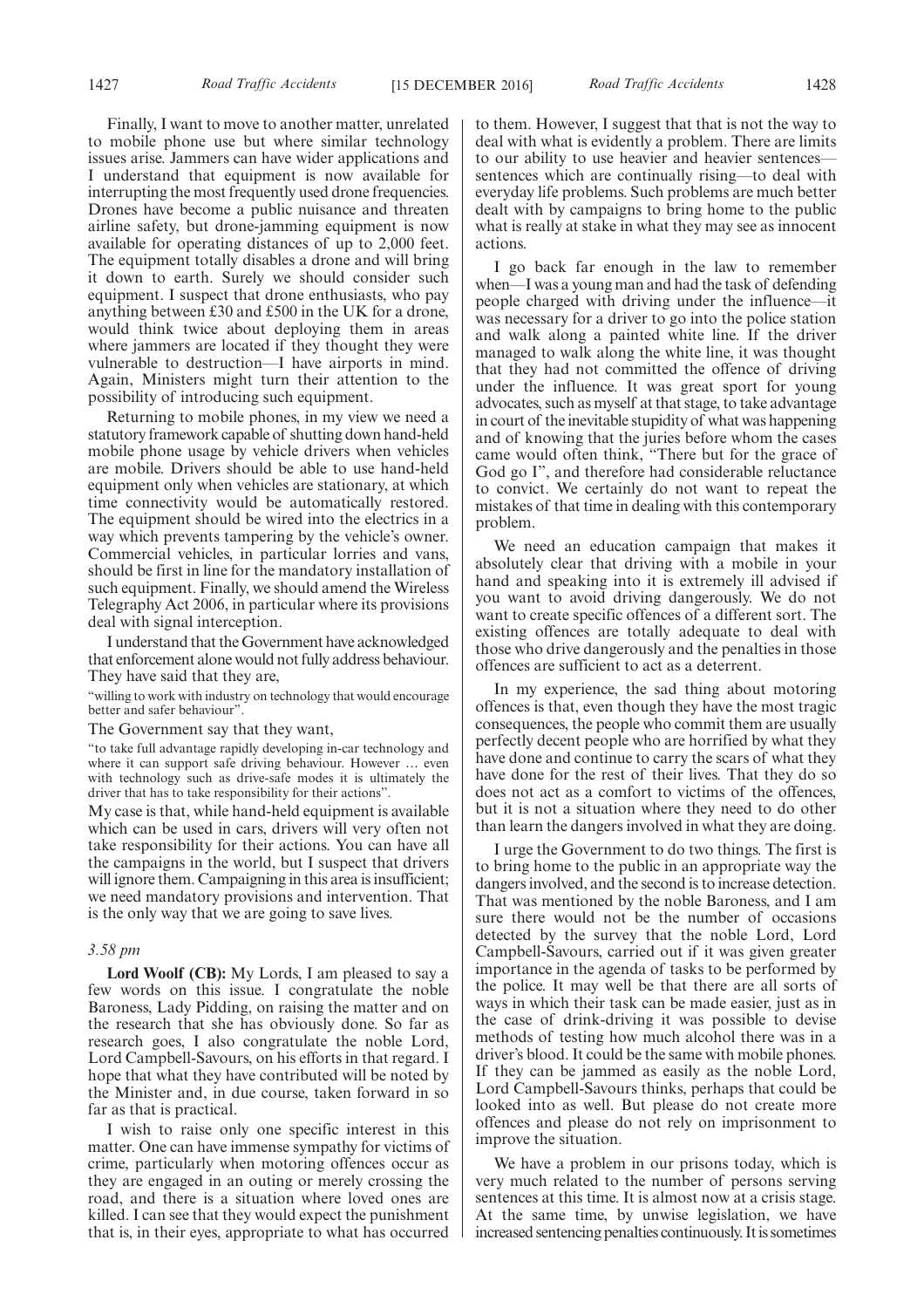Finally, I want to move to another matter, unrelated to mobile phone use but where similar technology issues arise. Jammers can have wider applications and I understand that equipment is now available for interrupting the most frequently used drone frequencies. Drones have become a public nuisance and threaten airline safety, but drone-jamming equipment is now available for operating distances of up to 2,000 feet. The equipment totally disables a drone and will bring it down to earth. Surely we should consider such equipment. I suspect that drone enthusiasts, who pay anything between £30 and £500 in the UK for a drone, would think twice about deploying them in areas where jammers are located if they thought they were vulnerable to destruction—I have airports in mind. Again, Ministers might turn their attention to the possibility of introducing such equipment.

Returning to mobile phones, in my view we need a statutory framework capable of shutting down hand-held mobile phone usage by vehicle drivers when vehicles are mobile. Drivers should be able to use hand-held equipment only when vehicles are stationary, at which time connectivity would be automatically restored. The equipment should be wired into the electrics in a way which prevents tampering by the vehicle's owner. Commercial vehicles, in particular lorries and vans, should be first in line for the mandatory installation of such equipment. Finally, we should amend the Wireless Telegraphy Act 2006, in particular where its provisions deal with signal interception.

I understand that the Government have acknowledged that enforcement alone would not fully address behaviour. They have said that they are,

"willing to work with industry on technology that would encourage better and safer behaviour".

The Government say that they want,

"to take full advantage rapidly developing in-car technology and where it can support safe driving behaviour. However … even with technology such as drive-safe modes it is ultimately the driver that has to take responsibility for their actions".

My case is that, while hand-held equipment is available which can be used in cars, drivers will very often not take responsibility for their actions. You can have all the campaigns in the world, but I suspect that drivers will ignore them. Campaigning in this area is insufficient; we need mandatory provisions and intervention. That is the only way that we are going to save lives.

*3.58 pm*

**Lord Woolf (CB):** My Lords, I am pleased to say a few words on this issue. I congratulate the noble Baroness, Lady Pidding, on raising the matter and on the research that she has obviously done. So far as research goes, I also congratulate the noble Lord, Lord Campbell-Savours, on his efforts in that regard. I hope that what they have contributed will be noted by the Minister and, in due course, taken forward in so far as that is practical.

I wish to raise only one specific interest in this matter. One can have immense sympathy for victims of crime, particularly when motoring offences occur as they are engaged in an outing or merely crossing the road, and there is a situation where loved ones are killed. I can see that they would expect the punishment that is, in their eyes, appropriate to what has occurred to them. However, I suggest that that is not the way to deal with what is evidently a problem. There are limits to our ability to use heavier and heavier sentences—sentences which are continually rising—to deal with everyday life problems. Such problems are much better dealt with by campaigns to bring home to the public what is really at stake in what they may see as innocent actions.

I go back far enough in the law to remember when—I was a young man and had the task of defending people charged with driving under the influence—it was necessary for a driver to go into the police station and walk along a painted white line. If the driver managed to walk along the white line, it was thought that they had not committed the offence of driving under the influence. It was great sport for young advocates, such as myself at that stage, to take advantage in court of the inevitable stupidity of what was happening and of knowing that the juries before whom the cases came would often think, "There but for the grace of God go I", and therefore had considerable reluctance to convict. We certainly do not want to repeat the mistakes of that time in dealing with this contemporary problem.

We need an education campaign that makes it absolutely clear that driving with a mobile in your hand and speaking into it is extremely ill advised if you want to avoid driving dangerously. We do not want to create specific offences of a different sort. The existing offences are totally adequate to deal with those who drive dangerously and the penalties in those offences are sufficient to act as a deterrent.

In my experience, the sad thing about motoring offences is that, even though they have the most tragic consequences, the people who commit them are usually perfectly decent people who are horrified by what they have done and continue to carry the scars of what they have done for the rest of their lives. That they do so does not act as a comfort to victims of the offences, but it is not a situation where they need to do other than learn the dangers involved in what they are doing.

I urge the Government to do two things. The first is to bring home to the public in an appropriate way the dangers involved, and the second is to increase detection. That was mentioned by the noble Baroness, and I am sure there would not be the number of occasions detected by the survey that the noble Lord, Lord Campbell-Savours, carried out if it was given greater importance in the agenda of tasks to be performed by the police. It may well be that there are all sorts of ways in which their task can be made easier, just as in the case of drink-driving it was possible to devise methods of testing how much alcohol there was in a driver's blood. It could be the same with mobile phones. If they can be jammed as easily as the noble Lord, Lord Campbell-Savours thinks, perhaps that could be looked into as well. But please do not create more offences and please do not rely on imprisonment to improve the situation.

We have a problem in our prisons today, which is very much related to the number of persons serving sentences at this time. It is almost now at a crisis stage. At the same time, by unwise legislation, we have increased sentencing penalties continuously. It is sometimes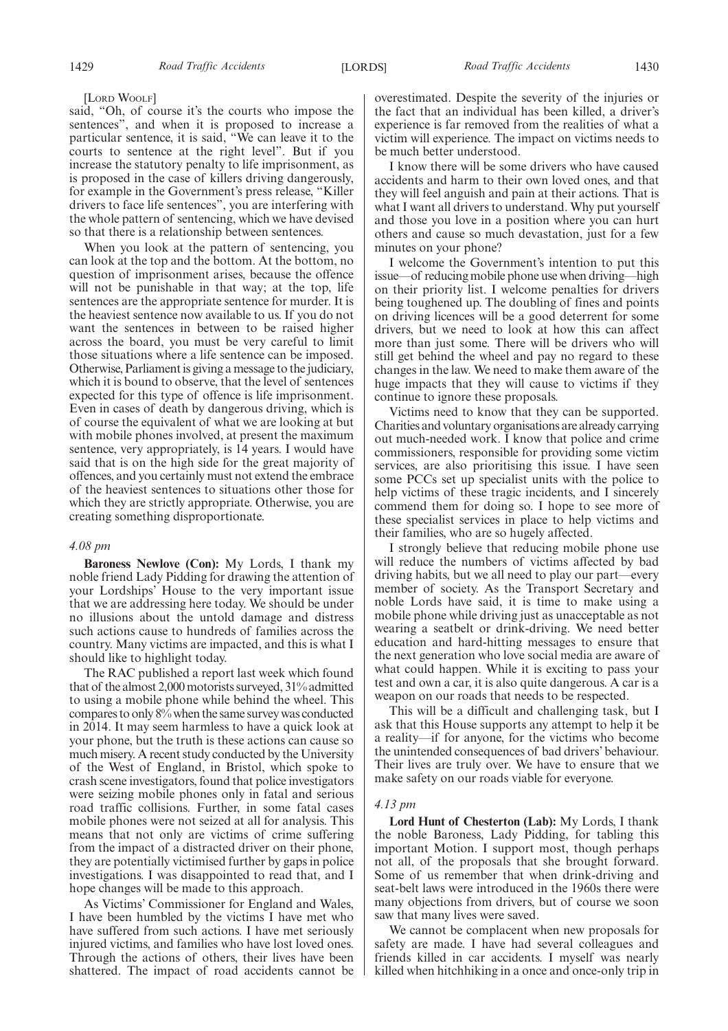[LORD WOOLF]

said, "Oh, of course it's the courts who impose the sentences", and when it is proposed to increase a particular sentence, it is said, "We can leave it to the courts to sentence at the right level". But if you increase the statutory penalty to life imprisonment, as is proposed in the case of killers driving dangerously, for example in the Government's press release, "Killer drivers to face life sentences", you are interfering with the whole pattern of sentencing, which we have devised so that there is a relationship between sentences.

When you look at the pattern of sentencing, you can look at the top and the bottom. At the bottom, no question of imprisonment arises, because the offence will not be punishable in that way; at the top, life sentences are the appropriate sentence for murder. It is the heaviest sentence now available to us. If you do not want the sentences in between to be raised higher across the board, you must be very careful to limit those situations where a life sentence can be imposed. Otherwise, Parliament is giving a message to the judiciary, which it is bound to observe, that the level of sentences expected for this type of offence is life imprisonment. Even in cases of death by dangerous driving, which is of course the equivalent of what we are looking at but with mobile phones involved, at present the maximum sentence, very appropriately, is 14 years. I would have said that is on the high side for the great majority of offences, and you certainly must not extend the embrace of the heaviest sentences to situations other those for which they are strictly appropriate. Otherwise, you are creating something disproportionate.

*4.08 pm*

**Baroness Newlove (Con):** My Lords, I thank my noble friend Lady Pidding for drawing the attention of your Lordships' House to the very important issue that we are addressing here today. We should be under no illusions about the untold damage and distress such actions cause to hundreds of families across the country. Many victims are impacted, and this is what I should like to highlight today.

The RAC published a report last week which found that of the almost 2,000 motorists surveyed, 31% admitted to using a mobile phone while behind the wheel. This compares to only 8% when the same survey was conducted in 2014. It may seem harmless to have a quick look at your phone, but the truth is these actions can cause so much misery. A recent study conducted by the University of the West of England, in Bristol, which spoke to crash scene investigators, found that police investigators were seizing mobile phones only in fatal and serious road traffic collisions. Further, in some fatal cases mobile phones were not seized at all for analysis. This means that not only are victims of crime suffering from the impact of a distracted driver on their phone, they are potentially victimised further by gaps in police investigations. I was disappointed to read that, and I hope changes will be made to this approach.

As Victims' Commissioner for England and Wales, I have been humbled by the victims I have met who have suffered from such actions. I have met seriously injured victims, and families who have lost loved ones. Through the actions of others, their lives have been shattered. The impact of road accidents cannot be overestimated. Despite the severity of the injuries or the fact that an individual has been killed, a driver's experience is far removed from the realities of what a victim will experience. The impact on victims needs to be much better understood.

I know there will be some drivers who have caused accidents and harm to their own loved ones, and that they will feel anguish and pain at their actions. That is what I want all drivers to understand. Why put yourself and those you love in a position where you can hurt others and cause so much devastation, just for a few minutes on your phone?

I welcome the Government's intention to put this issue—of reducing mobile phone use when driving—high on their priority list. I welcome penalties for drivers being toughened up. The doubling of fines and points on driving licences will be a good deterrent for some drivers, but we need to look at how this can affect more than just some. There will be drivers who will still get behind the wheel and pay no regard to these changes in the law. We need to make them aware of the huge impacts that they will cause to victims if they continue to ignore these proposals.

Victims need to know that they can be supported. Charities and voluntary organisations are already carrying out much-needed work. I know that police and crime commissioners, responsible for providing some victim services, are also prioritising this issue. I have seen some PCCs set up specialist units with the police to help victims of these tragic incidents, and I sincerely commend them for doing so. I hope to see more of these specialist services in place to help victims and their families, who are so hugely affected.

I strongly believe that reducing mobile phone use will reduce the numbers of victims affected by bad driving habits, but we all need to play our part—every member of society. As the Transport Secretary and noble Lords have said, it is time to make using a mobile phone while driving just as unacceptable as not wearing a seatbelt or drink-driving. We need better education and hard-hitting messages to ensure that the next generation who love social media are aware of what could happen. While it is exciting to pass your test and own a car, it is also quite dangerous. A car is a weapon on our roads that needs to be respected.

This will be a difficult and challenging task, but I ask that this House supports any attempt to help it be a reality—if for anyone, for the victims who become the unintended consequences of bad drivers' behaviour. Their lives are truly over. We have to ensure that we make safety on our roads viable for everyone.

*4.13 pm*

**Lord Hunt of Chesterton (Lab):** My Lords, I thank the noble Baroness, Lady Pidding, for tabling this important Motion. I support most, though perhaps not all, of the proposals that she brought forward. Some of us remember that when drink-driving and seat-belt laws were introduced in the 1960s there were many objections from drivers, but of course we soon saw that many lives were saved.

We cannot be complacent when new proposals for safety are made. I have had several colleagues and friends killed in car accidents. I myself was nearly killed when hitchhiking in a once and once-only trip in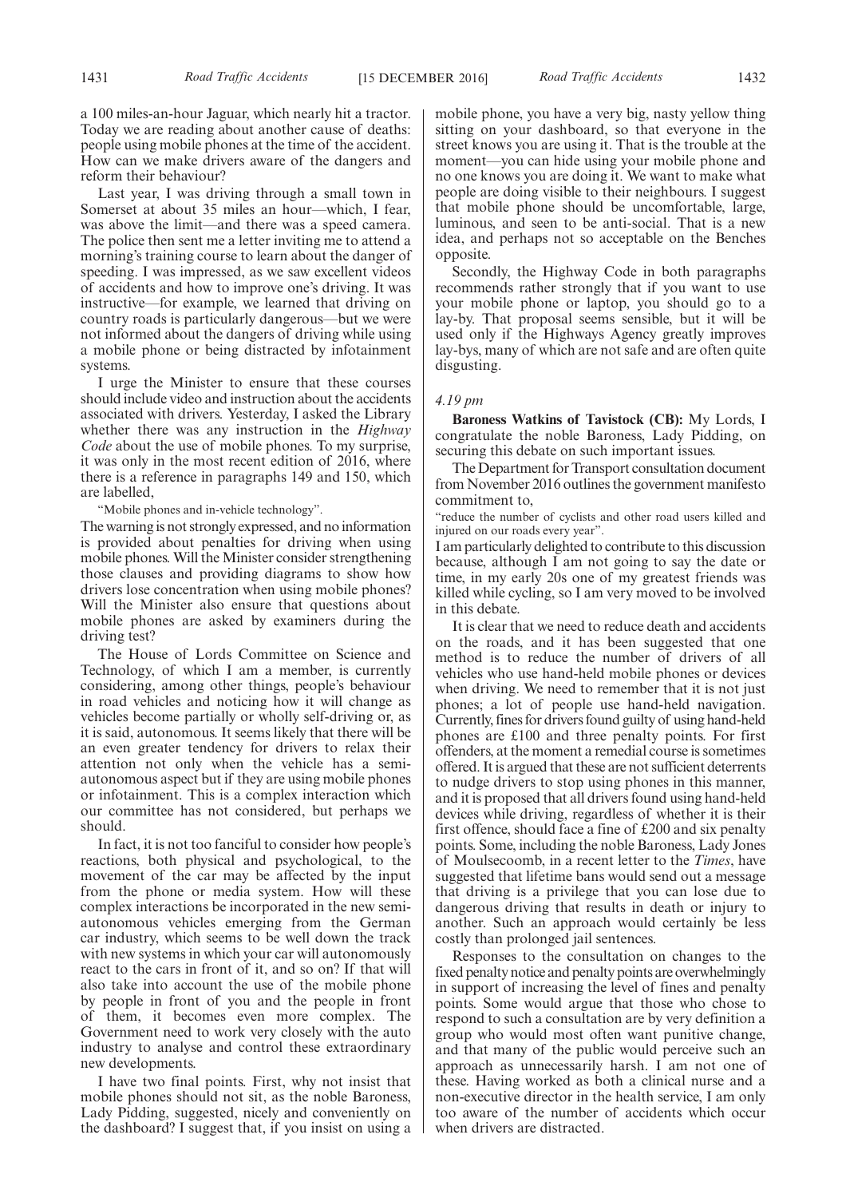a 100 miles-an-hour Jaguar, which nearly hit a tractor. Today we are reading about another cause of deaths: people using mobile phones at the time of the accident. How can we make drivers aware of the dangers and reform their behaviour?

Last year, I was driving through a small town in Somerset at about 35 miles an hour—which, I fear, was above the limit—and there was a speed camera. The police then sent me a letter inviting me to attend a morning's training course to learn about the danger of speeding. I was impressed, as we saw excellent videos of accidents and how to improve one's driving. It was instructive—for example, we learned that driving on country roads is particularly dangerous—but we were not informed about the dangers of driving while using a mobile phone or being distracted by infotainment systems.

I urge the Minister to ensure that these courses should include video and instruction about the accidents associated with drivers. Yesterday, I asked the Library whether there was any instruction in the *Highway Code* about the use of mobile phones. To my surprise, it was only in the most recent edition of 2016, where there is a reference in paragraphs 149 and 150, which are labelled,

"Mobile phones and in-vehicle technology".

The warning is not strongly expressed, and no information is provided about penalties for driving when using mobile phones. Will the Minister consider strengthening those clauses and providing diagrams to show how drivers lose concentration when using mobile phones? Will the Minister also ensure that questions about mobile phones are asked by examiners during the driving test?

The House of Lords Committee on Science and Technology, of which I am a member, is currently considering, among other things, people's behaviour in road vehicles and noticing how it will change as vehicles become partially or wholly self-driving or, as it is said, autonomous. It seems likely that there will be an even greater tendency for drivers to relax their attention not only when the vehicle has a semi-autonomous aspect but if they are using mobile phones or infotainment. This is a complex interaction which our committee has not considered, but perhaps we should.

In fact, it is not too fanciful to consider how people's reactions, both physical and psychological, to the movement of the car may be affected by the input from the phone or media system. How will these complex interactions be incorporated in the new semi-autonomous vehicles emerging from the German car industry, which seems to be well down the track with new systems in which your car will autonomously react to the cars in front of it, and so on? If that will also take into account the use of the mobile phone by people in front of you and the people in front of them, it becomes even more complex. The Government need to work very closely with the auto industry to analyse and control these extraordinary new developments.

I have two final points. First, why not insist that mobile phones should not sit, as the noble Baroness, Lady Pidding, suggested, nicely and conveniently on the dashboard? I suggest that, if you insist on using a mobile phone, you have a very big, nasty yellow thing sitting on your dashboard, so that everyone in the street knows you are using it. That is the trouble at the moment—you can hide using your mobile phone and no one knows you are doing it. We want to make what people are doing visible to their neighbours. I suggest that mobile phone should be uncomfortable, large, luminous, and seen to be anti-social. That is a new idea, and perhaps not so acceptable on the Benches opposite.

Secondly, the Highway Code in both paragraphs recommends rather strongly that if you want to use your mobile phone or laptop, you should go to a lay-by. That proposal seems sensible, but it will be used only if the Highways Agency greatly improves lay-bys, many of which are not safe and are often quite disgusting.

*4.19 pm*

**Baroness Watkins of Tavistock (CB):** My Lords, I congratulate the noble Baroness, Lady Pidding, on securing this debate on such important issues.

The Department for Transport consultation document from November 2016 outlines the government manifesto commitment to,

"reduce the number of cyclists and other road users killed and injured on our roads every year".

I am particularly delighted to contribute to this discussion because, although I am not going to say the date or time, in my early 20s one of my greatest friends was killed while cycling, so I am very moved to be involved in this debate.

It is clear that we need to reduce death and accidents on the roads, and it has been suggested that one method is to reduce the number of drivers of all vehicles who use hand-held mobile phones or devices when driving. We need to remember that it is not just phones; a lot of people use hand-held navigation. Currently, fines for drivers found guilty of using hand-held phones are £100 and three penalty points. For first offenders, at the moment a remedial course is sometimes offered. It is argued that these are not sufficient deterrents to nudge drivers to stop using phones in this manner, and it is proposed that all drivers found using hand-held devices while driving, regardless of whether it is their first offence, should face a fine of £200 and six penalty points. Some, including the noble Baroness, Lady Jones of Moulsecoomb, in a recent letter to the *Times*, have suggested that lifetime bans would send out a message that driving is a privilege that you can lose due to dangerous driving that results in death or injury to another. Such an approach would certainly be less costly than prolonged jail sentences.

Responses to the consultation on changes to the fixed penalty notice and penalty points are overwhelmingly in support of increasing the level of fines and penalty points. Some would argue that those who chose to respond to such a consultation are by very definition a group who would most often want punitive change, and that many of the public would perceive such an approach as unnecessarily harsh. I am not one of these. Having worked as both a clinical nurse and a non-executive director in the health service, I am only too aware of the number of accidents which occur when drivers are distracted.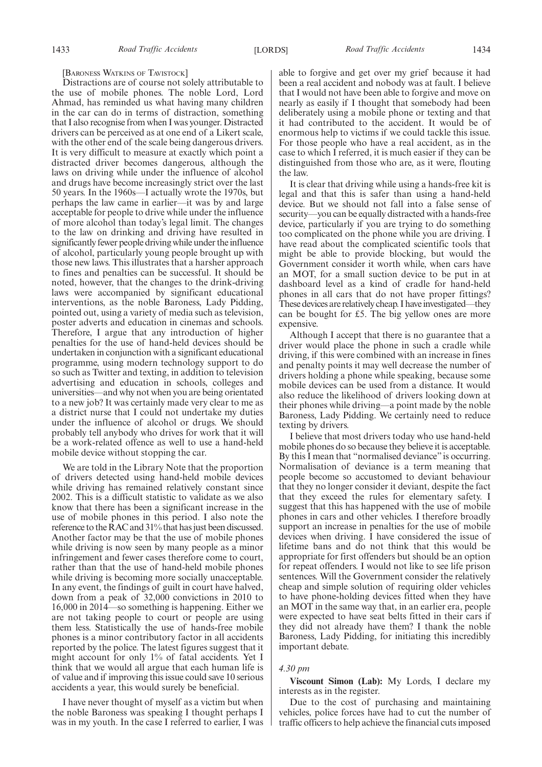[BARONESS WATKINS OF TAVISTOCK]

Distractions are of course not solely attributable to the use of mobile phones. The noble Lord, Lord Ahmad, has reminded us what having many children in the car can do in terms of distraction, something that I also recognise from when I was younger. Distracted drivers can be perceived as at one end of a Likert scale, with the other end of the scale being dangerous drivers. It is very difficult to measure at exactly which point a distracted driver becomes dangerous, although the laws on driving while under the influence of alcohol and drugs have become increasingly strict over the last 50 years. In the 1960s—I actually wrote the 1970s, but perhaps the law came in earlier—it was by and large acceptable for people to drive while under the influence of more alcohol than today's legal limit. The changes to the law on drinking and driving have resulted in significantly fewer people driving while under the influence of alcohol, particularly young people brought up with those new laws. This illustrates that a harsher approach to fines and penalties can be successful. It should be noted, however, that the changes to the drink-driving laws were accompanied by significant educational interventions, as the noble Baroness, Lady Pidding, pointed out, using a variety of media such as television, poster adverts and education in cinemas and schools. Therefore, I argue that any introduction of higher penalties for the use of hand-held devices should be undertaken in conjunction with a significant educational programme, using modern technology support to do so such as Twitter and texting, in addition to television advertising and education in schools, colleges and universities—and why not when you are being orientated to a new job? It was certainly made very clear to me as a district nurse that I could not undertake my duties under the influence of alcohol or drugs. We should probably tell anybody who drives for work that it will be a work-related offence as well to use a hand-held mobile device without stopping the car.

We are told in the Library Note that the proportion of drivers detected using hand-held mobile devices while driving has remained relatively constant since 2002. This is a difficult statistic to validate as we also know that there has been a significant increase in the use of mobile phones in this period. I also note the reference to the RAC and 31% that has just been discussed. Another factor may be that the use of mobile phones while driving is now seen by many people as a minor infringement and fewer cases therefore come to court, rather than that the use of hand-held mobile phones while driving is becoming more socially unacceptable. In any event, the findings of guilt in court have halved, down from a peak of 32,000 convictions in 2010 to 16,000 in 2014—so something is happening. Either we are not taking people to court or people are using them less. Statistically the use of hands-free mobile phones is a minor contributory factor in all accidents reported by the police. The latest figures suggest that it might account for only 1% of fatal accidents. Yet I think that we would all argue that each human life is of value and if improving this issue could save 10 serious accidents a year, this would surely be beneficial.

I have never thought of myself as a victim but when the noble Baroness was speaking I thought perhaps I was in my youth. In the case I referred to earlier, I was able to forgive and get over my grief because it had been a real accident and nobody was at fault. I believe that I would not have been able to forgive and move on nearly as easily if I thought that somebody had been deliberately using a mobile phone or texting and that it had contributed to the accident. It would be of enormous help to victims if we could tackle this issue. For those people who have a real accident, as in the case to which I referred, it is much easier if they can be distinguished from those who are, as it were, flouting the law.

It is clear that driving while using a hands-free kit is legal and that this is safer than using a hand-held device. But we should not fall into a false sense of security—you can be equally distracted with a hands-free device, particularly if you are trying to do something too complicated on the phone while you are driving. I have read about the complicated scientific tools that might be able to provide blocking, but would the Government consider it worth while, when cars have an MOT, for a small suction device to be put in at dashboard level as a kind of cradle for hand-held phones in all cars that do not have proper fittings? These devices are relatively cheap. I have investigated—they can be bought for £5. The big yellow ones are more expensive.

Although I accept that there is no guarantee that a driver would place the phone in such a cradle while driving, if this were combined with an increase in fines and penalty points it may well decrease the number of drivers holding a phone while speaking, because some mobile devices can be used from a distance. It would also reduce the likelihood of drivers looking down at their phones while driving—a point made by the noble Baroness, Lady Pidding. We certainly need to reduce texting by drivers.

I believe that most drivers today who use hand-held mobile phones do so because they believe it is acceptable. By this I mean that "normalised deviance" is occurring. Normalisation of deviance is a term meaning that people become so accustomed to deviant behaviour that they no longer consider it deviant, despite the fact that they exceed the rules for elementary safety. I suggest that this has happened with the use of mobile phones in cars and other vehicles. I therefore broadly support an increase in penalties for the use of mobile devices when driving. I have considered the issue of lifetime bans and do not think that this would be appropriate for first offenders but should be an option for repeat offenders. I would not like to see life prison sentences. Will the Government consider the relatively cheap and simple solution of requiring older vehicles to have phone-holding devices fitted when they have an MOT in the same way that, in an earlier era, people were expected to have seat belts fitted in their cars if they did not already have them? I thank the noble Baroness, Lady Pidding, for initiating this incredibly important debate.

*4.30 pm*

**Viscount Simon (Lab):** My Lords, I declare my interests as in the register.

Due to the cost of purchasing and maintaining vehicles, police forces have had to cut the number of traffic officers to help achieve the financial cuts imposed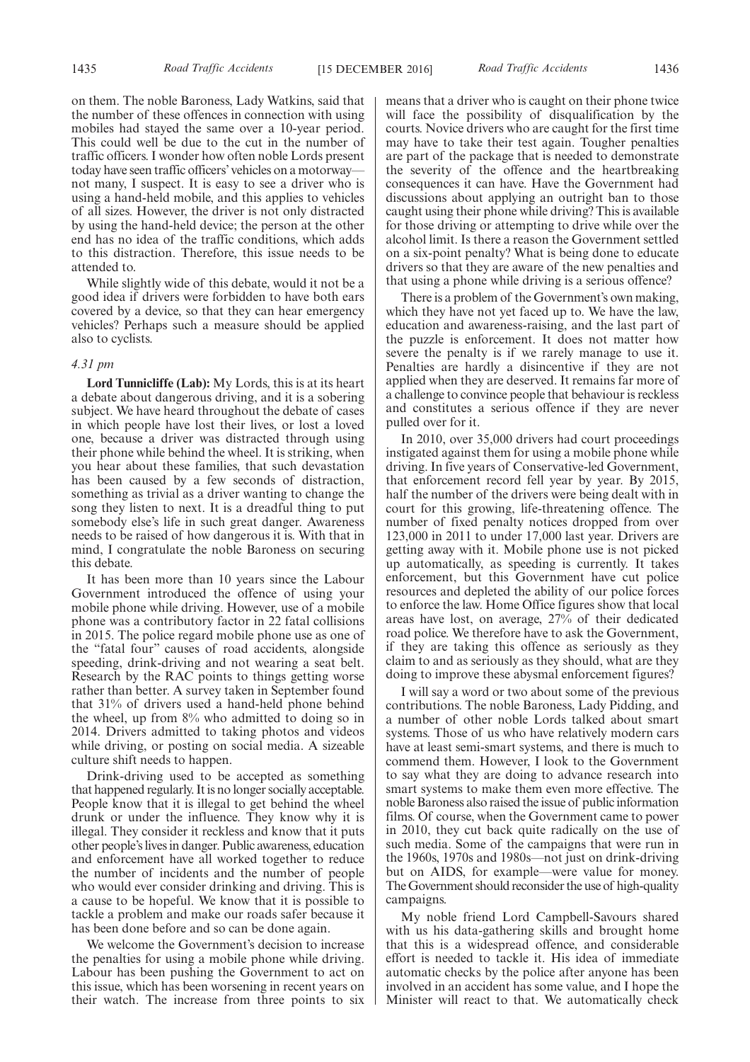on them. The noble Baroness, Lady Watkins, said that the number of these offences in connection with using mobiles had stayed the same over a 10-year period. This could well be due to the cut in the number of traffic officers. I wonder how often noble Lords present today have seen traffic officers' vehicles on a motorway—not many, I suspect. It is easy to see a driver who is using a hand-held mobile, and this applies to vehicles of all sizes. However, the driver is not only distracted by using the hand-held device; the person at the other end has no idea of the traffic conditions, which adds to this distraction. Therefore, this issue needs to be attended to.

While slightly wide of this debate, would it not be a good idea if drivers were forbidden to have both ears covered by a device, so that they can hear emergency vehicles? Perhaps such a measure should be applied also to cyclists.

*4.31 pm*

**Lord Tunnicliffe (Lab):** My Lords, this is at its heart a debate about dangerous driving, and it is a sobering subject. We have heard throughout the debate of cases in which people have lost their lives, or lost a loved one, because a driver was distracted through using their phone while behind the wheel. It is striking, when you hear about these families, that such devastation has been caused by a few seconds of distraction, something as trivial as a driver wanting to change the song they listen to next. It is a dreadful thing to put somebody else's life in such great danger. Awareness needs to be raised of how dangerous it is. With that in mind, I congratulate the noble Baroness on securing this debate.

It has been more than 10 years since the Labour Government introduced the offence of using your mobile phone while driving. However, use of a mobile phone was a contributory factor in 22 fatal collisions in 2015. The police regard mobile phone use as one of the "fatal four" causes of road accidents, alongside speeding, drink-driving and not wearing a seat belt. Research by the RAC points to things getting worse rather than better. A survey taken in September found that 31% of drivers used a hand-held phone behind the wheel, up from 8% who admitted to doing so in 2014. Drivers admitted to taking photos and videos while driving, or posting on social media. A sizeable culture shift needs to happen.

Drink-driving used to be accepted as something that happened regularly. It is no longer socially acceptable. People know that it is illegal to get behind the wheel drunk or under the influence. They know why it is illegal. They consider it reckless and know that it puts other people's lives in danger. Public awareness, education and enforcement have all worked together to reduce the number of incidents and the number of people who would ever consider drinking and driving. This is a cause to be hopeful. We know that it is possible to tackle a problem and make our roads safer because it has been done before and so can be done again.

We welcome the Government's decision to increase the penalties for using a mobile phone while driving. Labour has been pushing the Government to act on this issue, which has been worsening in recent years on their watch. The increase from three points to six means that a driver who is caught on their phone twice will face the possibility of disqualification by the courts. Novice drivers who are caught for the first time may have to take their test again. Tougher penalties are part of the package that is needed to demonstrate the severity of the offence and the heartbreaking consequences it can have. Have the Government had discussions about applying an outright ban to those caught using their phone while driving? This is available for those driving or attempting to drive while over the alcohol limit. Is there a reason the Government settled on a six-point penalty? What is being done to educate drivers so that they are aware of the new penalties and that using a phone while driving is a serious offence?

There is a problem of the Government's own making, which they have not yet faced up to. We have the law, education and awareness-raising, and the last part of the puzzle is enforcement. It does not matter how severe the penalty is if we rarely manage to use it. Penalties are hardly a disincentive if they are not applied when they are deserved. It remains far more of a challenge to convince people that behaviour is reckless and constitutes a serious offence if they are never pulled over for it.

In 2010, over 35,000 drivers had court proceedings instigated against them for using a mobile phone while driving. In five years of Conservative-led Government, that enforcement record fell year by year. By 2015, half the number of the drivers were being dealt with in court for this growing, life-threatening offence. The number of fixed penalty notices dropped from over 123,000 in 2011 to under 17,000 last year. Drivers are getting away with it. Mobile phone use is not picked up automatically, as speeding is currently. It takes enforcement, but this Government have cut police resources and depleted the ability of our police forces to enforce the law. Home Office figures show that local areas have lost, on average, 27% of their dedicated road police. We therefore have to ask the Government, if they are taking this offence as seriously as they claim to and as seriously as they should, what are they doing to improve these abysmal enforcement figures?

I will say a word or two about some of the previous contributions. The noble Baroness, Lady Pidding, and a number of other noble Lords talked about smart systems. Those of us who have relatively modern cars have at least semi-smart systems, and there is much to commend them. However, I look to the Government to say what they are doing to advance research into smart systems to make them even more effective. The noble Baroness also raised the issue of public information films. Of course, when the Government came to power in 2010, they cut back quite radically on the use of such media. Some of the campaigns that were run in the 1960s, 1970s and 1980s—not just on drink-driving but on AIDS, for example—were value for money. The Government should reconsider the use of high-quality campaigns.

My noble friend Lord Campbell-Savours shared with us his data-gathering skills and brought home that this is a widespread offence, and considerable effort is needed to tackle it. His idea of immediate automatic checks by the police after anyone has been involved in an accident has some value, and I hope the Minister will react to that. We automatically check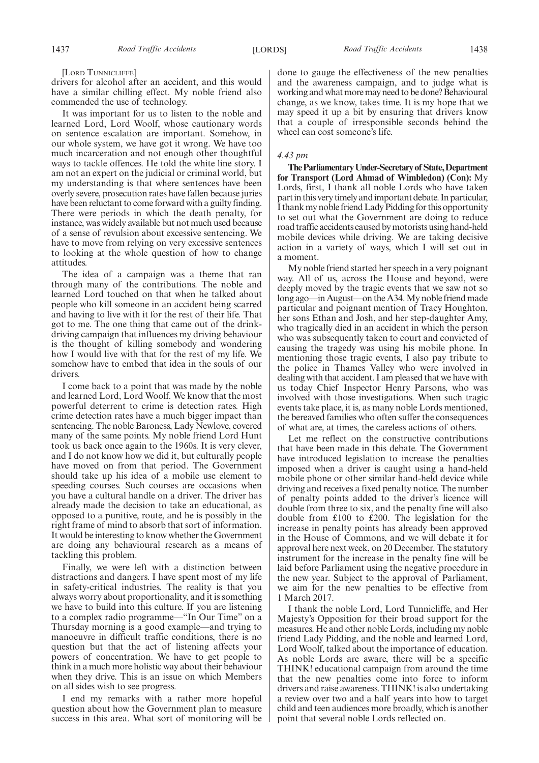[LORD TUNNICLIFFE]

drivers for alcohol after an accident, and this would have a similar chilling effect. My noble friend also commended the use of technology.

It was important for us to listen to the noble and learned Lord, Lord Woolf, whose cautionary words on sentence escalation are important. Somehow, in our whole system, we have got it wrong. We have too much incarceration and not enough other thoughtful ways to tackle offences. He told the white line story. I am not an expert on the judicial or criminal world, but my understanding is that where sentences have been overly severe, prosecution rates have fallen because juries have been reluctant to come forward with a guilty finding. There were periods in which the death penalty, for instance, was widely available but not much used because of a sense of revulsion about excessive sentencing. We have to move from relying on very excessive sentences to looking at the whole question of how to change attitudes.

The idea of a campaign was a theme that ran through many of the contributions. The noble and learned Lord touched on that when he talked about people who kill someone in an accident being scarred and having to live with it for the rest of their life. That got to me. The one thing that came out of the drink-driving campaign that influences my driving behaviour is the thought of killing somebody and wondering how I would live with that for the rest of my life. We somehow have to embed that idea in the souls of our drivers.

I come back to a point that was made by the noble and learned Lord, Lord Woolf. We know that the most powerful deterrent to crime is detection rates. High crime detection rates have a much bigger impact than sentencing. The noble Baroness, Lady Newlove, covered many of the same points. My noble friend Lord Hunt took us back once again to the 1960s. It is very clever, and I do not know how we did it, but culturally people have moved on from that period. The Government should take up his idea of a mobile use element to speeding courses. Such courses are occasions when you have a cultural handle on a driver. The driver has already made the decision to take an educational, as opposed to a punitive, route, and he is possibly in the right frame of mind to absorb that sort of information. It would be interesting to know whether the Government are doing any behavioural research as a means of tackling this problem.

Finally, we were left with a distinction between distractions and dangers. I have spent most of my life in safety-critical industries. The reality is that you always worry about proportionality, and it is something we have to build into this culture. If you are listening to a complex radio programme—"In Our Time" on a Thursday morning is a good example—and trying to manoeuvre in difficult traffic conditions, there is no question but that the act of listening affects your powers of concentration. We have to get people to think in a much more holistic way about their behaviour when they drive. This is an issue on which Members on all sides wish to see progress.

I end my remarks with a rather more hopeful question about how the Government plan to measure success in this area. What sort of monitoring will be done to gauge the effectiveness of the new penalties and the awareness campaign, and to judge what is working and what more may need to be done? Behavioural change, as we know, takes time. It is my hope that we may speed it up a bit by ensuring that drivers know that a couple of irresponsible seconds behind the wheel can cost someone's life.

*4.43 pm*

**The Parliamentary Under-Secretary of State, Department for Transport (Lord Ahmad of Wimbledon) (Con):** My Lords, first, I thank all noble Lords who have taken part in this very timely and important debate. In particular, I thank my noble friend Lady Pidding for this opportunity to set out what the Government are doing to reduce road traffic accidents caused by motorists using hand-held mobile devices while driving. We are taking decisive action in a variety of ways, which I will set out in a moment.

My noble friend started her speech in a very poignant way. All of us, across the House and beyond, were deeply moved by the tragic events that we saw not so long ago—in August—on the A34. My noble friend made particular and poignant mention of Tracy Houghton, her sons Ethan and Josh, and her step-daughter Amy, who tragically died in an accident in which the person who was subsequently taken to court and convicted of causing the tragedy was using his mobile phone. In mentioning those tragic events, I also pay tribute to the police in Thames Valley who were involved in dealing with that accident. I am pleased that we have with us today Chief Inspector Henry Parsons, who was involved with those investigations. When such tragic events take place, it is, as many noble Lords mentioned, the bereaved families who often suffer the consequences of what are, at times, the careless actions of others.

Let me reflect on the constructive contributions that have been made in this debate. The Government have introduced legislation to increase the penalties imposed when a driver is caught using a hand-held mobile phone or other similar hand-held device while driving and receives a fixed penalty notice. The number of penalty points added to the driver's licence will double from three to six, and the penalty fine will also double from £100 to £200. The legislation for the increase in penalty points has already been approved in the House of Commons, and we will debate it for approval here next week, on 20 December. The statutory instrument for the increase in the penalty fine will be laid before Parliament using the negative procedure in the new year. Subject to the approval of Parliament, we aim for the new penalties to be effective from 1 March 2017.

I thank the noble Lord, Lord Tunnicliffe, and Her Majesty's Opposition for their broad support for the measures. He and other noble Lords, including my noble friend Lady Pidding, and the noble and learned Lord, Lord Woolf, talked about the importance of education. As noble Lords are aware, there will be a specific THINK! educational campaign from around the time that the new penalties come into force to inform drivers and raise awareness. THINK! is also undertaking a review over two and a half years into how to target child and teen audiences more broadly, which is another point that several noble Lords reflected on.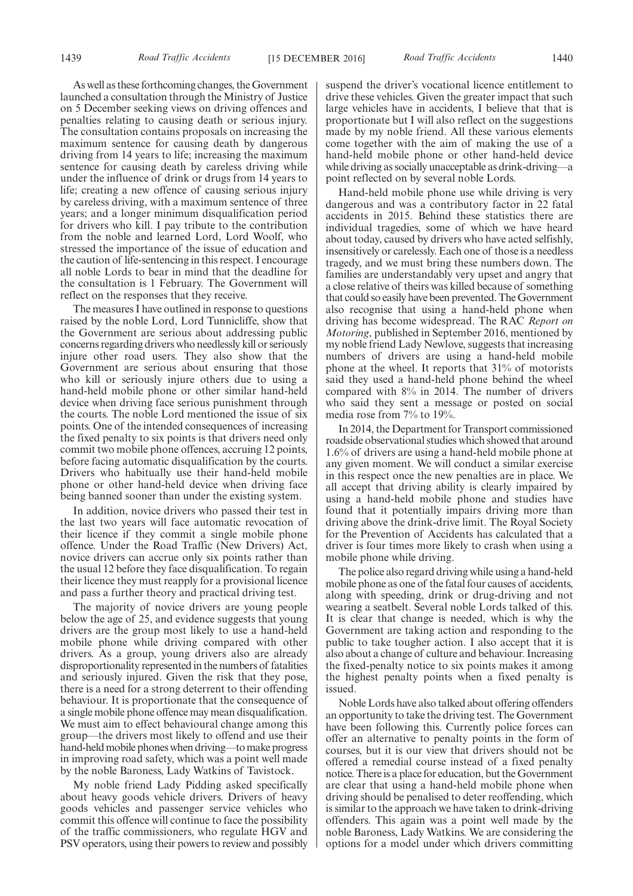As well as these forthcoming changes, the Government launched a consultation through the Ministry of Justice on 5 December seeking views on driving offences and penalties relating to causing death or serious injury. The consultation contains proposals on increasing the maximum sentence for causing death by dangerous driving from 14 years to life; increasing the maximum sentence for causing death by careless driving while under the influence of drink or drugs from 14 years to life; creating a new offence of causing serious injury by careless driving, with a maximum sentence of three years; and a longer minimum disqualification period for drivers who kill. I pay tribute to the contribution from the noble and learned Lord, Lord Woolf, who stressed the importance of the issue of education and the caution of life-sentencing in this respect. I encourage all noble Lords to bear in mind that the deadline for the consultation is 1 February. The Government will reflect on the responses that they receive.

The measures I have outlined in response to questions raised by the noble Lord, Lord Tunnicliffe, show that the Government are serious about addressing public concerns regarding drivers who needlessly kill or seriously injure other road users. They also show that the Government are serious about ensuring that those who kill or seriously injure others due to using a hand-held mobile phone or other similar hand-held device when driving face serious punishment through the courts. The noble Lord mentioned the issue of six points. One of the intended consequences of increasing the fixed penalty to six points is that drivers need only commit two mobile phone offences, accruing 12 points, before facing automatic disqualification by the courts. Drivers who habitually use their hand-held mobile phone or other hand-held device when driving face being banned sooner than under the existing system.

In addition, novice drivers who passed their test in the last two years will face automatic revocation of their licence if they commit a single mobile phone offence. Under the Road Traffic (New Drivers) Act, novice drivers can accrue only six points rather than the usual 12 before they face disqualification. To regain their licence they must reapply for a provisional licence and pass a further theory and practical driving test.

The majority of novice drivers are young people below the age of 25, and evidence suggests that young drivers are the group most likely to use a hand-held mobile phone while driving compared with other drivers. As a group, young drivers also are already disproportionality represented in the numbers of fatalities and seriously injured. Given the risk that they pose, there is a need for a strong deterrent to their offending behaviour. It is proportionate that the consequence of a single mobile phone offence may mean disqualification. We must aim to effect behavioural change among this group—the drivers most likely to offend and use their hand-held mobile phones when driving—to make progress in improving road safety, which was a point well made by the noble Baroness, Lady Watkins of Tavistock.

My noble friend Lady Pidding asked specifically about heavy goods vehicle drivers. Drivers of heavy goods vehicles and passenger service vehicles who commit this offence will continue to face the possibility of the traffic commissioners, who regulate HGV and PSV operators, using their powers to review and possibly suspend the driver's vocational licence entitlement to drive these vehicles. Given the greater impact that such large vehicles have in accidents, I believe that that is proportionate but I will also reflect on the suggestions made by my noble friend. All these various elements come together with the aim of making the use of a hand-held mobile phone or other hand-held device while driving as socially unacceptable as drink-driving—a point reflected on by several noble Lords.

Hand-held mobile phone use while driving is very dangerous and was a contributory factor in 22 fatal accidents in 2015. Behind these statistics there are individual tragedies, some of which we have heard about today, caused by drivers who have acted selfishly, insensitively or carelessly. Each one of those is a needless tragedy, and we must bring these numbers down. The families are understandably very upset and angry that a close relative of theirs was killed because of something that could so easily have been prevented. The Government also recognise that using a hand-held phone when driving has become widespread. The RAC *Report on Motoring*, published in September 2016, mentioned by my noble friend Lady Newlove, suggests that increasing numbers of drivers are using a hand-held mobile phone at the wheel. It reports that 31% of motorists said they used a hand-held phone behind the wheel compared with 8% in 2014. The number of drivers who said they sent a message or posted on social media rose from 7% to 19%.

In 2014, the Department for Transport commissioned roadside observational studies which showed that around 1.6% of drivers are using a hand-held mobile phone at any given moment. We will conduct a similar exercise in this respect once the new penalties are in place. We all accept that driving ability is clearly impaired by using a hand-held mobile phone and studies have found that it potentially impairs driving more than driving above the drink-drive limit. The Royal Society for the Prevention of Accidents has calculated that a driver is four times more likely to crash when using a mobile phone while driving.

The police also regard driving while using a hand-held mobile phone as one of the fatal four causes of accidents, along with speeding, drink or drug-driving and not wearing a seatbelt. Several noble Lords talked of this. It is clear that change is needed, which is why the Government are taking action and responding to the public to take tougher action. I also accept that it is also about a change of culture and behaviour. Increasing the fixed-penalty notice to six points makes it among the highest penalty points when a fixed penalty is issued.

Noble Lords have also talked about offering offenders an opportunity to take the driving test. The Government have been following this. Currently police forces can offer an alternative to penalty points in the form of courses, but it is our view that drivers should not be offered a remedial course instead of a fixed penalty notice. There is a place for education, but the Government are clear that using a hand-held mobile phone when driving should be penalised to deter reoffending, which is similar to the approach we have taken to drink-driving offenders. This again was a point well made by the noble Baroness, Lady Watkins. We are considering the options for a model under which drivers committing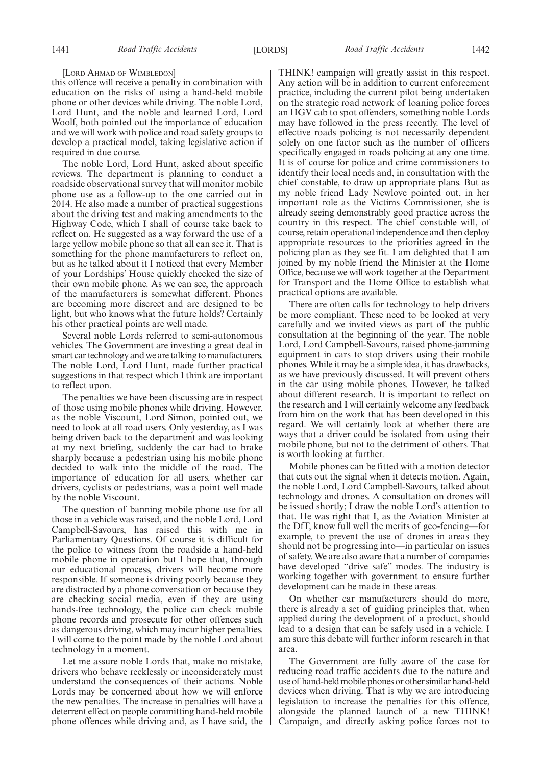[LORD AHMAD OF WIMBLEDON]

this offence will receive a penalty in combination with education on the risks of using a hand-held mobile phone or other devices while driving. The noble Lord, Lord Hunt, and the noble and learned Lord, Lord Woolf, both pointed out the importance of education and we will work with police and road safety groups to develop a practical model, taking legislative action if required in due course.

The noble Lord, Lord Hunt, asked about specific reviews. The department is planning to conduct a roadside observational survey that will monitor mobile phone use as a follow-up to the one carried out in 2014. He also made a number of practical suggestions about the driving test and making amendments to the Highway Code, which I shall of course take back to reflect on. He suggested as a way forward the use of a large yellow mobile phone so that all can see it. That is something for the phone manufacturers to reflect on, but as he talked about it I noticed that every Member of your Lordships' House quickly checked the size of their own mobile phone. As we can see, the approach of the manufacturers is somewhat different. Phones are becoming more discreet and are designed to be light, but who knows what the future holds? Certainly his other practical points are well made.

Several noble Lords referred to semi-autonomous vehicles. The Government are investing a great deal in smart car technology and we are talking to manufacturers. The noble Lord, Lord Hunt, made further practical suggestions in that respect which I think are important to reflect upon.

The penalties we have been discussing are in respect of those using mobile phones while driving. However, as the noble Viscount, Lord Simon, pointed out, we need to look at all road users. Only yesterday, as I was being driven back to the department and was looking at my next briefing, suddenly the car had to brake sharply because a pedestrian using his mobile phone decided to walk into the middle of the road. The importance of education for all users, whether car drivers, cyclists or pedestrians, was a point well made by the noble Viscount.

The question of banning mobile phone use for all those in a vehicle was raised, and the noble Lord, Lord Campbell-Savours, has raised this with me in Parliamentary Questions. Of course it is difficult for the police to witness from the roadside a hand-held mobile phone in operation but I hope that, through our educational process, drivers will become more responsible. If someone is driving poorly because they are distracted by a phone conversation or because they are checking social media, even if they are using hands-free technology, the police can check mobile phone records and prosecute for other offences such as dangerous driving, which may incur higher penalties. I will come to the point made by the noble Lord about technology in a moment.

Let me assure noble Lords that, make no mistake, drivers who behave recklessly or inconsiderately must understand the consequences of their actions. Noble Lords may be concerned about how we will enforce the new penalties. The increase in penalties will have a deterrent effect on people committing hand-held mobile phone offences while driving and, as I have said, the THINK! campaign will greatly assist in this respect. Any action will be in addition to current enforcement practice, including the current pilot being undertaken on the strategic road network of loaning police forces an HGV cab to spot offenders, something noble Lords may have followed in the press recently. The level of effective roads policing is not necessarily dependent solely on one factor such as the number of officers specifically engaged in roads policing at any one time. It is of course for police and crime commissioners to identify their local needs and, in consultation with the chief constable, to draw up appropriate plans. But as my noble friend Lady Newlove pointed out, in her important role as the Victims Commissioner, she is already seeing demonstrably good practice across the country in this respect. The chief constable will, of course, retain operational independence and then deploy appropriate resources to the priorities agreed in the policing plan as they see fit. I am delighted that I am joined by my noble friend the Minister at the Home Office, because we will work together at the Department for Transport and the Home Office to establish what practical options are available.

There are often calls for technology to help drivers be more compliant. These need to be looked at very carefully and we invited views as part of the public consultation at the beginning of the year. The noble Lord, Lord Campbell-Savours, raised phone-jamming equipment in cars to stop drivers using their mobile phones. While it may be a simple idea, it has drawbacks, as we have previously discussed. It will prevent others in the car using mobile phones. However, he talked about different research. It is important to reflect on the research and I will certainly welcome any feedback from him on the work that has been developed in this regard. We will certainly look at whether there are ways that a driver could be isolated from using their mobile phone, but not to the detriment of others. That is worth looking at further.

Mobile phones can be fitted with a motion detector that cuts out the signal when it detects motion. Again, the noble Lord, Lord Campbell-Savours, talked about technology and drones. A consultation on drones will be issued shortly; I draw the noble Lord's attention to that. He was right that I, as the Aviation Minister at the DfT, know full well the merits of geo-fencing—for example, to prevent the use of drones in areas they should not be progressing into—in particular on issues of safety. We are also aware that a number of companies have developed "drive safe" modes. The industry is working together with government to ensure further development can be made in these areas.

On whether car manufacturers should do more, there is already a set of guiding principles that, when applied during the development of a product, should lead to a design that can be safely used in a vehicle. I am sure this debate will further inform research in that area.

The Government are fully aware of the case for reducing road traffic accidents due to the nature and use of hand-held mobile phones or other similar hand-held devices when driving. That is why we are introducing legislation to increase the penalties for this offence, alongside the planned launch of a new THINK! Campaign, and directly asking police forces not to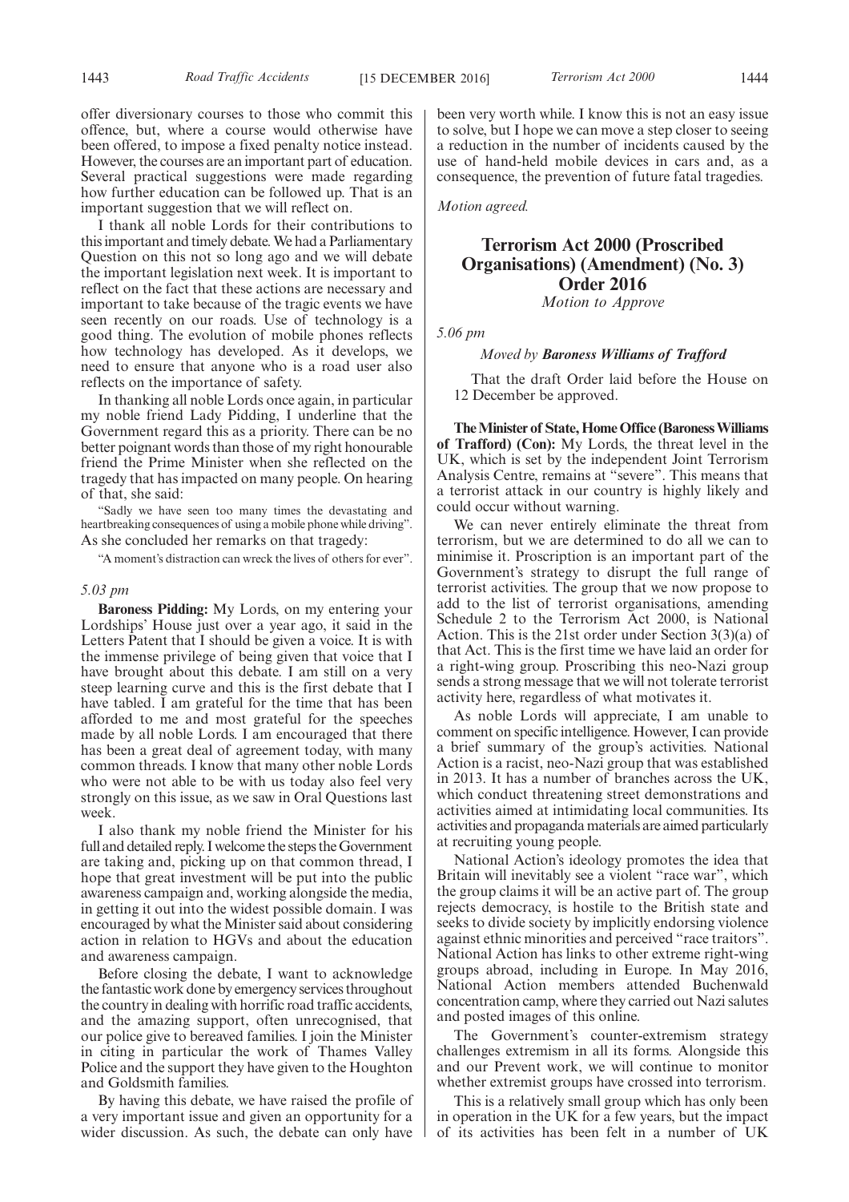offer diversionary courses to those who commit this offence, but, where a course would otherwise have been offered, to impose a fixed penalty notice instead. However, the courses are an important part of education. Several practical suggestions were made regarding how further education can be followed up. That is an important suggestion that we will reflect on.

I thank all noble Lords for their contributions to this important and timely debate. We had a Parliamentary Question on this not so long ago and we will debate the important legislation next week. It is important to reflect on the fact that these actions are necessary and important to take because of the tragic events we have seen recently on our roads. Use of technology is a good thing. The evolution of mobile phones reflects how technology has developed. As it develops, we need to ensure that anyone who is a road user also reflects on the importance of safety.

In thanking all noble Lords once again, in particular my noble friend Lady Pidding, I underline that the Government regard this as a priority. There can be no better poignant words than those of my right honourable friend the Prime Minister when she reflected on the tragedy that has impacted on many people. On hearing of that, she said:

"Sadly we have seen too many times the devastating and heartbreaking consequences of using a mobile phone while driving".

As she concluded her remarks on that tragedy:

"A moment's distraction can wreck the lives of others for ever".

*5.03 pm*

**Baroness Pidding:** My Lords, on my entering your Lordships' House just over a year ago, it said in the Letters Patent that I should be given a voice. It is with the immense privilege of being given that voice that I have brought about this debate. I am still on a very steep learning curve and this is the first debate that I have tabled. I am grateful for the time that has been afforded to me and most grateful for the speeches made by all noble Lords. I am encouraged that there has been a great deal of agreement today, with many common threads. I know that many other noble Lords who were not able to be with us today also feel very strongly on this issue, as we saw in Oral Questions last week.

I also thank my noble friend the Minister for his full and detailed reply. I welcome the steps the Government are taking and, picking up on that common thread, I hope that great investment will be put into the public awareness campaign and, working alongside the media, in getting it out into the widest possible domain. I was encouraged by what the Minister said about considering action in relation to HGVs and about the education and awareness campaign.

Before closing the debate, I want to acknowledge the fantastic work done by emergency services throughout the country in dealing with horrific road traffic accidents, and the amazing support, often unrecognised, that our police give to bereaved families. I join the Minister in citing in particular the work of Thames Valley Police and the support they have given to the Houghton and Goldsmith families.

By having this debate, we have raised the profile of a very important issue and given an opportunity for a wider discussion. As such, the debate can only have been very worth while. I know this is not an easy issue to solve, but I hope we can move a step closer to seeing a reduction in the number of incidents caused by the use of hand-held mobile devices in cars and, as a consequence, the prevention of future fatal tragedies.

*Motion agreed.*

## Terrorism Act 2000 (Proscribed Organisations) (Amendment) (No. 3) Order 2016

*Motion to Approve*

*5.06 pm*

*Moved by* ***Baroness Williams of Trafford***

That the draft Order laid before the House on 12 December be approved.

**The Minister of State, Home Office (Baroness Williams of Trafford) (Con):** My Lords, the threat level in the UK, which is set by the independent Joint Terrorism Analysis Centre, remains at "severe". This means that a terrorist attack in our country is highly likely and could occur without warning.

We can never entirely eliminate the threat from terrorism, but we are determined to do all we can to minimise it. Proscription is an important part of the Government's strategy to disrupt the full range of terrorist activities. The group that we now propose to add to the list of terrorist organisations, amending Schedule 2 to the Terrorism Act 2000, is National Action. This is the 21st order under Section 3(3)(a) of that Act. This is the first time we have laid an order for a right-wing group. Proscribing this neo-Nazi group sends a strong message that we will not tolerate terrorist activity here, regardless of what motivates it.

As noble Lords will appreciate, I am unable to comment on specific intelligence. However, I can provide a brief summary of the group's activities. National Action is a racist, neo-Nazi group that was established in 2013. It has a number of branches across the UK, which conduct threatening street demonstrations and activities aimed at intimidating local communities. Its activities and propaganda materials are aimed particularly at recruiting young people.

National Action's ideology promotes the idea that Britain will inevitably see a violent "race war", which the group claims it will be an active part of. The group rejects democracy, is hostile to the British state and seeks to divide society by implicitly endorsing violence against ethnic minorities and perceived "race traitors". National Action has links to other extreme right-wing groups abroad, including in Europe. In May 2016, National Action members attended Buchenwald concentration camp, where they carried out Nazi salutes and posted images of this online.

The Government's counter-extremism strategy challenges extremism in all its forms. Alongside this and our Prevent work, we will continue to monitor whether extremist groups have crossed into terrorism.

This is a relatively small group which has only been in operation in the UK for a few years, but the impact of its activities has been felt in a number of UK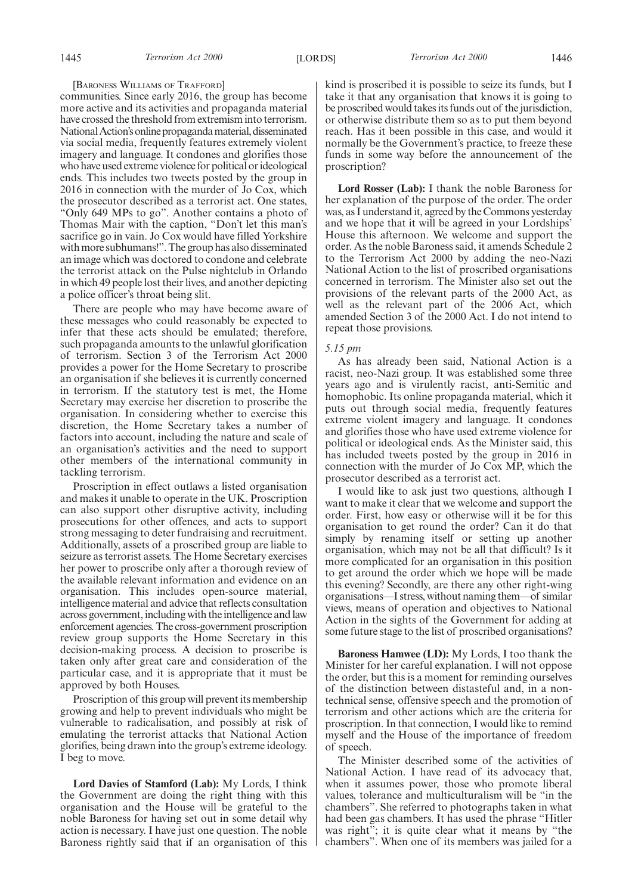[Baroness Williams of Trafford]

communities. Since early 2016, the group has become more active and its activities and propaganda material have crossed the threshold from extremism into terrorism. National Action's online propaganda material, disseminated via social media, frequently features extremely violent imagery and language. It condones and glorifies those who have used extreme violence for political or ideological ends. This includes two tweets posted by the group in 2016 in connection with the murder of Jo Cox, which the prosecutor described as a terrorist act. One states, "Only 649 MPs to go". Another contains a photo of Thomas Mair with the caption, "Don't let this man's sacrifice go in vain. Jo Cox would have filled Yorkshire with more subhumans!". The group has also disseminated an image which was doctored to condone and celebrate the terrorist attack on the Pulse nightclub in Orlando in which 49 people lost their lives, and another depicting a police officer's throat being slit.

There are people who may have become aware of these messages who could reasonably be expected to infer that these acts should be emulated; therefore, such propaganda amounts to the unlawful glorification of terrorism. Section 3 of the Terrorism Act 2000 provides a power for the Home Secretary to proscribe an organisation if she believes it is currently concerned in terrorism. If the statutory test is met, the Home Secretary may exercise her discretion to proscribe the organisation. In considering whether to exercise this discretion, the Home Secretary takes a number of factors into account, including the nature and scale of an organisation's activities and the need to support other members of the international community in tackling terrorism.

Proscription in effect outlaws a listed organisation and makes it unable to operate in the UK. Proscription can also support other disruptive activity, including prosecutions for other offences, and acts to support strong messaging to deter fundraising and recruitment. Additionally, assets of a proscribed group are liable to seizure as terrorist assets. The Home Secretary exercises her power to proscribe only after a thorough review of the available relevant information and evidence on an organisation. This includes open-source material, intelligence material and advice that reflects consultation across government, including with the intelligence and law enforcement agencies. The cross-government proscription review group supports the Home Secretary in this decision-making process. A decision to proscribe is taken only after great care and consideration of the particular case, and it is appropriate that it must be approved by both Houses.

Proscription of this group will prevent its membership growing and help to prevent individuals who might be vulnerable to radicalisation, and possibly at risk of emulating the terrorist attacks that National Action glorifies, being drawn into the group's extreme ideology. I beg to move.

**Lord Davies of Stamford (Lab):** My Lords, I think the Government are doing the right thing with this organisation and the House will be grateful to the noble Baroness for having set out in some detail why action is necessary. I have just one question. The noble Baroness rightly said that if an organisation of this kind is proscribed it is possible to seize its funds, but I take it that any organisation that knows it is going to be proscribed would takes its funds out of the jurisdiction, or otherwise distribute them so as to put them beyond reach. Has it been possible in this case, and would it normally be the Government's practice, to freeze these funds in some way before the announcement of the proscription?

**Lord Rosser (Lab):** I thank the noble Baroness for her explanation of the purpose of the order. The order was, as I understand it, agreed by the Commons yesterday and we hope that it will be agreed in your Lordships' House this afternoon. We welcome and support the order. As the noble Baroness said, it amends Schedule 2 to the Terrorism Act 2000 by adding the neo-Nazi National Action to the list of proscribed organisations concerned in terrorism. The Minister also set out the provisions of the relevant parts of the 2000 Act, as well as the relevant part of the 2006 Act, which amended Section 3 of the 2000 Act. I do not intend to repeat those provisions.

*5.15 pm*

As has already been said, National Action is a racist, neo-Nazi group. It was established some three years ago and is virulently racist, anti-Semitic and homophobic. Its online propaganda material, which it puts out through social media, frequently features extreme violent imagery and language. It condones and glorifies those who have used extreme violence for political or ideological ends. As the Minister said, this has included tweets posted by the group in 2016 in connection with the murder of Jo Cox MP, which the prosecutor described as a terrorist act.

I would like to ask just two questions, although I want to make it clear that we welcome and support the order. First, how easy or otherwise will it be for this organisation to get round the order? Can it do that simply by renaming itself or setting up another organisation, which may not be all that difficult? Is it more complicated for an organisation in this position to get around the order which we hope will be made this evening? Secondly, are there any other right-wing organisations—I stress, without naming them—of similar views, means of operation and objectives to National Action in the sights of the Government for adding at some future stage to the list of proscribed organisations?

**Baroness Hamwee (LD):** My Lords, I too thank the Minister for her careful explanation. I will not oppose the order, but this is a moment for reminding ourselves of the distinction between distasteful and, in a non-technical sense, offensive speech and the promotion of terrorism and other actions which are the criteria for proscription. In that connection, I would like to remind myself and the House of the importance of freedom of speech.

The Minister described some of the activities of National Action. I have read of its advocacy that, when it assumes power, those who promote liberal values, tolerance and multiculturalism will be "in the chambers". She referred to photographs taken in what had been gas chambers. It has used the phrase "Hitler was right"; it is quite clear what it means by "the chambers". When one of its members was jailed for a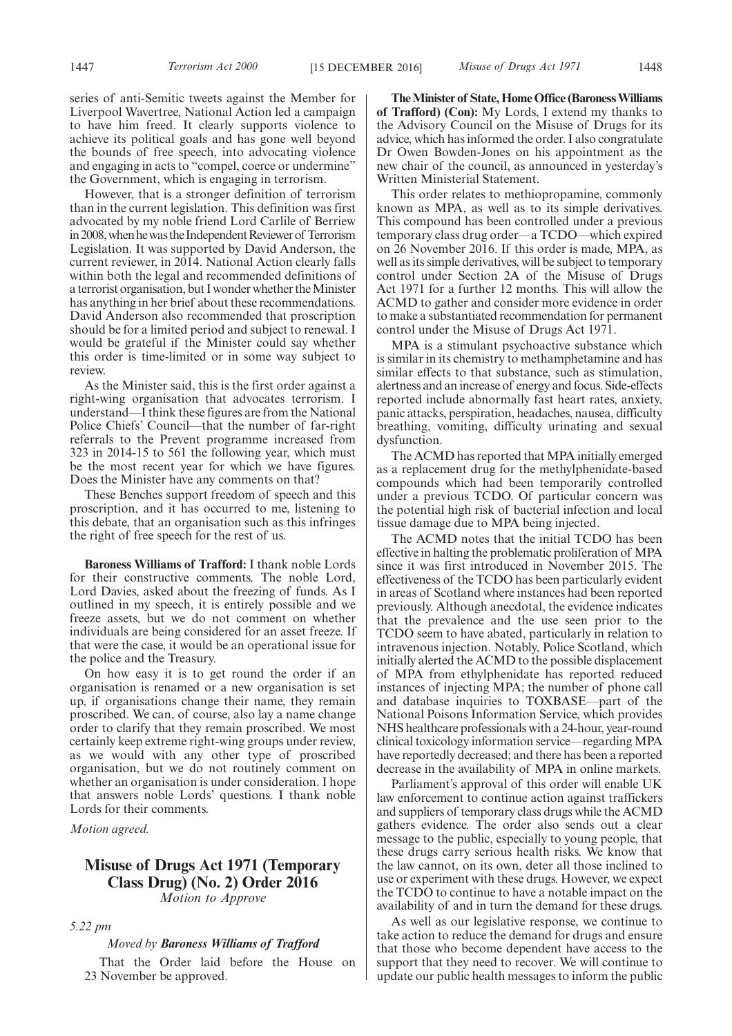series of anti-Semitic tweets against the Member for Liverpool Wavertree, National Action led a campaign to have him freed. It clearly supports violence to achieve its political goals and has gone well beyond the bounds of free speech, into advocating violence and engaging in acts to "compel, coerce or undermine" the Government, which is engaging in terrorism.

However, that is a stronger definition of terrorism than in the current legislation. This definition was first advocated by my noble friend Lord Carlile of Berriew in 2008, when he was the Independent Reviewer of Terrorism Legislation. It was supported by David Anderson, the current reviewer, in 2014. National Action clearly falls within both the legal and recommended definitions of a terrorist organisation, but I wonder whether the Minister has anything in her brief about these recommendations. David Anderson also recommended that proscription should be for a limited period and subject to renewal. I would be grateful if the Minister could say whether this order is time-limited or in some way subject to review.

As the Minister said, this is the first order against a right-wing organisation that advocates terrorism. I understand—I think these figures are from the National Police Chiefs' Council—that the number of far-right referrals to the Prevent programme increased from 323 in 2014-15 to 561 the following year, which must be the most recent year for which we have figures. Does the Minister have any comments on that?

These Benches support freedom of speech and this proscription, and it has occurred to me, listening to this debate, that an organisation such as this infringes the right of free speech for the rest of us.

**Baroness Williams of Trafford:** I thank noble Lords for their constructive comments. The noble Lord, Lord Davies, asked about the freezing of funds. As I outlined in my speech, it is entirely possible and we freeze assets, but we do not comment on whether individuals are being considered for an asset freeze. If that were the case, it would be an operational issue for the police and the Treasury.

On how easy it is to get round the order if an organisation is renamed or a new organisation is set up, if organisations change their name, they remain proscribed. We can, of course, also lay a name change order to clarify that they remain proscribed. We most certainly keep extreme right-wing groups under review, as we would with any other type of proscribed organisation, but we do not routinely comment on whether an organisation is under consideration. I hope that answers noble Lords' questions. I thank noble Lords for their comments.

*Motion agreed.*

## Misuse of Drugs Act 1971 (Temporary Class Drug) (No. 2) Order 2016

*Motion to Approve*

*5.22 pm*

*Moved by **Baroness Williams of Trafford***

That the Order laid before the House on 23 November be approved.

**The Minister of State, Home Office (Baroness Williams of Trafford) (Con):** My Lords, I extend my thanks to the Advisory Council on the Misuse of Drugs for its advice, which has informed the order. I also congratulate Dr Owen Bowden-Jones on his appointment as the new chair of the council, as announced in yesterday's Written Ministerial Statement.

This order relates to methiopropamine, commonly known as MPA, as well as to its simple derivatives. This compound has been controlled under a previous temporary class drug order—a TCDO—which expired on 26 November 2016. If this order is made, MPA, as well as its simple derivatives, will be subject to temporary control under Section 2A of the Misuse of Drugs Act 1971 for a further 12 months. This will allow the ACMD to gather and consider more evidence in order to make a substantiated recommendation for permanent control under the Misuse of Drugs Act 1971.

MPA is a stimulant psychoactive substance which is similar in its chemistry to methamphetamine and has similar effects to that substance, such as stimulation, alertness and an increase of energy and focus. Side-effects reported include abnormally fast heart rates, anxiety, panic attacks, perspiration, headaches, nausea, difficulty breathing, vomiting, difficulty urinating and sexual dysfunction.

The ACMD has reported that MPA initially emerged as a replacement drug for the methylphenidate-based compounds which had been temporarily controlled under a previous TCDO. Of particular concern was the potential high risk of bacterial infection and local tissue damage due to MPA being injected.

The ACMD notes that the initial TCDO has been effective in halting the problematic proliferation of MPA since it was first introduced in November 2015. The effectiveness of the TCDO has been particularly evident in areas of Scotland where instances had been reported previously. Although anecdotal, the evidence indicates that the prevalence and the use seen prior to the TCDO seem to have abated, particularly in relation to intravenous injection. Notably, Police Scotland, which initially alerted the ACMD to the possible displacement of MPA from ethylphenidate has reported reduced instances of injecting MPA; the number of phone call and database inquiries to TOXBASE—part of the National Poisons Information Service, which provides NHS healthcare professionals with a 24-hour, year-round clinical toxicology information service—regarding MPA have reportedly decreased; and there has been a reported decrease in the availability of MPA in online markets.

Parliament's approval of this order will enable UK law enforcement to continue action against traffickers and suppliers of temporary class drugs while the ACMD gathers evidence. The order also sends out a clear message to the public, especially to young people, that these drugs carry serious health risks. We know that the law cannot, on its own, deter all those inclined to use or experiment with these drugs. However, we expect the TCDO to continue to have a notable impact on the availability of and in turn the demand for these drugs.

As well as our legislative response, we continue to take action to reduce the demand for drugs and ensure that those who become dependent have access to the support that they need to recover. We will continue to update our public health messages to inform the public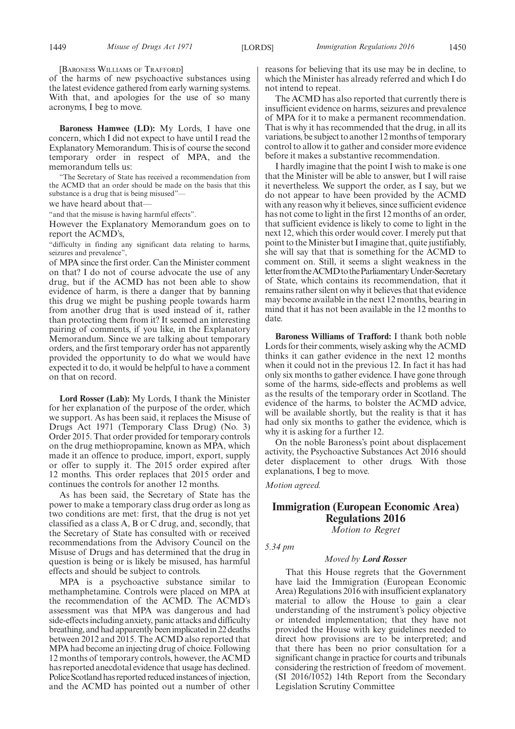[BARONESS WILLIAMS OF TRAFFORD]

of the harms of new psychoactive substances using the latest evidence gathered from early warning systems. With that, and apologies for the use of so many acronyms, I beg to move.

**Baroness Hamwee (LD):** My Lords, I have one concern, which I did not expect to have until I read the Explanatory Memorandum. This is of course the second temporary order in respect of MPA, and the memorandum tells us:

"The Secretary of State has received a recommendation from the ACMD that an order should be made on the basis that this substance is a drug that is being misused"—

we have heard about that—

"and that the misuse is having harmful effects".

However the Explanatory Memorandum goes on to report the ACMD's,

"difficulty in finding any significant data relating to harms, seizures and prevalence",

of MPA since the first order. Can the Minister comment on that? I do not of course advocate the use of any drug, but if the ACMD has not been able to show evidence of harm, is there a danger that by banning this drug we might be pushing people towards harm from another drug that is used instead of it, rather than protecting them from it? It seemed an interesting pairing of comments, if you like, in the Explanatory Memorandum. Since we are talking about temporary orders, and the first temporary order has not apparently provided the opportunity to do what we would have expected it to do, it would be helpful to have a comment on that on record.

**Lord Rosser (Lab):** My Lords, I thank the Minister for her explanation of the purpose of the order, which we support. As has been said, it replaces the Misuse of Drugs Act 1971 (Temporary Class Drug) (No. 3) Order 2015. That order provided for temporary controls on the drug methiopropamine, known as MPA, which made it an offence to produce, import, export, supply or offer to supply it. The 2015 order expired after 12 months. This order replaces that 2015 order and continues the controls for another 12 months.

As has been said, the Secretary of State has the power to make a temporary class drug order as long as two conditions are met: first, that the drug is not yet classified as a class A, B or C drug, and, secondly, that the Secretary of State has consulted with or received recommendations from the Advisory Council on the Misuse of Drugs and has determined that the drug in question is being or is likely be misused, has harmful effects and should be subject to controls.

MPA is a psychoactive substance similar to methamphetamine. Controls were placed on MPA at the recommendation of the ACMD. The ACMD's assessment was that MPA was dangerous and had side-effects including anxiety, panic attacks and difficulty breathing, and had apparently been implicated in 22 deaths between 2012 and 2015. The ACMD also reported that MPA had become an injecting drug of choice. Following 12 months of temporary controls, however, the ACMD has reported anecdotal evidence that usage has declined. Police Scotland has reported reduced instances of injection, and the ACMD has pointed out a number of other reasons for believing that its use may be in decline, to which the Minister has already referred and which I do not intend to repeat.

The ACMD has also reported that currently there is insufficient evidence on harms, seizures and prevalence of MPA for it to make a permanent recommendation. That is why it has recommended that the drug, in all its variations, be subject to another 12 months of temporary control to allow it to gather and consider more evidence before it makes a substantive recommendation.

I hardly imagine that the point I wish to make is one that the Minister will be able to answer, but I will raise it nevertheless. We support the order, as I say, but we do not appear to have been provided by the ACMD with any reason why it believes, since sufficient evidence has not come to light in the first 12 months of an order, that sufficient evidence is likely to come to light in the next 12, which this order would cover. I merely put that point to the Minister but I imagine that, quite justifiably, she will say that that is something for the ACMD to comment on. Still, it seems a slight weakness in the letter from the ACMD to the Parliamentary Under-Secretary of State, which contains its recommendation, that it remains rather silent on why it believes that that evidence may become available in the next 12 months, bearing in mind that it has not been available in the 12 months to date.

**Baroness Williams of Trafford:** I thank both noble Lords for their comments, wisely asking why the ACMD thinks it can gather evidence in the next 12 months when it could not in the previous 12. In fact it has had only six months to gather evidence. I have gone through some of the harms, side-effects and problems as well as the results of the temporary order in Scotland. The evidence of the harms, to bolster the ACMD advice, will be available shortly, but the reality is that it has had only six months to gather the evidence, which is why it is asking for a further 12.

On the noble Baroness's point about displacement activity, the Psychoactive Substances Act 2016 should deter displacement to other drugs. With those explanations, I beg to move.

*Motion agreed.*

## Immigration (European Economic Area) Regulations 2016

*Motion to Regret*

*5.34 pm*

*Moved by **Lord Rosser***

That this House regrets that the Government have laid the Immigration (European Economic Area) Regulations 2016 with insufficient explanatory material to allow the House to gain a clear understanding of the instrument's policy objective or intended implementation; that they have not provided the House with key guidelines needed to direct how provisions are to be interpreted; and that there has been no prior consultation for a significant change in practice for courts and tribunals considering the restriction of freedom of movement. (SI 2016/1052) 14th Report from the Secondary Legislation Scrutiny Committee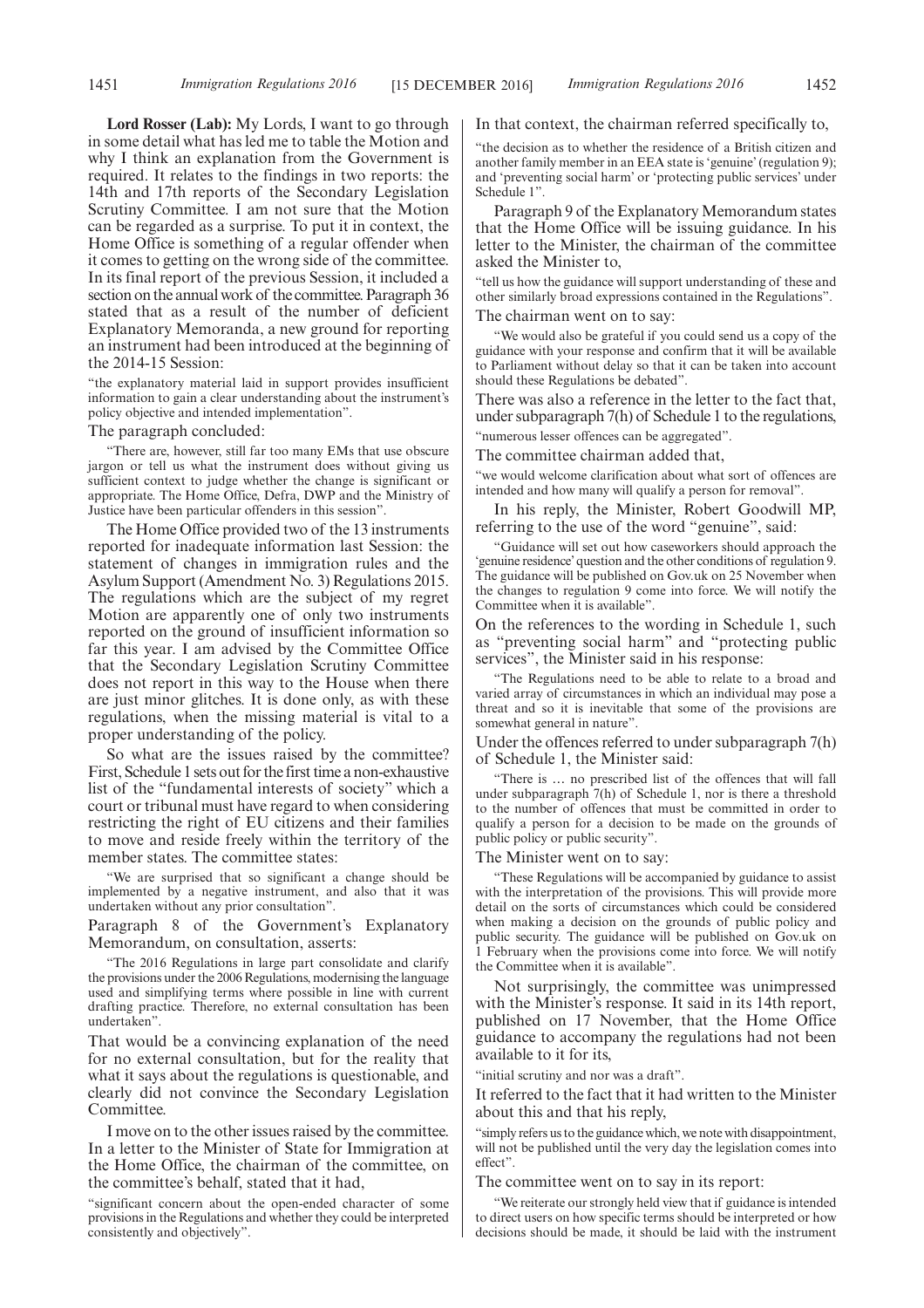**Lord Rosser (Lab):** My Lords, I want to go through in some detail what has led me to table the Motion and why I think an explanation from the Government is required. It relates to the findings in two reports: the 14th and 17th reports of the Secondary Legislation Scrutiny Committee. I am not sure that the Motion can be regarded as a surprise. To put it in context, the Home Office is something of a regular offender when it comes to getting on the wrong side of the committee. In its final report of the previous Session, it included a section on the annual work of the committee. Paragraph 36 stated that as a result of the number of deficient Explanatory Memoranda, a new ground for reporting an instrument had been introduced at the beginning of the 2014-15 Session:

"the explanatory material laid in support provides insufficient information to gain a clear understanding about the instrument's policy objective and intended implementation".

The paragraph concluded:

"There are, however, still far too many EMs that use obscure jargon or tell us what the instrument does without giving us sufficient context to judge whether the change is significant or appropriate. The Home Office, Defra, DWP and the Ministry of Justice have been particular offenders in this session".

The Home Office provided two of the 13 instruments reported for inadequate information last Session: the statement of changes in immigration rules and the Asylum Support (Amendment No. 3) Regulations 2015. The regulations which are the subject of my regret Motion are apparently one of only two instruments reported on the ground of insufficient information so far this year. I am advised by the Committee Office that the Secondary Legislation Scrutiny Committee does not report in this way to the House when there are just minor glitches. It is done only, as with these regulations, when the missing material is vital to a proper understanding of the policy.

So what are the issues raised by the committee? First, Schedule 1 sets out for the first time a non-exhaustive list of the "fundamental interests of society" which a court or tribunal must have regard to when considering restricting the right of EU citizens and their families to move and reside freely within the territory of the member states. The committee states:

"We are surprised that so significant a change should be implemented by a negative instrument, and also that it was undertaken without any prior consultation".

Paragraph 8 of the Government's Explanatory Memorandum, on consultation, asserts:

"The 2016 Regulations in large part consolidate and clarify the provisions under the 2006 Regulations, modernising the language used and simplifying terms where possible in line with current drafting practice. Therefore, no external consultation has been undertaken".

That would be a convincing explanation of the need for no external consultation, but for the reality that what it says about the regulations is questionable, and clearly did not convince the Secondary Legislation Committee.

I move on to the other issues raised by the committee. In a letter to the Minister of State for Immigration at the Home Office, the chairman of the committee, on the committee's behalf, stated that it had,

"significant concern about the open-ended character of some provisions in the Regulations and whether they could be interpreted consistently and objectively".

In that context, the chairman referred specifically to,

"the decision as to whether the residence of a British citizen and another family member in an EEA state is 'genuine' (regulation 9); and 'preventing social harm' or 'protecting public services' under Schedule 1".

Paragraph 9 of the Explanatory Memorandum states that the Home Office will be issuing guidance. In his letter to the Minister, the chairman of the committee asked the Minister to,

"tell us how the guidance will support understanding of these and other similarly broad expressions contained in the Regulations".

The chairman went on to say:

"We would also be grateful if you could send us a copy of the guidance with your response and confirm that it will be available to Parliament without delay so that it can be taken into account should these Regulations be debated".

There was also a reference in the letter to the fact that, under subparagraph 7(h) of Schedule 1 to the regulations,

"numerous lesser offences can be aggregated".

The committee chairman added that,

"we would welcome clarification about what sort of offences are intended and how many will qualify a person for removal".

In his reply, the Minister, Robert Goodwill MP, referring to the use of the word "genuine", said:

"Guidance will set out how caseworkers should approach the 'genuine residence' question and the other conditions of regulation 9. The guidance will be published on Gov.uk on 25 November when the changes to regulation 9 come into force. We will notify the Committee when it is available".

On the references to the wording in Schedule 1, such as "preventing social harm" and "protecting public services", the Minister said in his response:

"The Regulations need to be able to relate to a broad and varied array of circumstances in which an individual may pose a threat and so it is inevitable that some of the provisions are somewhat general in nature".

Under the offences referred to under subparagraph 7(h) of Schedule 1, the Minister said:

"There is … no prescribed list of the offences that will fall under subparagraph 7(h) of Schedule 1, nor is there a threshold to the number of offences that must be committed in order to qualify a person for a decision to be made on the grounds of public policy or public security".

The Minister went on to say:

"These Regulations will be accompanied by guidance to assist with the interpretation of the provisions. This will provide more detail on the sorts of circumstances which could be considered when making a decision on the grounds of public policy and public security. The guidance will be published on Gov.uk on 1 February when the provisions come into force. We will notify the Committee when it is available".

Not surprisingly, the committee was unimpressed with the Minister's response. It said in its 14th report, published on 17 November, that the Home Office guidance to accompany the regulations had not been available to it for its,

"initial scrutiny and nor was a draft".

It referred to the fact that it had written to the Minister about this and that his reply,

"simply refers us to the guidance which, we note with disappointment, will not be published until the very day the legislation comes into effect".

The committee went on to say in its report:

"We reiterate our strongly held view that if guidance is intended to direct users on how specific terms should be interpreted or how decisions should be made, it should be laid with the instrument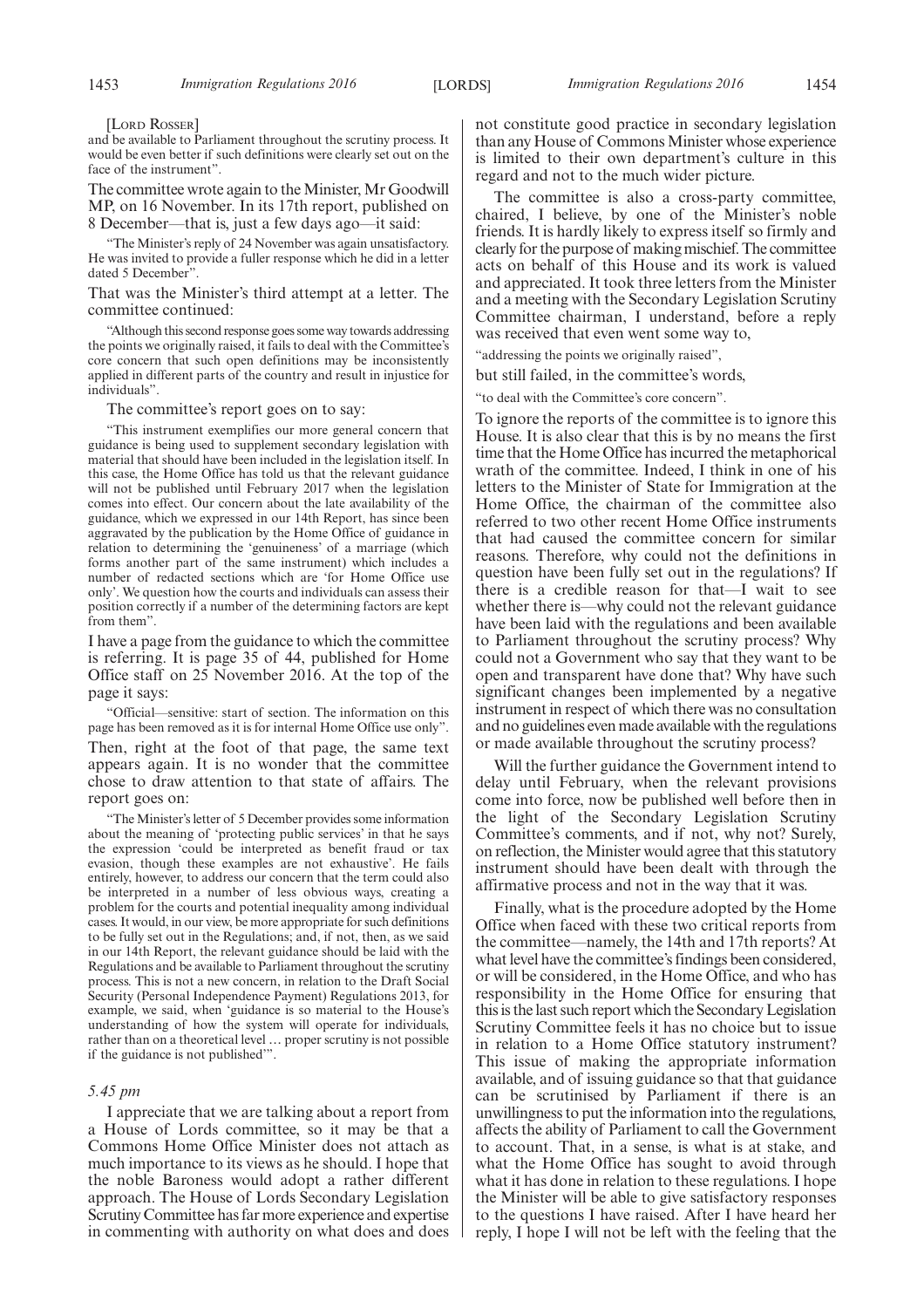[LORD ROSSER]

and be available to Parliament throughout the scrutiny process. It would be even better if such definitions were clearly set out on the face of the instrument".

The committee wrote again to the Minister, Mr Goodwill MP, on 16 November. In its 17th report, published on 8 December—that is, just a few days ago—it said:

"The Minister's reply of 24 November was again unsatisfactory. He was invited to provide a fuller response which he did in a letter dated 5 December".

That was the Minister's third attempt at a letter. The committee continued:

"Although this second response goes some way towards addressing the points we originally raised, it fails to deal with the Committee's core concern that such open definitions may be inconsistently applied in different parts of the country and result in injustice for individuals".

The committee's report goes on to say:

"This instrument exemplifies our more general concern that guidance is being used to supplement secondary legislation with material that should have been included in the legislation itself. In this case, the Home Office has told us that the relevant guidance will not be published until February 2017 when the legislation comes into effect. Our concern about the late availability of the guidance, which we expressed in our 14th Report, has since been aggravated by the publication by the Home Office of guidance in relation to determining the 'genuineness' of a marriage (which forms another part of the same instrument) which includes a number of redacted sections which are 'for Home Office use only'. We question how the courts and individuals can assess their position correctly if a number of the determining factors are kept from them".

I have a page from the guidance to which the committee is referring. It is page 35 of 44, published for Home Office staff on 25 November 2016. At the top of the page it says:

"Official—sensitive: start of section. The information on this page has been removed as it is for internal Home Office use only".

Then, right at the foot of that page, the same text appears again. It is no wonder that the committee chose to draw attention to that state of affairs. The report goes on:

"The Minister's letter of 5 December provides some information about the meaning of 'protecting public services' in that he says the expression 'could be interpreted as benefit fraud or tax evasion, though these examples are not exhaustive'. He fails entirely, however, to address our concern that the term could also be interpreted in a number of less obvious ways, creating a problem for the courts and potential inequality among individual cases. It would, in our view, be more appropriate for such definitions to be fully set out in the Regulations; and, if not, then, as we said in our 14th Report, the relevant guidance should be laid with the Regulations and be available to Parliament throughout the scrutiny process. This is not a new concern, in relation to the Draft Social Security (Personal Independence Payment) Regulations 2013, for example, we said, when 'guidance is so material to the House's understanding of how the system will operate for individuals, rather than on a theoretical level … proper scrutiny is not possible if the guidance is not published'".

*5.45 pm*

I appreciate that we are talking about a report from a House of Lords committee, so it may be that a Commons Home Office Minister does not attach as much importance to its views as he should. I hope that the noble Baroness would adopt a rather different approach. The House of Lords Secondary Legislation Scrutiny Committee has far more experience and expertise in commenting with authority on what does and does not constitute good practice in secondary legislation than any House of Commons Minister whose experience is limited to their own department's culture in this regard and not to the much wider picture.

The committee is also a cross-party committee, chaired, I believe, by one of the Minister's noble friends. It is hardly likely to express itself so firmly and clearly for the purpose of making mischief. The committee acts on behalf of this House and its work is valued and appreciated. It took three letters from the Minister and a meeting with the Secondary Legislation Scrutiny Committee chairman, I understand, before a reply was received that even went some way to,

"addressing the points we originally raised",

but still failed, in the committee's words,

"to deal with the Committee's core concern".

To ignore the reports of the committee is to ignore this House. It is also clear that this is by no means the first time that the Home Office has incurred the metaphorical wrath of the committee. Indeed, I think in one of his letters to the Minister of State for Immigration at the Home Office, the chairman of the committee also referred to two other recent Home Office instruments that had caused the committee concern for similar reasons. Therefore, why could not the definitions in question have been fully set out in the regulations? If there is a credible reason for that—I wait to see whether there is—why could not the relevant guidance have been laid with the regulations and been available to Parliament throughout the scrutiny process? Why could not a Government who say that they want to be open and transparent have done that? Why have such significant changes been implemented by a negative instrument in respect of which there was no consultation and no guidelines even made available with the regulations or made available throughout the scrutiny process?

Will the further guidance the Government intend to delay until February, when the relevant provisions come into force, now be published well before then in the light of the Secondary Legislation Scrutiny Committee's comments, and if not, why not? Surely, on reflection, the Minister would agree that this statutory instrument should have been dealt with through the affirmative process and not in the way that it was.

Finally, what is the procedure adopted by the Home Office when faced with these two critical reports from the committee—namely, the 14th and 17th reports? At what level have the committee's findings been considered, or will be considered, in the Home Office, and who has responsibility in the Home Office for ensuring that this is the last such report which the Secondary Legislation Scrutiny Committee feels it has no choice but to issue in relation to a Home Office statutory instrument? This issue of making the appropriate information available, and of issuing guidance so that that guidance can be scrutinised by Parliament if there is an unwillingness to put the information into the regulations, affects the ability of Parliament to call the Government to account. That, in a sense, is what is at stake, and what the Home Office has sought to avoid through what it has done in relation to these regulations. I hope the Minister will be able to give satisfactory responses to the questions I have raised. After I have heard her reply, I hope I will not be left with the feeling that the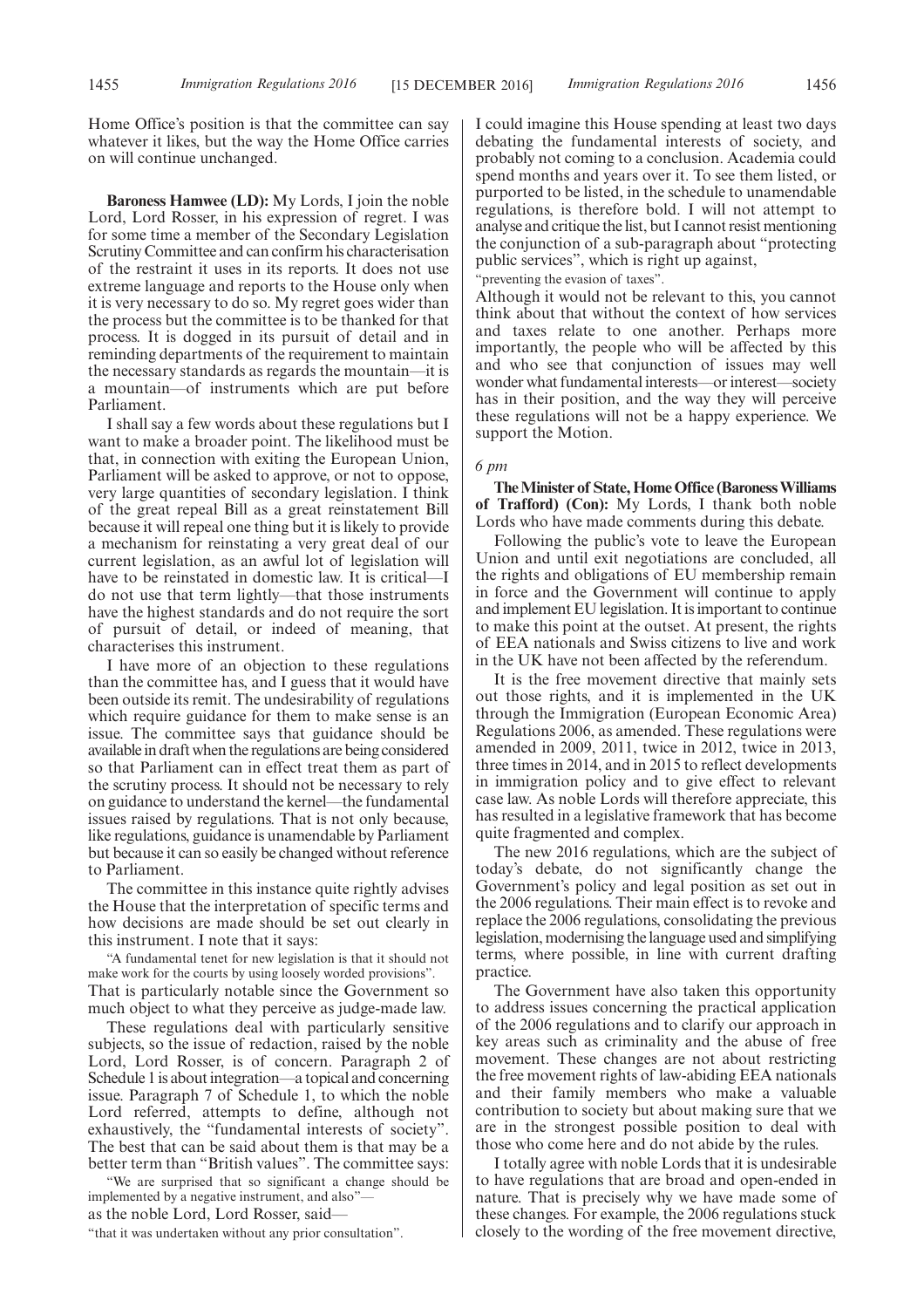Home Office's position is that the committee can say whatever it likes, but the way the Home Office carries on will continue unchanged.

**Baroness Hamwee (LD):** My Lords, I join the noble Lord, Lord Rosser, in his expression of regret. I was for some time a member of the Secondary Legislation Scrutiny Committee and can confirm his characterisation of the restraint it uses in its reports. It does not use extreme language and reports to the House only when it is very necessary to do so. My regret goes wider than the process but the committee is to be thanked for that process. It is dogged in its pursuit of detail and in reminding departments of the requirement to maintain the necessary standards as regards the mountain—it is a mountain—of instruments which are put before Parliament.

I shall say a few words about these regulations but I want to make a broader point. The likelihood must be that, in connection with exiting the European Union, Parliament will be asked to approve, or not to oppose, very large quantities of secondary legislation. I think of the great repeal Bill as a great reinstatement Bill because it will repeal one thing but it is likely to provide a mechanism for reinstating a very great deal of our current legislation, as an awful lot of legislation will have to be reinstated in domestic law. It is critical—I do not use that term lightly—that those instruments have the highest standards and do not require the sort of pursuit of detail, or indeed of meaning, that characterises this instrument.

I have more of an objection to these regulations than the committee has, and I guess that it would have been outside its remit. The undesirability of regulations which require guidance for them to make sense is an issue. The committee says that guidance should be available in draft when the regulations are being considered so that Parliament can in effect treat them as part of the scrutiny process. It should not be necessary to rely on guidance to understand the kernel—the fundamental issues raised by regulations. That is not only because, like regulations, guidance is unamendable by Parliament but because it can so easily be changed without reference to Parliament.

The committee in this instance quite rightly advises the House that the interpretation of specific terms and how decisions are made should be set out clearly in this instrument. I note that it says:

"A fundamental tenet for new legislation is that it should not make work for the courts by using loosely worded provisions".

That is particularly notable since the Government so much object to what they perceive as judge-made law.

These regulations deal with particularly sensitive subjects, so the issue of redaction, raised by the noble Lord, Lord Rosser, is of concern. Paragraph 2 of Schedule 1 is about integration—a topical and concerning issue. Paragraph 7 of Schedule 1, to which the noble Lord referred, attempts to define, although not exhaustively, the "fundamental interests of society". The best that can be said about them is that may be a better term than "British values". The committee says:

"We are surprised that so significant a change should be implemented by a negative instrument, and also"—

as the noble Lord, Lord Rosser, said—

"that it was undertaken without any prior consultation".

I could imagine this House spending at least two days debating the fundamental interests of society, and probably not coming to a conclusion. Academia could spend months and years over it. To see them listed, or purported to be listed, in the schedule to unamendable regulations, is therefore bold. I will not attempt to analyse and critique the list, but I cannot resist mentioning the conjunction of a sub-paragraph about "protecting public services", which is right up against,

"preventing the evasion of taxes".

Although it would not be relevant to this, you cannot think about that without the context of how services and taxes relate to one another. Perhaps more importantly, the people who will be affected by this and who see that conjunction of issues may well wonder what fundamental interests—or interest—society has in their position, and the way they will perceive these regulations will not be a happy experience. We support the Motion.

*6 pm*

**The Minister of State, Home Office (Baroness Williams of Trafford) (Con):** My Lords, I thank both noble Lords who have made comments during this debate.

Following the public's vote to leave the European Union and until exit negotiations are concluded, all the rights and obligations of EU membership remain in force and the Government will continue to apply and implement EU legislation. It is important to continue to make this point at the outset. At present, the rights of EEA nationals and Swiss citizens to live and work in the UK have not been affected by the referendum.

It is the free movement directive that mainly sets out those rights, and it is implemented in the UK through the Immigration (European Economic Area) Regulations 2006, as amended. These regulations were amended in 2009, 2011, twice in 2012, twice in 2013, three times in 2014, and in 2015 to reflect developments in immigration policy and to give effect to relevant case law. As noble Lords will therefore appreciate, this has resulted in a legislative framework that has become quite fragmented and complex.

The new 2016 regulations, which are the subject of today's debate, do not significantly change the Government's policy and legal position as set out in the 2006 regulations. Their main effect is to revoke and replace the 2006 regulations, consolidating the previous legislation, modernising the language used and simplifying terms, where possible, in line with current drafting practice.

The Government have also taken this opportunity to address issues concerning the practical application of the 2006 regulations and to clarify our approach in key areas such as criminality and the abuse of free movement. These changes are not about restricting the free movement rights of law-abiding EEA nationals and their family members who make a valuable contribution to society but about making sure that we are in the strongest possible position to deal with those who come here and do not abide by the rules.

I totally agree with noble Lords that it is undesirable to have regulations that are broad and open-ended in nature. That is precisely why we have made some of these changes. For example, the 2006 regulations stuck closely to the wording of the free movement directive,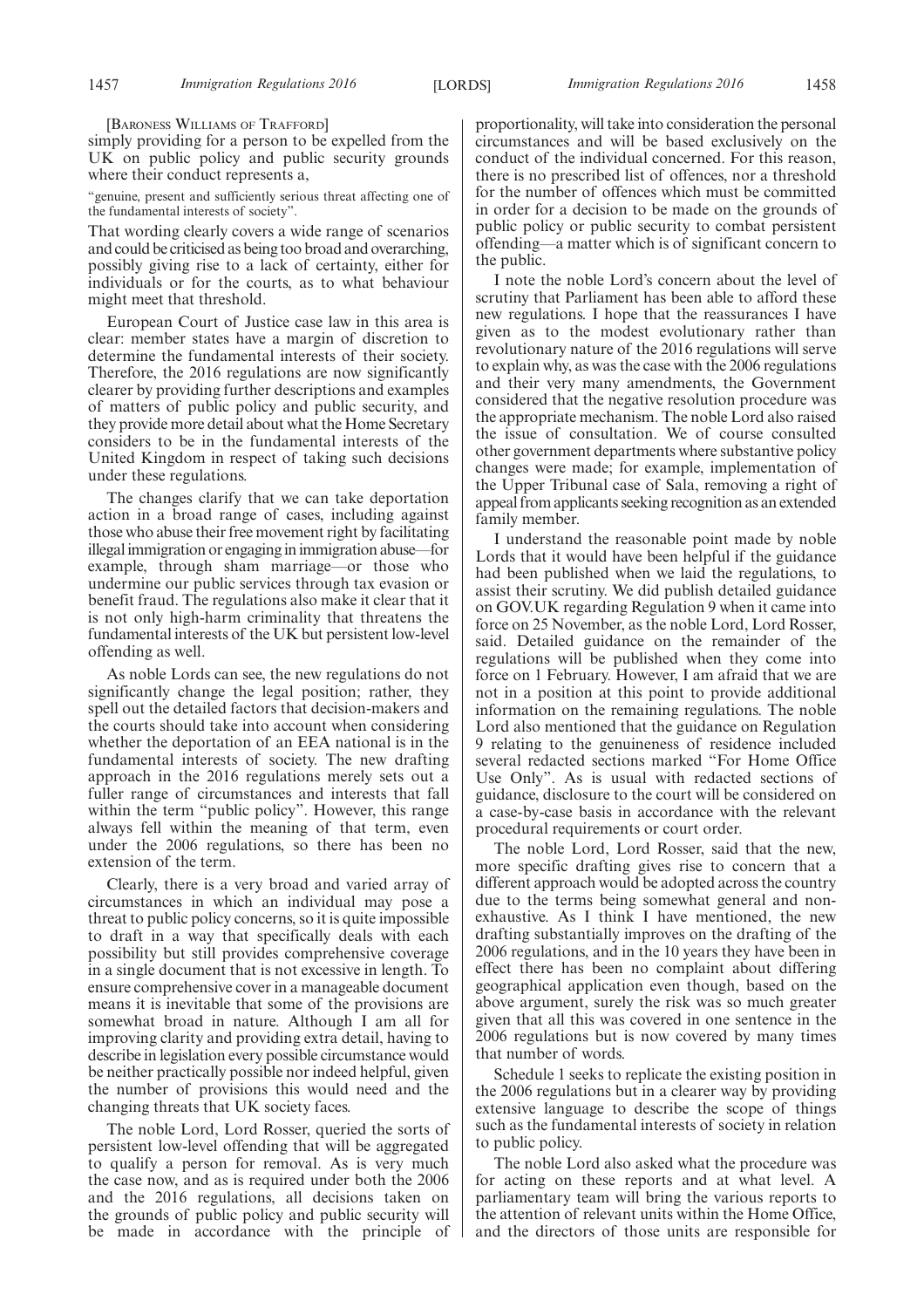[BARONESS WILLIAMS OF TRAFFORD]

simply providing for a person to be expelled from the UK on public policy and public security grounds where their conduct represents a,

"genuine, present and sufficiently serious threat affecting one of the fundamental interests of society".

That wording clearly covers a wide range of scenarios and could be criticised as being too broad and overarching, possibly giving rise to a lack of certainty, either for individuals or for the courts, as to what behaviour might meet that threshold.

European Court of Justice case law in this area is clear: member states have a margin of discretion to determine the fundamental interests of their society. Therefore, the 2016 regulations are now significantly clearer by providing further descriptions and examples of matters of public policy and public security, and they provide more detail about what the Home Secretary considers to be in the fundamental interests of the United Kingdom in respect of taking such decisions under these regulations.

The changes clarify that we can take deportation action in a broad range of cases, including against those who abuse their free movement right by facilitating illegal immigration or engaging in immigration abuse—for example, through sham marriage—or those who undermine our public services through tax evasion or benefit fraud. The regulations also make it clear that it is not only high-harm criminality that threatens the fundamental interests of the UK but persistent low-level offending as well.

As noble Lords can see, the new regulations do not significantly change the legal position; rather, they spell out the detailed factors that decision-makers and the courts should take into account when considering whether the deportation of an EEA national is in the fundamental interests of society. The new drafting approach in the 2016 regulations merely sets out a fuller range of circumstances and interests that fall within the term "public policy". However, this range always fell within the meaning of that term, even under the 2006 regulations, so there has been no extension of the term.

Clearly, there is a very broad and varied array of circumstances in which an individual may pose a threat to public policy concerns, so it is quite impossible to draft in a way that specifically deals with each possibility but still provides comprehensive coverage in a single document that is not excessive in length. To ensure comprehensive cover in a manageable document means it is inevitable that some of the provisions are somewhat broad in nature. Although I am all for improving clarity and providing extra detail, having to describe in legislation every possible circumstance would be neither practically possible nor indeed helpful, given the number of provisions this would need and the changing threats that UK society faces.

The noble Lord, Lord Rosser, queried the sorts of persistent low-level offending that will be aggregated to qualify a person for removal. As is very much the case now, and as is required under both the 2006 and the 2016 regulations, all decisions taken on the grounds of public policy and public security will be made in accordance with the principle of proportionality, will take into consideration the personal circumstances and will be based exclusively on the conduct of the individual concerned. For this reason, there is no prescribed list of offences, nor a threshold for the number of offences which must be committed in order for a decision to be made on the grounds of public policy or public security to combat persistent offending—a matter which is of significant concern to the public.

I note the noble Lord's concern about the level of scrutiny that Parliament has been able to afford these new regulations. I hope that the reassurances I have given as to the modest evolutionary rather than revolutionary nature of the 2016 regulations will serve to explain why, as was the case with the 2006 regulations and their very many amendments, the Government considered that the negative resolution procedure was the appropriate mechanism. The noble Lord also raised the issue of consultation. We of course consulted other government departments where substantive policy changes were made; for example, implementation of the Upper Tribunal case of Sala, removing a right of appeal from applicants seeking recognition as an extended family member.

I understand the reasonable point made by noble Lords that it would have been helpful if the guidance had been published when we laid the regulations, to assist their scrutiny. We did publish detailed guidance on GOV.UK regarding Regulation 9 when it came into force on 25 November, as the noble Lord, Lord Rosser, said. Detailed guidance on the remainder of the regulations will be published when they come into force on 1 February. However, I am afraid that we are not in a position at this point to provide additional information on the remaining regulations. The noble Lord also mentioned that the guidance on Regulation 9 relating to the genuineness of residence included several redacted sections marked "For Home Office Use Only". As is usual with redacted sections of guidance, disclosure to the court will be considered on a case-by-case basis in accordance with the relevant procedural requirements or court order.

The noble Lord, Lord Rosser, said that the new, more specific drafting gives rise to concern that a different approach would be adopted across the country due to the terms being somewhat general and non-exhaustive. As I think I have mentioned, the new drafting substantially improves on the drafting of the 2006 regulations, and in the 10 years they have been in effect there has been no complaint about differing geographical application even though, based on the above argument, surely the risk was so much greater given that all this was covered in one sentence in the 2006 regulations but is now covered by many times that number of words.

Schedule 1 seeks to replicate the existing position in the 2006 regulations but in a clearer way by providing extensive language to describe the scope of things such as the fundamental interests of society in relation to public policy.

The noble Lord also asked what the procedure was for acting on these reports and at what level. A parliamentary team will bring the various reports to the attention of relevant units within the Home Office, and the directors of those units are responsible for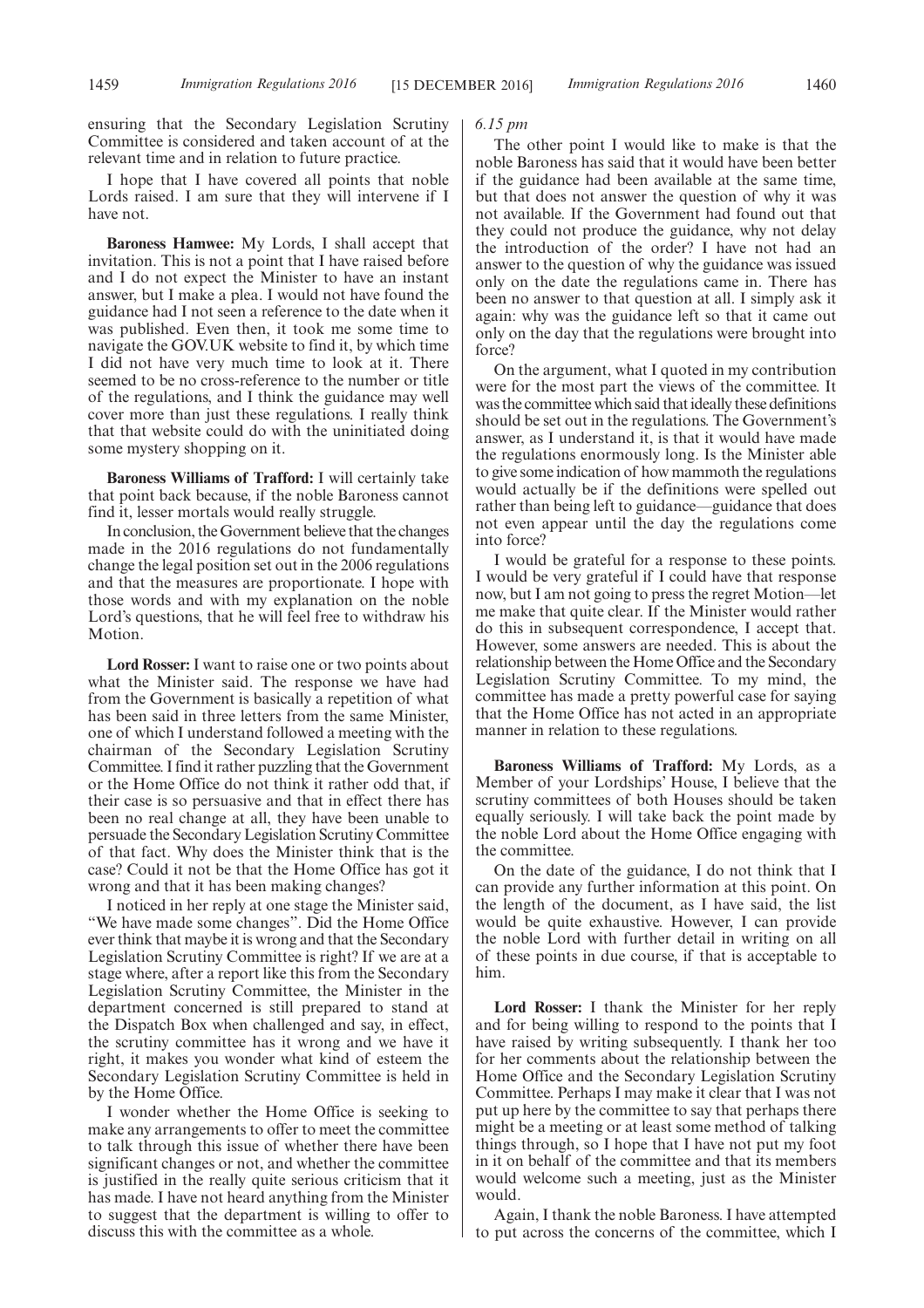ensuring that the Secondary Legislation Scrutiny Committee is considered and taken account of at the relevant time and in relation to future practice.

I hope that I have covered all points that noble Lords raised. I am sure that they will intervene if I have not.

**Baroness Hamwee:** My Lords, I shall accept that invitation. This is not a point that I have raised before and I do not expect the Minister to have an instant answer, but I make a plea. I would not have found the guidance had I not seen a reference to the date when it was published. Even then, it took me some time to navigate the GOV.UK website to find it, by which time I did not have very much time to look at it. There seemed to be no cross-reference to the number or title of the regulations, and I think the guidance may well cover more than just these regulations. I really think that that website could do with the uninitiated doing some mystery shopping on it.

**Baroness Williams of Trafford:** I will certainly take that point back because, if the noble Baroness cannot find it, lesser mortals would really struggle.

In conclusion, the Government believe that the changes made in the 2016 regulations do not fundamentally change the legal position set out in the 2006 regulations and that the measures are proportionate. I hope with those words and with my explanation on the noble Lord's questions, that he will feel free to withdraw his Motion.

**Lord Rosser:** I want to raise one or two points about what the Minister said. The response we have had from the Government is basically a repetition of what has been said in three letters from the same Minister, one of which I understand followed a meeting with the chairman of the Secondary Legislation Scrutiny Committee. I find it rather puzzling that the Government or the Home Office do not think it rather odd that, if their case is so persuasive and that in effect there has been no real change at all, they have been unable to persuade the Secondary Legislation Scrutiny Committee of that fact. Why does the Minister think that is the case? Could it not be that the Home Office has got it wrong and that it has been making changes?

I noticed in her reply at one stage the Minister said, "We have made some changes". Did the Home Office ever think that maybe it is wrong and that the Secondary Legislation Scrutiny Committee is right? If we are at a stage where, after a report like this from the Secondary Legislation Scrutiny Committee, the Minister in the department concerned is still prepared to stand at the Dispatch Box when challenged and say, in effect, the scrutiny committee has it wrong and we have it right, it makes you wonder what kind of esteem the Secondary Legislation Scrutiny Committee is held in by the Home Office.

I wonder whether the Home Office is seeking to make any arrangements to offer to meet the committee to talk through this issue of whether there have been significant changes or not, and whether the committee is justified in the really quite serious criticism that it has made. I have not heard anything from the Minister to suggest that the department is willing to offer to discuss this with the committee as a whole.

*6.15 pm*

The other point I would like to make is that the noble Baroness has said that it would have been better if the guidance had been available at the same time, but that does not answer the question of why it was not available. If the Government had found out that they could not produce the guidance, why not delay the introduction of the order? I have not had an answer to the question of why the guidance was issued only on the date the regulations came in. There has been no answer to that question at all. I simply ask it again: why was the guidance left so that it came out only on the day that the regulations were brought into force?

On the argument, what I quoted in my contribution were for the most part the views of the committee. It was the committee which said that ideally these definitions should be set out in the regulations. The Government's answer, as I understand it, is that it would have made the regulations enormously long. Is the Minister able to give some indication of how mammoth the regulations would actually be if the definitions were spelled out rather than being left to guidance—guidance that does not even appear until the day the regulations come into force?

I would be grateful for a response to these points. I would be very grateful if I could have that response now, but I am not going to press the regret Motion—let me make that quite clear. If the Minister would rather do this in subsequent correspondence, I accept that. However, some answers are needed. This is about the relationship between the Home Office and the Secondary Legislation Scrutiny Committee. To my mind, the committee has made a pretty powerful case for saying that the Home Office has not acted in an appropriate manner in relation to these regulations.

**Baroness Williams of Trafford:** My Lords, as a Member of your Lordships' House, I believe that the scrutiny committees of both Houses should be taken equally seriously. I will take back the point made by the noble Lord about the Home Office engaging with the committee.

On the date of the guidance, I do not think that I can provide any further information at this point. On the length of the document, as I have said, the list would be quite exhaustive. However, I can provide the noble Lord with further detail in writing on all of these points in due course, if that is acceptable to him.

**Lord Rosser:** I thank the Minister for her reply and for being willing to respond to the points that I have raised by writing subsequently. I thank her too for her comments about the relationship between the Home Office and the Secondary Legislation Scrutiny Committee. Perhaps I may make it clear that I was not put up here by the committee to say that perhaps there might be a meeting or at least some method of talking things through, so I hope that I have not put my foot in it on behalf of the committee and that its members would welcome such a meeting, just as the Minister would.

Again, I thank the noble Baroness. I have attempted to put across the concerns of the committee, which I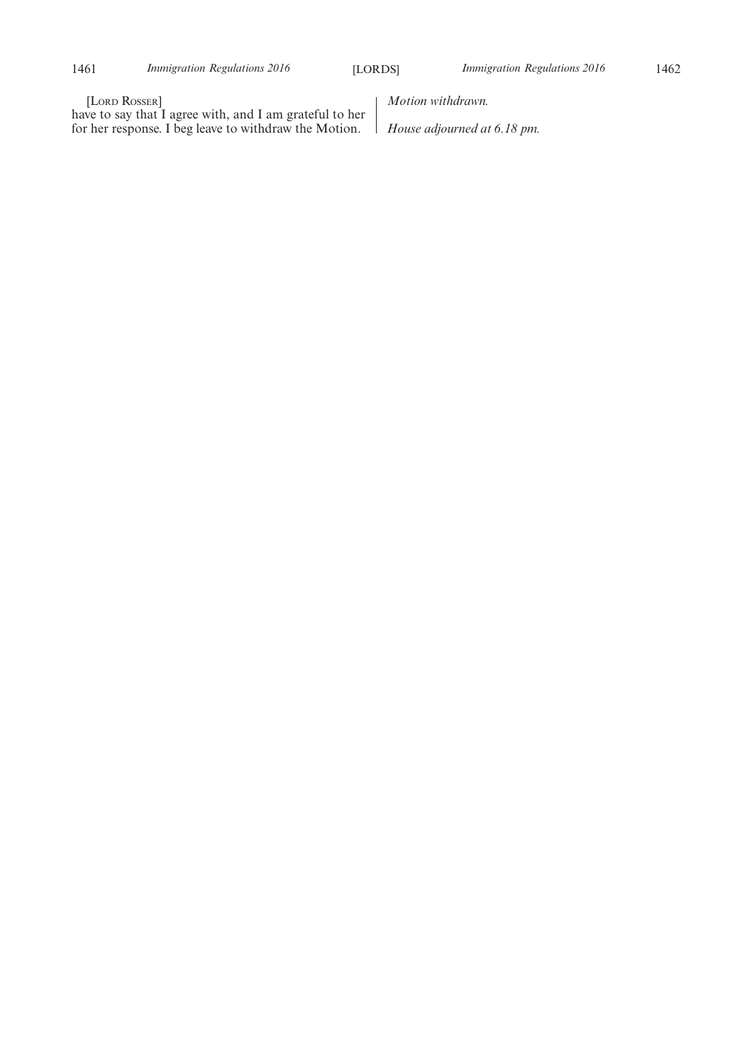[Lord Rosser]

have to say that I agree with, and I am grateful to her for her response. I beg leave to withdraw the Motion.

*Motion withdrawn.*

*House adjourned at 6.18 pm.*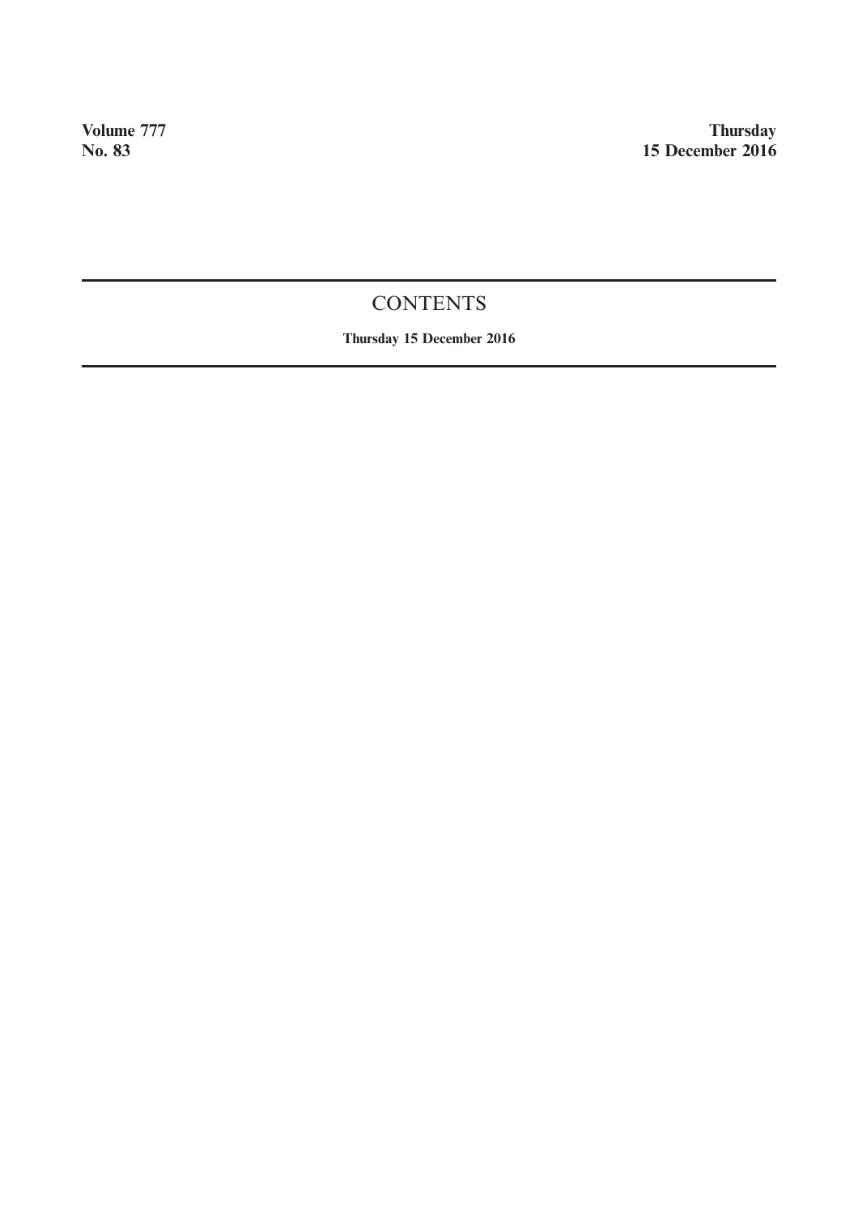Volume 777
No. 83

Thursday
15 December 2016

# CONTENTS

**Thursday 15 December 2016**